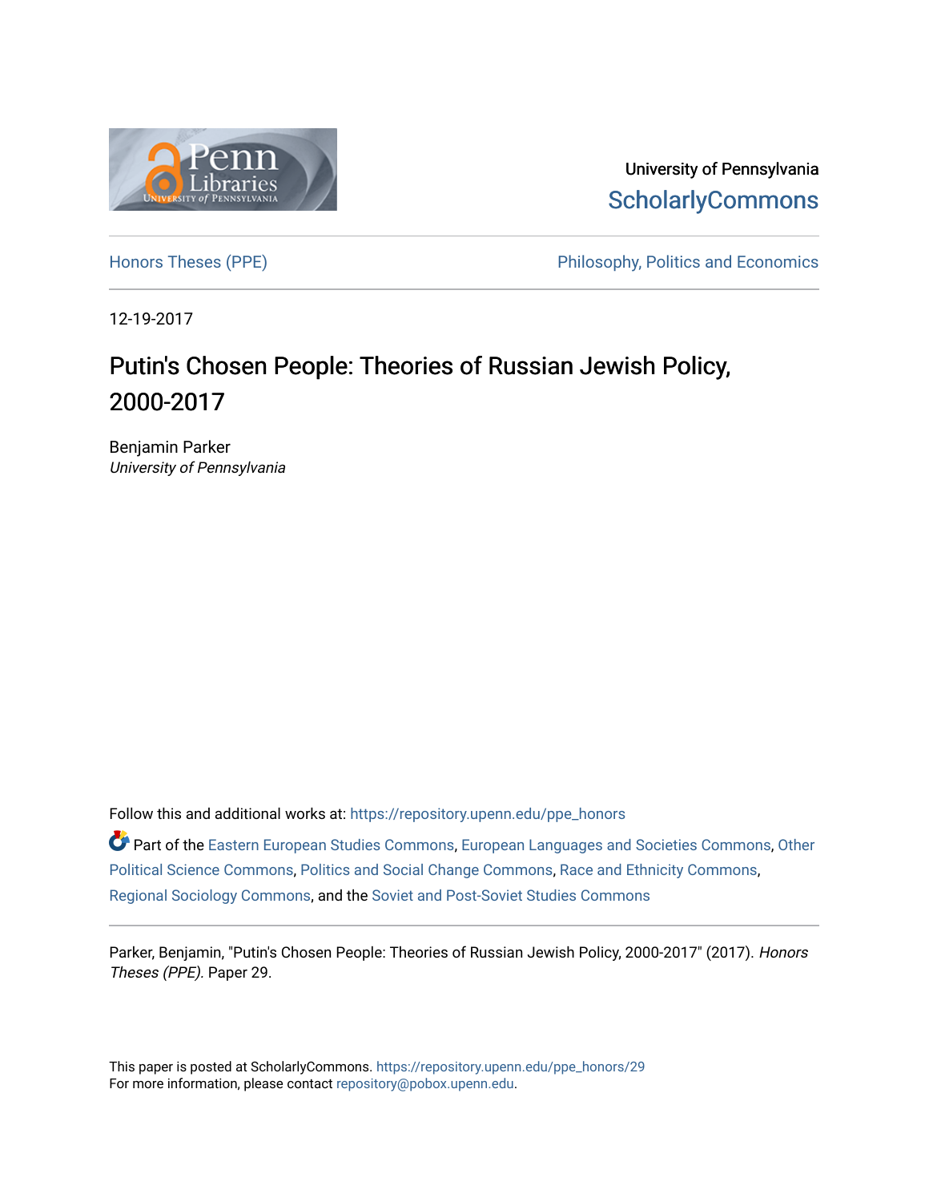University of Pennsylvania
ScholarlyCommons

Honors Theses (PPE) | Philosophy, Politics and Economics

12-19-2017

# Putin's Chosen People: Theories of Russian Jewish Policy, 2000-2017

Benjamin Parker
*University of Pennsylvania*

Follow this and additional works at: https://repository.upenn.edu/ppe_honors

Part of the Eastern European Studies Commons, European Languages and Societies Commons, Other Political Science Commons, Politics and Social Change Commons, Race and Ethnicity Commons, Regional Sociology Commons, and the Soviet and Post-Soviet Studies Commons

Parker, Benjamin, "Putin's Chosen People: Theories of Russian Jewish Policy, 2000-2017" (2017). *Honors Theses (PPE)*. Paper 29.

This paper is posted at ScholarlyCommons. https://repository.upenn.edu/ppe_honors/29
For more information, please contact repository@pobox.upenn.edu.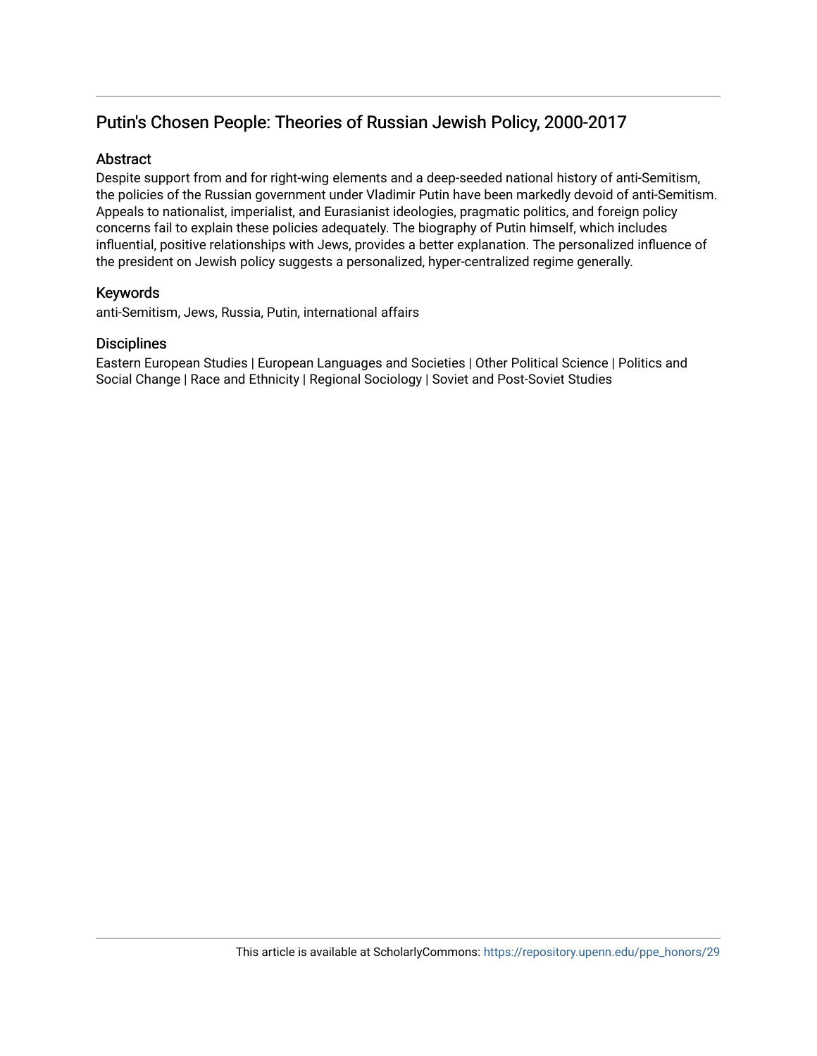# Putin's Chosen People: Theories of Russian Jewish Policy, 2000-2017

## Abstract

Despite support from and for right-wing elements and a deep-seeded national history of anti-Semitism, the policies of the Russian government under Vladimir Putin have been markedly devoid of anti-Semitism. Appeals to nationalist, imperialist, and Eurasianist ideologies, pragmatic politics, and foreign policy concerns fail to explain these policies adequately. The biography of Putin himself, which includes influential, positive relationships with Jews, provides a better explanation. The personalized influence of the president on Jewish policy suggests a personalized, hyper-centralized regime generally.

## Keywords

anti-Semitism, Jews, Russia, Putin, international affairs

## Disciplines

Eastern European Studies | European Languages and Societies | Other Political Science | Politics and Social Change | Race and Ethnicity | Regional Sociology | Soviet and Post-Soviet Studies

This article is available at ScholarlyCommons: https://repository.upenn.edu/ppe_honors/29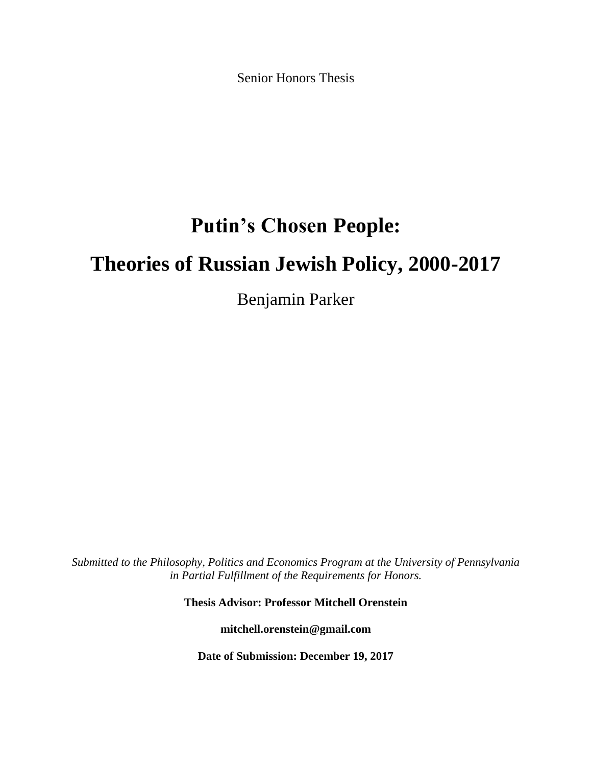Senior Honors Thesis

# Putin's Chosen People:

# Theories of Russian Jewish Policy, 2000-2017

Benjamin Parker

*Submitted to the Philosophy, Politics and Economics Program at the University of Pennsylvania in Partial Fulfillment of the Requirements for Honors.*

**Thesis Advisor: Professor Mitchell Orenstein**

**mitchell.orenstein@gmail.com**

**Date of Submission: December 19, 2017**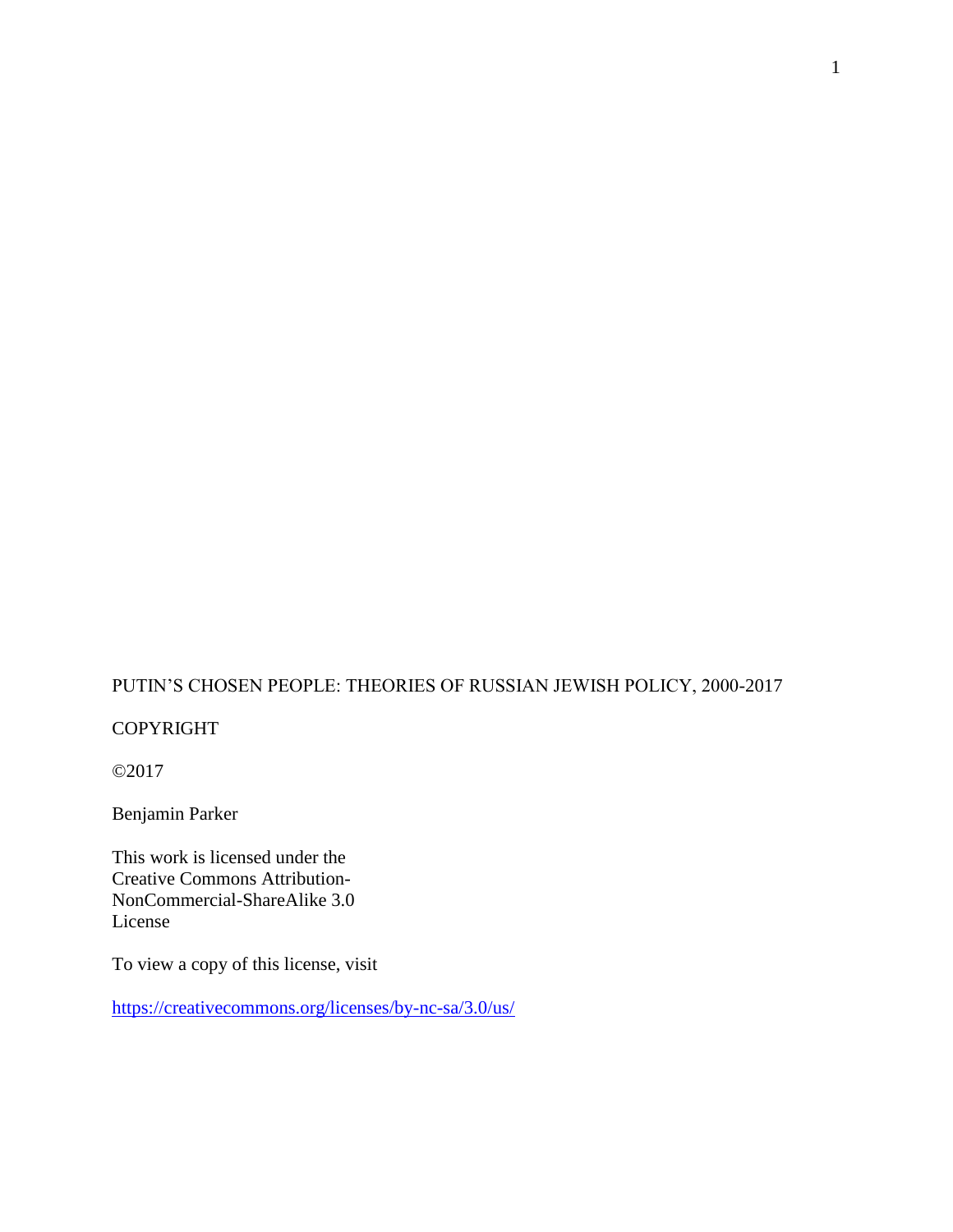PUTIN'S CHOSEN PEOPLE: THEORIES OF RUSSIAN JEWISH POLICY, 2000-2017

COPYRIGHT

©2017

Benjamin Parker

This work is licensed under the
Creative Commons Attribution-
NonCommercial-ShareAlike 3.0
License

To view a copy of this license, visit

https://creativecommons.org/licenses/by-nc-sa/3.0/us/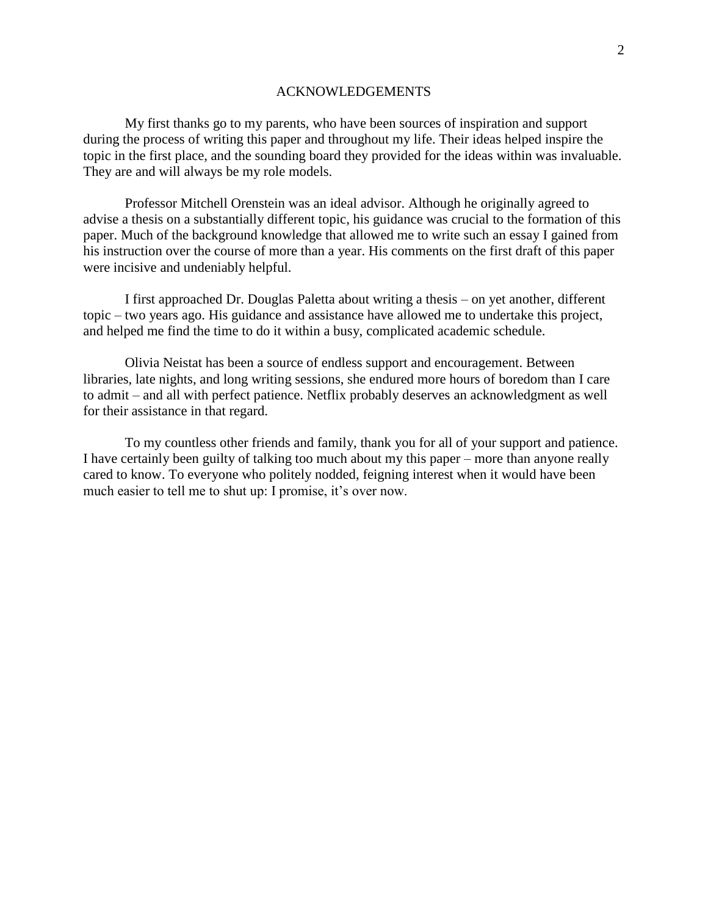# ACKNOWLEDGEMENTS

My first thanks go to my parents, who have been sources of inspiration and support during the process of writing this paper and throughout my life. Their ideas helped inspire the topic in the first place, and the sounding board they provided for the ideas within was invaluable. They are and will always be my role models.

Professor Mitchell Orenstein was an ideal advisor. Although he originally agreed to advise a thesis on a substantially different topic, his guidance was crucial to the formation of this paper. Much of the background knowledge that allowed me to write such an essay I gained from his instruction over the course of more than a year. His comments on the first draft of this paper were incisive and undeniably helpful.

I first approached Dr. Douglas Paletta about writing a thesis – on yet another, different topic – two years ago. His guidance and assistance have allowed me to undertake this project, and helped me find the time to do it within a busy, complicated academic schedule.

Olivia Neistat has been a source of endless support and encouragement. Between libraries, late nights, and long writing sessions, she endured more hours of boredom than I care to admit – and all with perfect patience. Netflix probably deserves an acknowledgment as well for their assistance in that regard.

To my countless other friends and family, thank you for all of your support and patience. I have certainly been guilty of talking too much about my this paper – more than anyone really cared to know. To everyone who politely nodded, feigning interest when it would have been much easier to tell me to shut up: I promise, it's over now.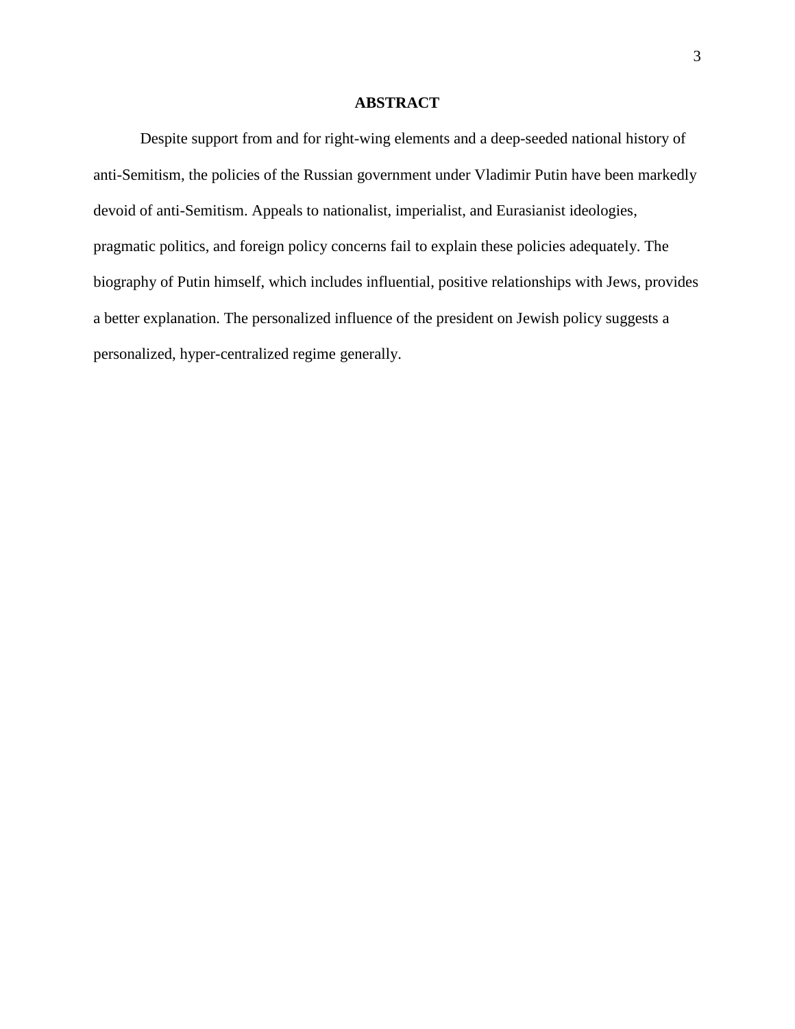# ABSTRACT

Despite support from and for right-wing elements and a deep-seeded national history of anti-Semitism, the policies of the Russian government under Vladimir Putin have been markedly devoid of anti-Semitism. Appeals to nationalist, imperialist, and Eurasianist ideologies, pragmatic politics, and foreign policy concerns fail to explain these policies adequately. The biography of Putin himself, which includes influential, positive relationships with Jews, provides a better explanation. The personalized influence of the president on Jewish policy suggests a personalized, hyper-centralized regime generally.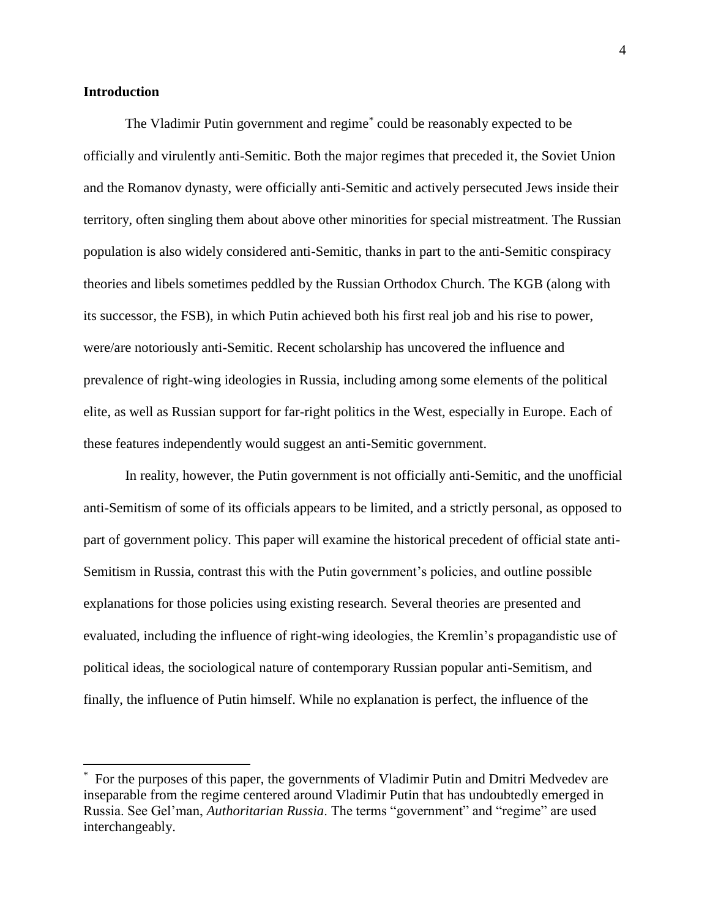## Introduction

The Vladimir Putin government and regime[*] could be reasonably expected to be officially and virulently anti-Semitic. Both the major regimes that preceded it, the Soviet Union and the Romanov dynasty, were officially anti-Semitic and actively persecuted Jews inside their territory, often singling them about above other minorities for special mistreatment. The Russian population is also widely considered anti-Semitic, thanks in part to the anti-Semitic conspiracy theories and libels sometimes peddled by the Russian Orthodox Church. The KGB (along with its successor, the FSB), in which Putin achieved both his first real job and his rise to power, were/are notoriously anti-Semitic. Recent scholarship has uncovered the influence and prevalence of right-wing ideologies in Russia, including among some elements of the political elite, as well as Russian support for far-right politics in the West, especially in Europe. Each of these features independently would suggest an anti-Semitic government.

In reality, however, the Putin government is not officially anti-Semitic, and the unofficial anti-Semitism of some of its officials appears to be limited, and a strictly personal, as opposed to part of government policy. This paper will examine the historical precedent of official state anti-Semitism in Russia, contrast this with the Putin government's policies, and outline possible explanations for those policies using existing research. Several theories are presented and evaluated, including the influence of right-wing ideologies, the Kremlin's propagandistic use of political ideas, the sociological nature of contemporary Russian popular anti-Semitism, and finally, the influence of Putin himself. While no explanation is perfect, the influence of the

[*] For the purposes of this paper, the governments of Vladimir Putin and Dmitri Medvedev are inseparable from the regime centered around Vladimir Putin that has undoubtedly emerged in Russia. See Gel'man, *Authoritarian Russia*. The terms "government" and "regime" are used interchangeably.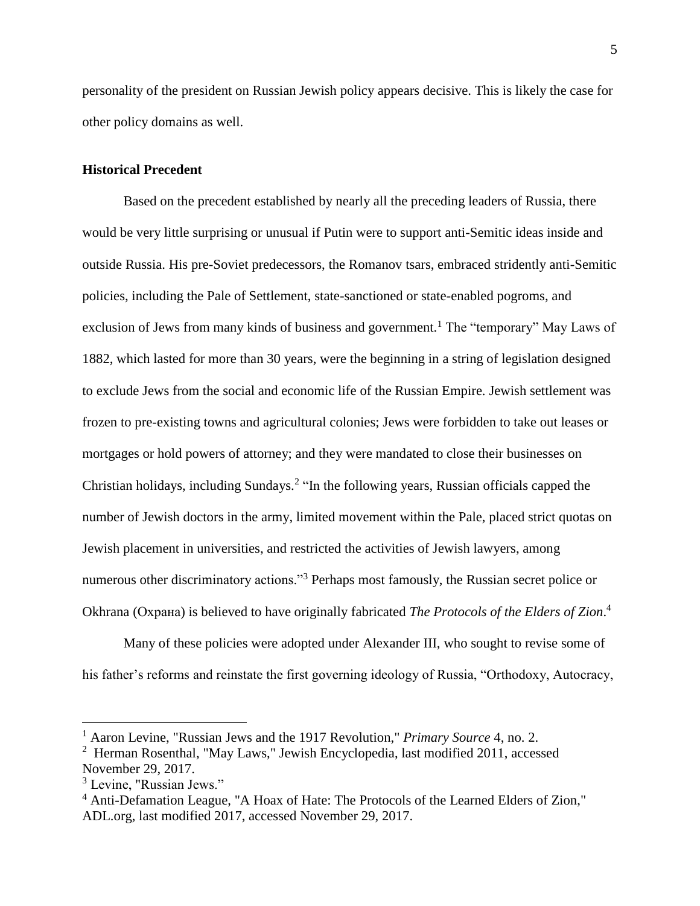personality of the president on Russian Jewish policy appears decisive. This is likely the case for other policy domains as well.

**Historical Precedent**

Based on the precedent established by nearly all the preceding leaders of Russia, there would be very little surprising or unusual if Putin were to support anti-Semitic ideas inside and outside Russia. His pre-Soviet predecessors, the Romanov tsars, embraced stridently anti-Semitic policies, including the Pale of Settlement, state-sanctioned or state-enabled pogroms, and exclusion of Jews from many kinds of business and government.[1] The "temporary" May Laws of 1882, which lasted for more than 30 years, were the beginning in a string of legislation designed to exclude Jews from the social and economic life of the Russian Empire. Jewish settlement was frozen to pre-existing towns and agricultural colonies; Jews were forbidden to take out leases or mortgages or hold powers of attorney; and they were mandated to close their businesses on Christian holidays, including Sundays.[2] "In the following years, Russian officials capped the number of Jewish doctors in the army, limited movement within the Pale, placed strict quotas on Jewish placement in universities, and restricted the activities of Jewish lawyers, among numerous other discriminatory actions."[3] Perhaps most famously, the Russian secret police or Okhrana (Охрана) is believed to have originally fabricated *The Protocols of the Elders of Zion*.[4]

Many of these policies were adopted under Alexander III, who sought to revise some of his father's reforms and reinstate the first governing ideology of Russia, "Orthodoxy, Autocracy,

---

[1] Aaron Levine, "Russian Jews and the 1917 Revolution," *Primary Source* 4, no. 2.

[2] Herman Rosenthal, "May Laws," Jewish Encyclopedia, last modified 2011, accessed November 29, 2017.

[3] Levine, "Russian Jews."

[4] Anti-Defamation League, "A Hoax of Hate: The Protocols of the Learned Elders of Zion," ADL.org, last modified 2017, accessed November 29, 2017.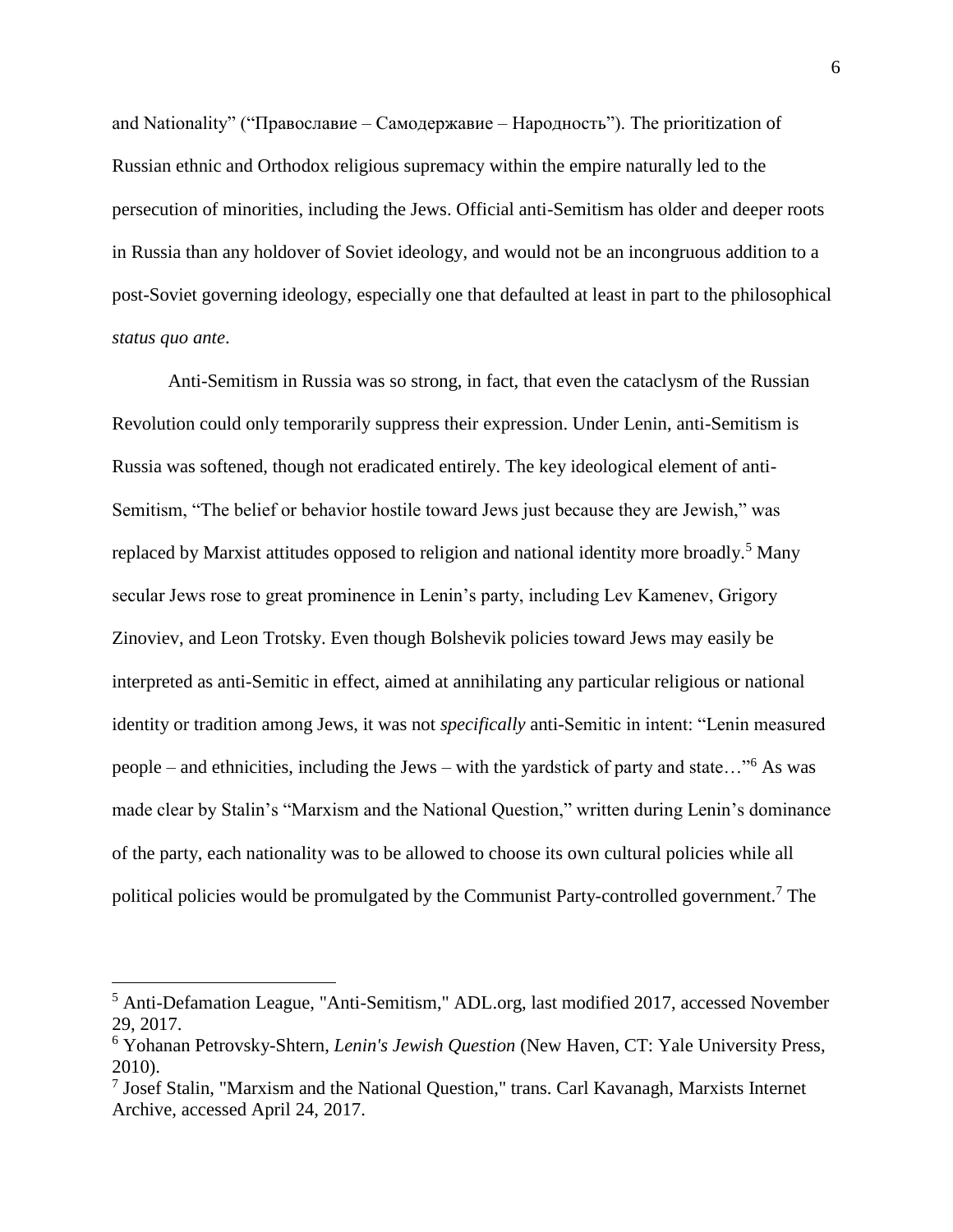and Nationality" ("Православие – Самодержавие – Народность"). The prioritization of Russian ethnic and Orthodox religious supremacy within the empire naturally led to the persecution of minorities, including the Jews. Official anti-Semitism has older and deeper roots in Russia than any holdover of Soviet ideology, and would not be an incongruous addition to a post-Soviet governing ideology, especially one that defaulted at least in part to the philosophical *status quo ante*.

Anti-Semitism in Russia was so strong, in fact, that even the cataclysm of the Russian Revolution could only temporarily suppress their expression. Under Lenin, anti-Semitism is Russia was softened, though not eradicated entirely. The key ideological element of anti-Semitism, "The belief or behavior hostile toward Jews just because they are Jewish," was replaced by Marxist attitudes opposed to religion and national identity more broadly.[5] Many secular Jews rose to great prominence in Lenin's party, including Lev Kamenev, Grigory Zinoviev, and Leon Trotsky. Even though Bolshevik policies toward Jews may easily be interpreted as anti-Semitic in effect, aimed at annihilating any particular religious or national identity or tradition among Jews, it was not *specifically* anti-Semitic in intent: "Lenin measured people – and ethnicities, including the Jews – with the yardstick of party and state…"[6] As was made clear by Stalin's "Marxism and the National Question," written during Lenin's dominance of the party, each nationality was to be allowed to choose its own cultural policies while all political policies would be promulgated by the Communist Party-controlled government.[7] The

---

[5] Anti-Defamation League, "Anti-Semitism," ADL.org, last modified 2017, accessed November 29, 2017.

[6] Yohanan Petrovsky-Shtern, *Lenin's Jewish Question* (New Haven, CT: Yale University Press, 2010).

[7] Josef Stalin, "Marxism and the National Question," trans. Carl Kavanagh, Marxists Internet Archive, accessed April 24, 2017.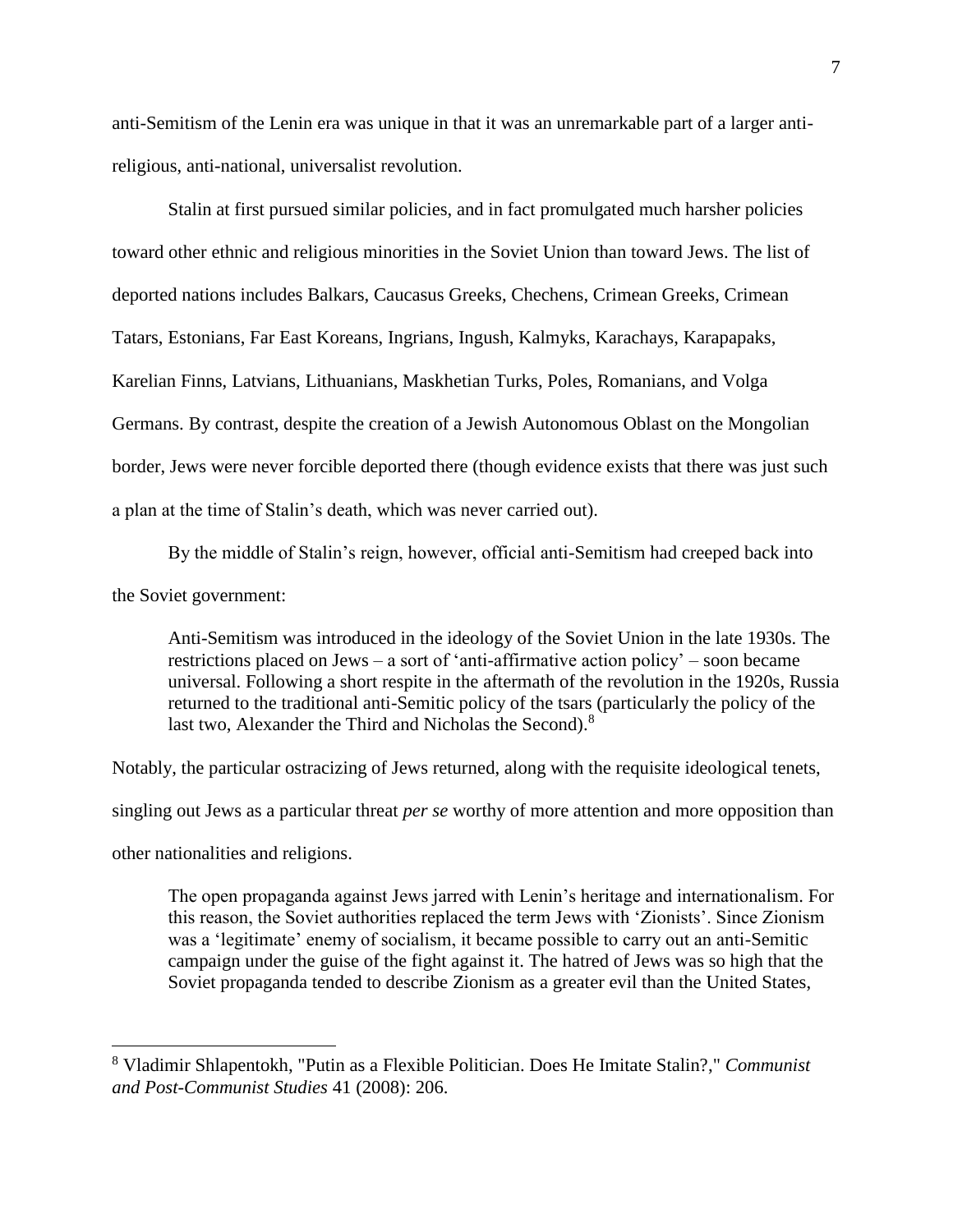anti-Semitism of the Lenin era was unique in that it was an unremarkable part of a larger anti-religious, anti-national, universalist revolution.

Stalin at first pursued similar policies, and in fact promulgated much harsher policies toward other ethnic and religious minorities in the Soviet Union than toward Jews. The list of deported nations includes Balkars, Caucasus Greeks, Chechens, Crimean Greeks, Crimean Tatars, Estonians, Far East Koreans, Ingrians, Ingush, Kalmyks, Karachays, Karapapaks, Karelian Finns, Latvians, Lithuanians, Maskhetian Turks, Poles, Romanians, and Volga Germans. By contrast, despite the creation of a Jewish Autonomous Oblast on the Mongolian border, Jews were never forcible deported there (though evidence exists that there was just such a plan at the time of Stalin's death, which was never carried out).

By the middle of Stalin's reign, however, official anti-Semitism had creeped back into the Soviet government:

> Anti-Semitism was introduced in the ideology of the Soviet Union in the late 1930s. The restrictions placed on Jews – a sort of 'anti-affirmative action policy' – soon became universal. Following a short respite in the aftermath of the revolution in the 1920s, Russia returned to the traditional anti-Semitic policy of the tsars (particularly the policy of the last two, Alexander the Third and Nicholas the Second).[8]

Notably, the particular ostracizing of Jews returned, along with the requisite ideological tenets, singling out Jews as a particular threat *per se* worthy of more attention and more opposition than other nationalities and religions.

> The open propaganda against Jews jarred with Lenin's heritage and internationalism. For this reason, the Soviet authorities replaced the term Jews with 'Zionists'. Since Zionism was a 'legitimate' enemy of socialism, it became possible to carry out an anti-Semitic campaign under the guise of the fight against it. The hatred of Jews was so high that the Soviet propaganda tended to describe Zionism as a greater evil than the United States,

---

[8] Vladimir Shlapentokh, "Putin as a Flexible Politician. Does He Imitate Stalin?," *Communist and Post-Communist Studies* 41 (2008): 206.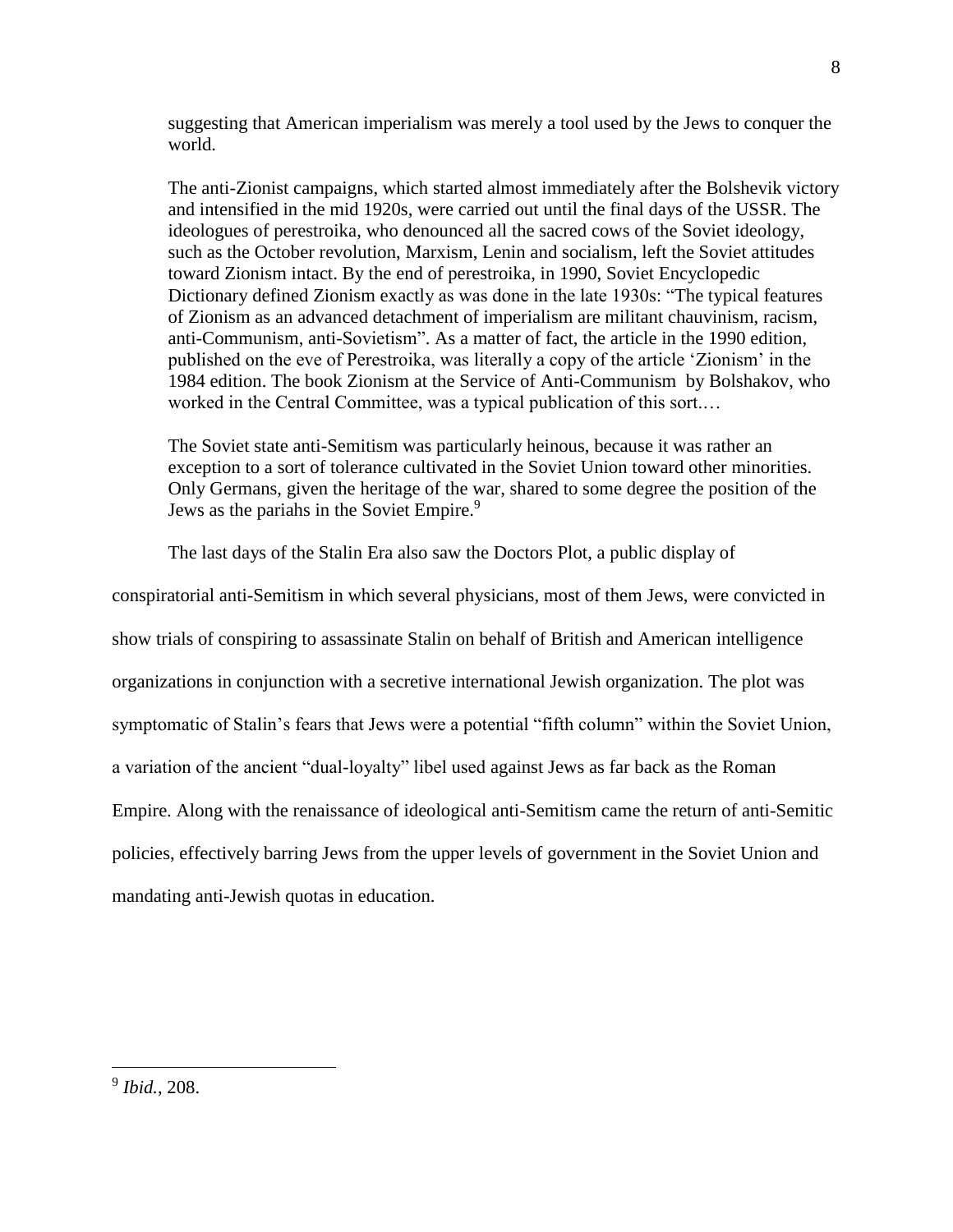> suggesting that American imperialism was merely a tool used by the Jews to conquer the world.
>
> The anti-Zionist campaigns, which started almost immediately after the Bolshevik victory and intensified in the mid 1920s, were carried out until the final days of the USSR. The ideologues of perestroika, who denounced all the sacred cows of the Soviet ideology, such as the October revolution, Marxism, Lenin and socialism, left the Soviet attitudes toward Zionism intact. By the end of perestroika, in 1990, Soviet Encyclopedic Dictionary defined Zionism exactly as was done in the late 1930s: "The typical features of Zionism as an advanced detachment of imperialism are militant chauvinism, racism, anti-Communism, anti-Sovietism". As a matter of fact, the article in the 1990 edition, published on the eve of Perestroika, was literally a copy of the article 'Zionism' in the 1984 edition. The book Zionism at the Service of Anti-Communism by Bolshakov, who worked in the Central Committee, was a typical publication of this sort.…
>
> The Soviet state anti-Semitism was particularly heinous, because it was rather an exception to a sort of tolerance cultivated in the Soviet Union toward other minorities. Only Germans, given the heritage of the war, shared to some degree the position of the Jews as the pariahs in the Soviet Empire.[9]

The last days of the Stalin Era also saw the Doctors Plot, a public display of conspiratorial anti-Semitism in which several physicians, most of them Jews, were convicted in show trials of conspiring to assassinate Stalin on behalf of British and American intelligence organizations in conjunction with a secretive international Jewish organization. The plot was symptomatic of Stalin's fears that Jews were a potential "fifth column" within the Soviet Union, a variation of the ancient "dual-loyalty" libel used against Jews as far back as the Roman Empire. Along with the renaissance of ideological anti-Semitism came the return of anti-Semitic policies, effectively barring Jews from the upper levels of government in the Soviet Union and mandating anti-Jewish quotas in education.

---

[9] *Ibid.*, 208.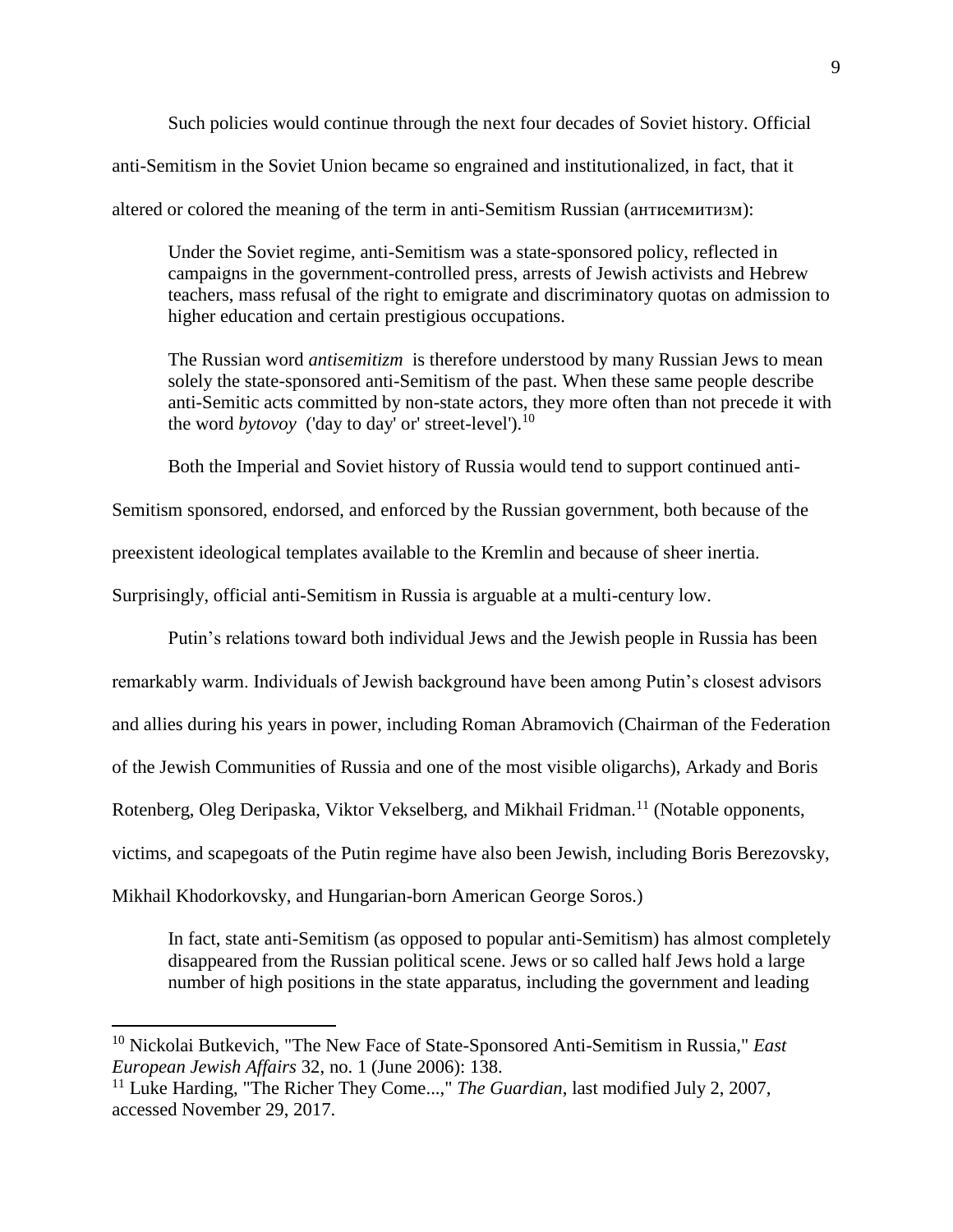Such policies would continue through the next four decades of Soviet history. Official anti-Semitism in the Soviet Union became so engrained and institutionalized, in fact, that it altered or colored the meaning of the term in anti-Semitism Russian (антисемитизм):

> Under the Soviet regime, anti-Semitism was a state-sponsored policy, reflected in campaigns in the government-controlled press, arrests of Jewish activists and Hebrew teachers, mass refusal of the right to emigrate and discriminatory quotas on admission to higher education and certain prestigious occupations.
>
> The Russian word *antisemitizm* is therefore understood by many Russian Jews to mean solely the state-sponsored anti-Semitism of the past. When these same people describe anti-Semitic acts committed by non-state actors, they more often than not precede it with the word *bytovoy* ('day to day' or' street-level').[10]

Both the Imperial and Soviet history of Russia would tend to support continued anti-Semitism sponsored, endorsed, and enforced by the Russian government, both because of the preexistent ideological templates available to the Kremlin and because of sheer inertia. Surprisingly, official anti-Semitism in Russia is arguable at a multi-century low.

Putin's relations toward both individual Jews and the Jewish people in Russia has been remarkably warm. Individuals of Jewish background have been among Putin's closest advisors and allies during his years in power, including Roman Abramovich (Chairman of the Federation of the Jewish Communities of Russia and one of the most visible oligarchs), Arkady and Boris Rotenberg, Oleg Deripaska, Viktor Vekselberg, and Mikhail Fridman.[11] (Notable opponents, victims, and scapegoats of the Putin regime have also been Jewish, including Boris Berezovsky, Mikhail Khodorkovsky, and Hungarian-born American George Soros.)

> In fact, state anti-Semitism (as opposed to popular anti-Semitism) has almost completely disappeared from the Russian political scene. Jews or so called half Jews hold a large number of high positions in the state apparatus, including the government and leading

---

[10] Nickolai Butkevich, "The New Face of State-Sponsored Anti-Semitism in Russia," *East European Jewish Affairs* 32, no. 1 (June 2006): 138.

[11] Luke Harding, "The Richer They Come...," *The Guardian*, last modified July 2, 2007, accessed November 29, 2017.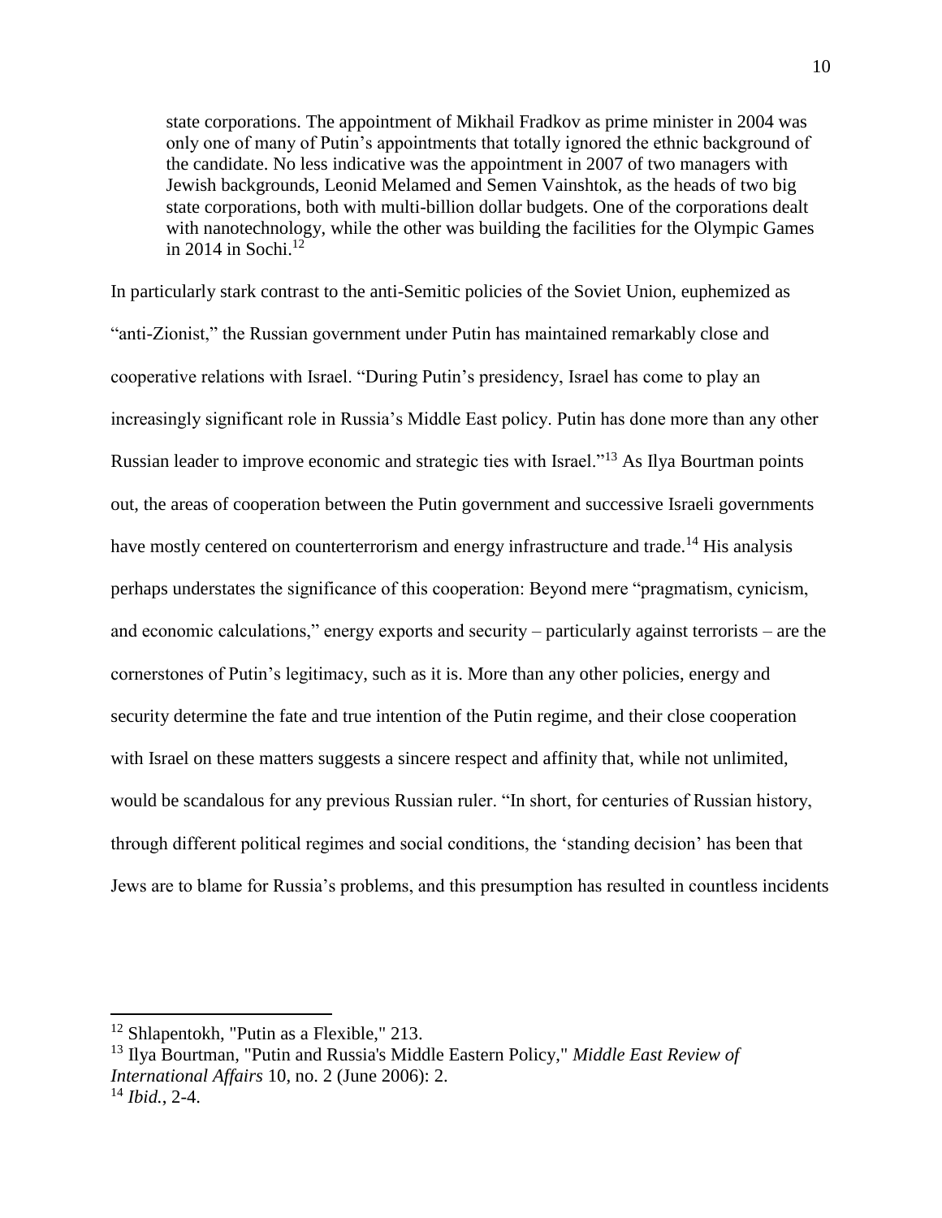> state corporations. The appointment of Mikhail Fradkov as prime minister in 2004 was only one of many of Putin's appointments that totally ignored the ethnic background of the candidate. No less indicative was the appointment in 2007 of two managers with Jewish backgrounds, Leonid Melamed and Semen Vainshtok, as the heads of two big state corporations, both with multi-billion dollar budgets. One of the corporations dealt with nanotechnology, while the other was building the facilities for the Olympic Games in 2014 in Sochi.[12]

In particularly stark contrast to the anti-Semitic policies of the Soviet Union, euphemized as "anti-Zionist," the Russian government under Putin has maintained remarkably close and cooperative relations with Israel. "During Putin's presidency, Israel has come to play an increasingly significant role in Russia's Middle East policy. Putin has done more than any other Russian leader to improve economic and strategic ties with Israel."[13] As Ilya Bourtman points out, the areas of cooperation between the Putin government and successive Israeli governments have mostly centered on counterterrorism and energy infrastructure and trade.[14] His analysis perhaps understates the significance of this cooperation: Beyond mere "pragmatism, cynicism, and economic calculations," energy exports and security – particularly against terrorists – are the cornerstones of Putin's legitimacy, such as it is. More than any other policies, energy and security determine the fate and true intention of the Putin regime, and their close cooperation with Israel on these matters suggests a sincere respect and affinity that, while not unlimited, would be scandalous for any previous Russian ruler. "In short, for centuries of Russian history, through different political regimes and social conditions, the 'standing decision' has been that Jews are to blame for Russia's problems, and this presumption has resulted in countless incidents

---

[12] Shlapentokh, "Putin as a Flexible," 213.

[13] Ilya Bourtman, "Putin and Russia's Middle Eastern Policy," *Middle East Review of International Affairs* 10, no. 2 (June 2006): 2.

[14] *Ibid.*, 2-4.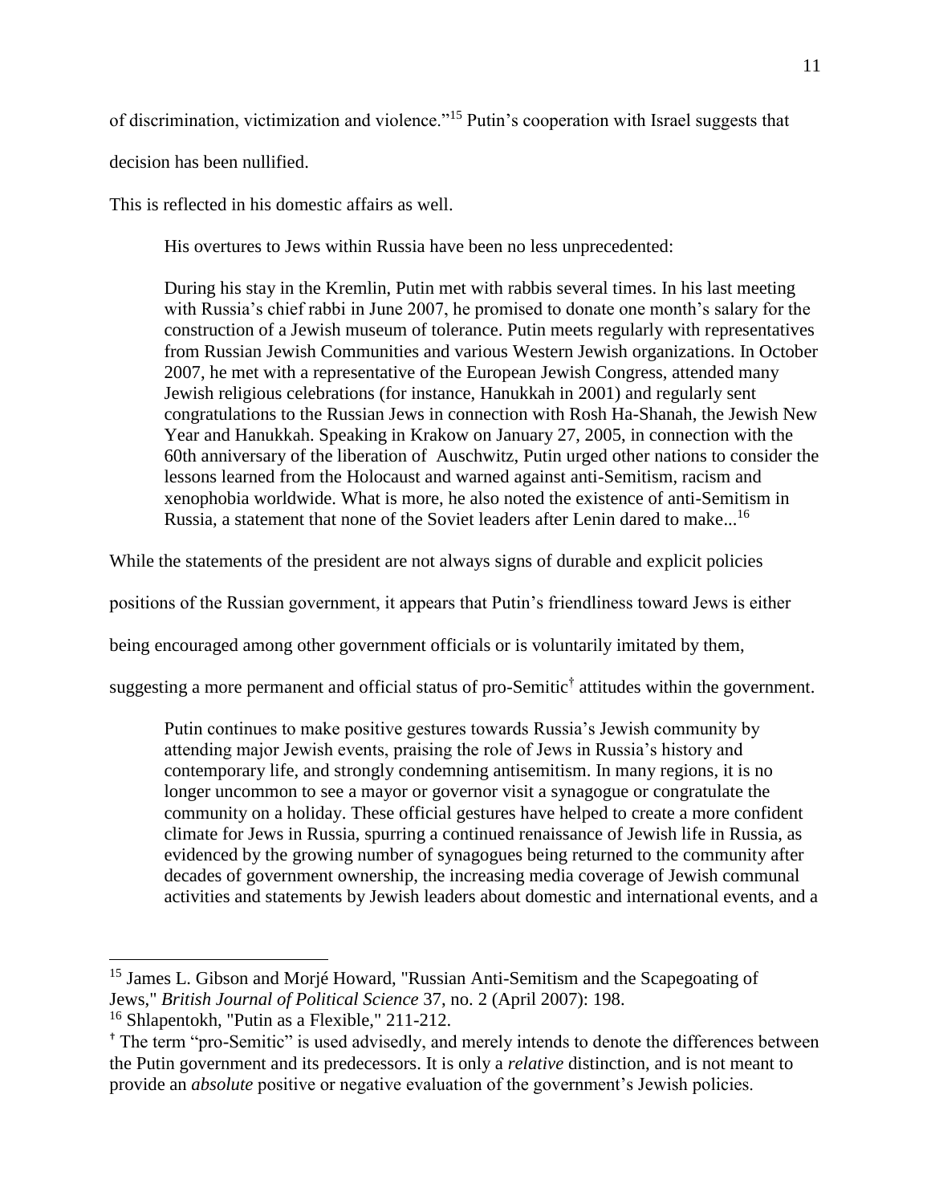of discrimination, victimization and violence."[15] Putin's cooperation with Israel suggests that decision has been nullified.

This is reflected in his domestic affairs as well.

> His overtures to Jews within Russia have been no less unprecedented:
>
> During his stay in the Kremlin, Putin met with rabbis several times. In his last meeting with Russia's chief rabbi in June 2007, he promised to donate one month's salary for the construction of a Jewish museum of tolerance. Putin meets regularly with representatives from Russian Jewish Communities and various Western Jewish organizations. In October 2007, he met with a representative of the European Jewish Congress, attended many Jewish religious celebrations (for instance, Hanukkah in 2001) and regularly sent congratulations to the Russian Jews in connection with Rosh Ha-Shanah, the Jewish New Year and Hanukkah. Speaking in Krakow on January 27, 2005, in connection with the 60th anniversary of the liberation of Auschwitz, Putin urged other nations to consider the lessons learned from the Holocaust and warned against anti-Semitism, racism and xenophobia worldwide. What is more, he also noted the existence of anti-Semitism in Russia, a statement that none of the Soviet leaders after Lenin dared to make...[16]

While the statements of the president are not always signs of durable and explicit policies positions of the Russian government, it appears that Putin's friendliness toward Jews is either being encouraged among other government officials or is voluntarily imitated by them, suggesting a more permanent and official status of pro-Semitic[†] attitudes within the government.

> Putin continues to make positive gestures towards Russia's Jewish community by attending major Jewish events, praising the role of Jews in Russia's history and contemporary life, and strongly condemning antisemitism. In many regions, it is no longer uncommon to see a mayor or governor visit a synagogue or congratulate the community on a holiday. These official gestures have helped to create a more confident climate for Jews in Russia, spurring a continued renaissance of Jewish life in Russia, as evidenced by the growing number of synagogues being returned to the community after decades of government ownership, the increasing media coverage of Jewish communal activities and statements by Jewish leaders about domestic and international events, and a

---

[15] James L. Gibson and Morjé Howard, "Russian Anti-Semitism and the Scapegoating of Jews," *British Journal of Political Science* 37, no. 2 (April 2007): 198.

[16] Shlapentokh, "Putin as a Flexible," 211-212.

[†] The term "pro-Semitic" is used advisedly, and merely intends to denote the differences between the Putin government and its predecessors. It is only a *relative* distinction, and is not meant to provide an *absolute* positive or negative evaluation of the government's Jewish policies.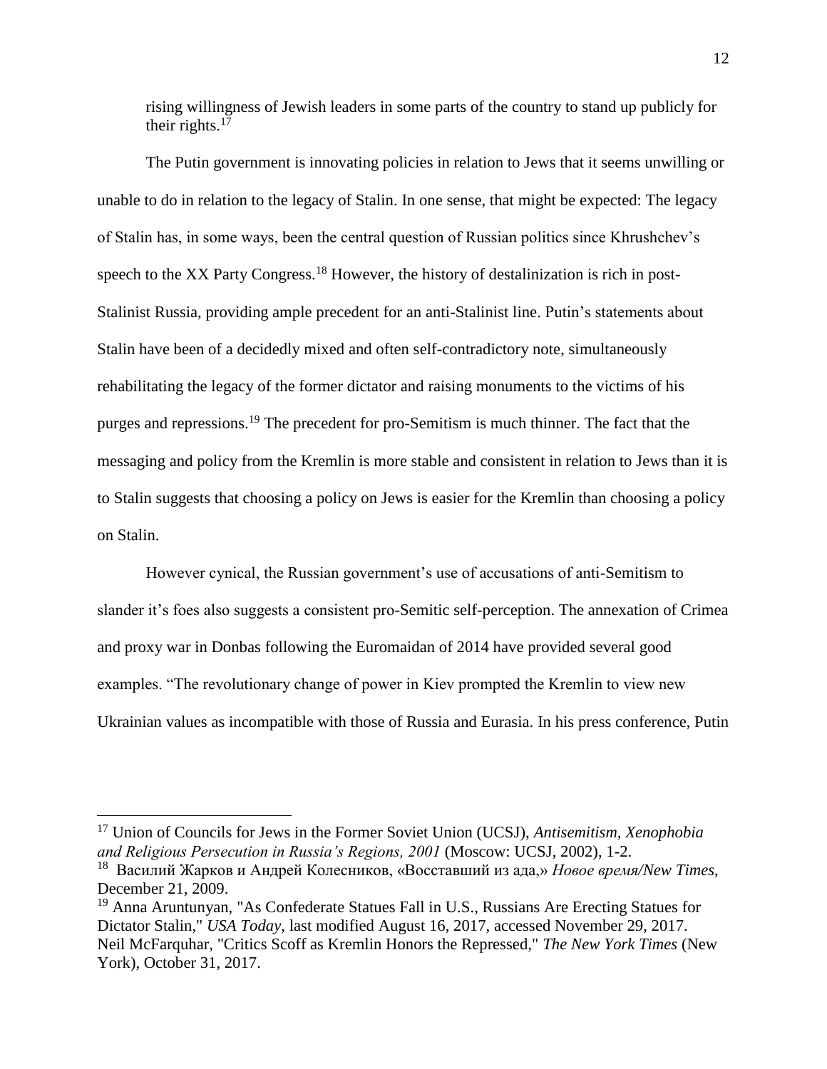rising willingness of Jewish leaders in some parts of the country to stand up publicly for their rights.[17]

The Putin government is innovating policies in relation to Jews that it seems unwilling or unable to do in relation to the legacy of Stalin. In one sense, that might be expected: The legacy of Stalin has, in some ways, been the central question of Russian politics since Khrushchev's speech to the XX Party Congress.[18] However, the history of destalinization is rich in post-Stalinist Russia, providing ample precedent for an anti-Stalinist line. Putin's statements about Stalin have been of a decidedly mixed and often self-contradictory note, simultaneously rehabilitating the legacy of the former dictator and raising monuments to the victims of his purges and repressions.[19] The precedent for pro-Semitism is much thinner. The fact that the messaging and policy from the Kremlin is more stable and consistent in relation to Jews than it is to Stalin suggests that choosing a policy on Jews is easier for the Kremlin than choosing a policy on Stalin.

However cynical, the Russian government's use of accusations of anti-Semitism to slander it's foes also suggests a consistent pro-Semitic self-perception. The annexation of Crimea and proxy war in Donbas following the Euromaidan of 2014 have provided several good examples. "The revolutionary change of power in Kiev prompted the Kremlin to view new Ukrainian values as incompatible with those of Russia and Eurasia. In his press conference, Putin

---

[17] Union of Councils for Jews in the Former Soviet Union (UCSJ), *Antisemitism, Xenophobia and Religious Persecution in Russia's Regions, 2001* (Moscow: UCSJ, 2002), 1-2.

[18] Василий Жарков и Андрей Колесников, «Восставший из ада,» *Новое время/New Times*, December 21, 2009.

[19] Anna Aruntunyan, "As Confederate Statues Fall in U.S., Russians Are Erecting Statues for Dictator Stalin," *USA Today*, last modified August 16, 2017, accessed November 29, 2017. Neil McFarquhar, "Critics Scoff as Kremlin Honors the Repressed," *The New York Times* (New York), October 31, 2017.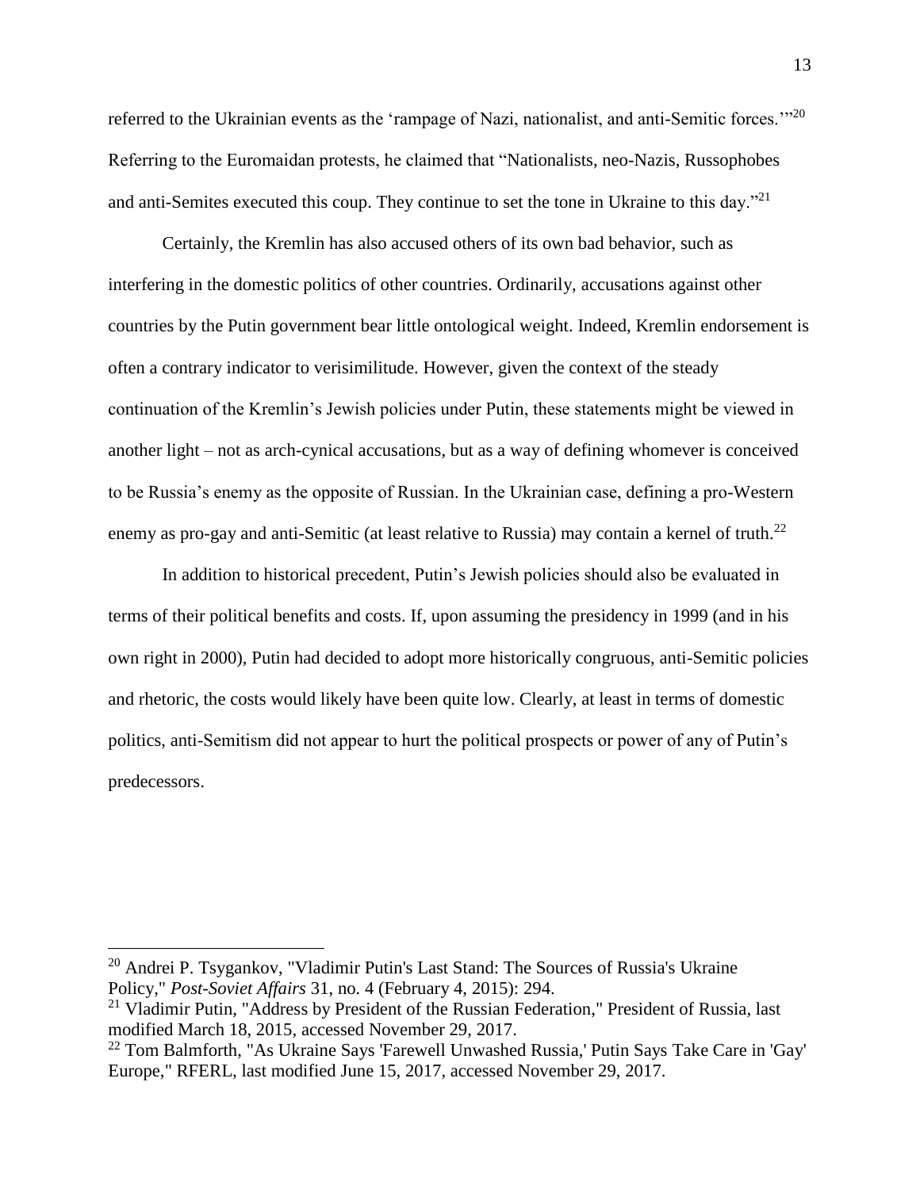referred to the Ukrainian events as the 'rampage of Nazi, nationalist, and anti-Semitic forces.'"[20] Referring to the Euromaidan protests, he claimed that "Nationalists, neo-Nazis, Russophobes and anti-Semites executed this coup. They continue to set the tone in Ukraine to this day."[21]

Certainly, the Kremlin has also accused others of its own bad behavior, such as interfering in the domestic politics of other countries. Ordinarily, accusations against other countries by the Putin government bear little ontological weight. Indeed, Kremlin endorsement is often a contrary indicator to verisimilitude. However, given the context of the steady continuation of the Kremlin's Jewish policies under Putin, these statements might be viewed in another light – not as arch-cynical accusations, but as a way of defining whomever is conceived to be Russia's enemy as the opposite of Russian. In the Ukrainian case, defining a pro-Western enemy as pro-gay and anti-Semitic (at least relative to Russia) may contain a kernel of truth.[22]

In addition to historical precedent, Putin's Jewish policies should also be evaluated in terms of their political benefits and costs. If, upon assuming the presidency in 1999 (and in his own right in 2000), Putin had decided to adopt more historically congruous, anti-Semitic policies and rhetoric, the costs would likely have been quite low. Clearly, at least in terms of domestic politics, anti-Semitism did not appear to hurt the political prospects or power of any of Putin's predecessors.

---

[20] Andrei P. Tsygankov, "Vladimir Putin's Last Stand: The Sources of Russia's Ukraine Policy," *Post-Soviet Affairs* 31, no. 4 (February 4, 2015): 294.

[21] Vladimir Putin, "Address by President of the Russian Federation," President of Russia, last modified March 18, 2015, accessed November 29, 2017.

[22] Tom Balmforth, "As Ukraine Says 'Farewell Unwashed Russia,' Putin Says Take Care in 'Gay' Europe," RFERL, last modified June 15, 2017, accessed November 29, 2017.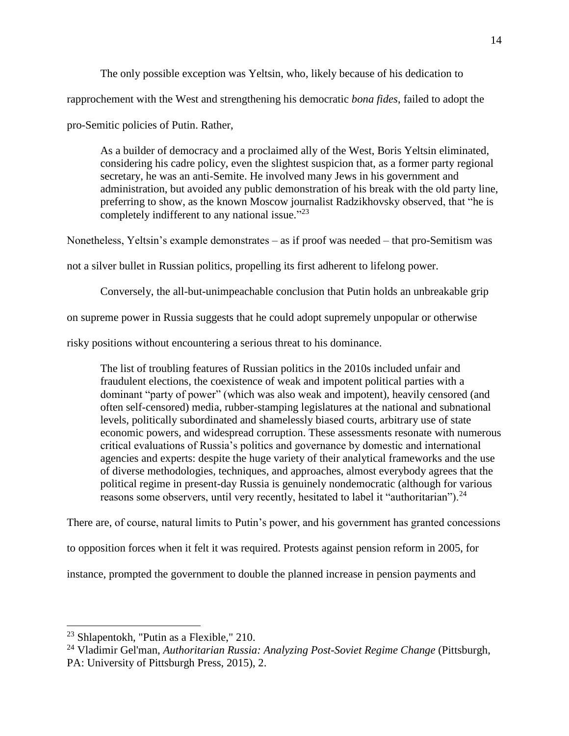The only possible exception was Yeltsin, who, likely because of his dedication to rapprochement with the West and strengthening his democratic *bona fides*, failed to adopt the pro-Semitic policies of Putin. Rather,

> As a builder of democracy and a proclaimed ally of the West, Boris Yeltsin eliminated, considering his cadre policy, even the slightest suspicion that, as a former party regional secretary, he was an anti-Semite. He involved many Jews in his government and administration, but avoided any public demonstration of his break with the old party line, preferring to show, as the known Moscow journalist Radzikhovsky observed, that "he is completely indifferent to any national issue."[23]

Nonetheless, Yeltsin's example demonstrates – as if proof was needed – that pro-Semitism was not a silver bullet in Russian politics, propelling its first adherent to lifelong power.

Conversely, the all-but-unimpeachable conclusion that Putin holds an unbreakable grip on supreme power in Russia suggests that he could adopt supremely unpopular or otherwise risky positions without encountering a serious threat to his dominance.

> The list of troubling features of Russian politics in the 2010s included unfair and fraudulent elections, the coexistence of weak and impotent political parties with a dominant "party of power" (which was also weak and impotent), heavily censored (and often self-censored) media, rubber-stamping legislatures at the national and subnational levels, politically subordinated and shamelessly biased courts, arbitrary use of state economic powers, and widespread corruption. These assessments resonate with numerous critical evaluations of Russia's politics and governance by domestic and international agencies and experts: despite the huge variety of their analytical frameworks and the use of diverse methodologies, techniques, and approaches, almost everybody agrees that the political regime in present-day Russia is genuinely nondemocratic (although for various reasons some observers, until very recently, hesitated to label it "authoritarian").[24]

There are, of course, natural limits to Putin's power, and his government has granted concessions to opposition forces when it felt it was required. Protests against pension reform in 2005, for instance, prompted the government to double the planned increase in pension payments and

---

[23] Shlapentokh, "Putin as a Flexible," 210.

[24] Vladimir Gel'man, *Authoritarian Russia: Analyzing Post-Soviet Regime Change* (Pittsburgh, PA: University of Pittsburgh Press, 2015), 2.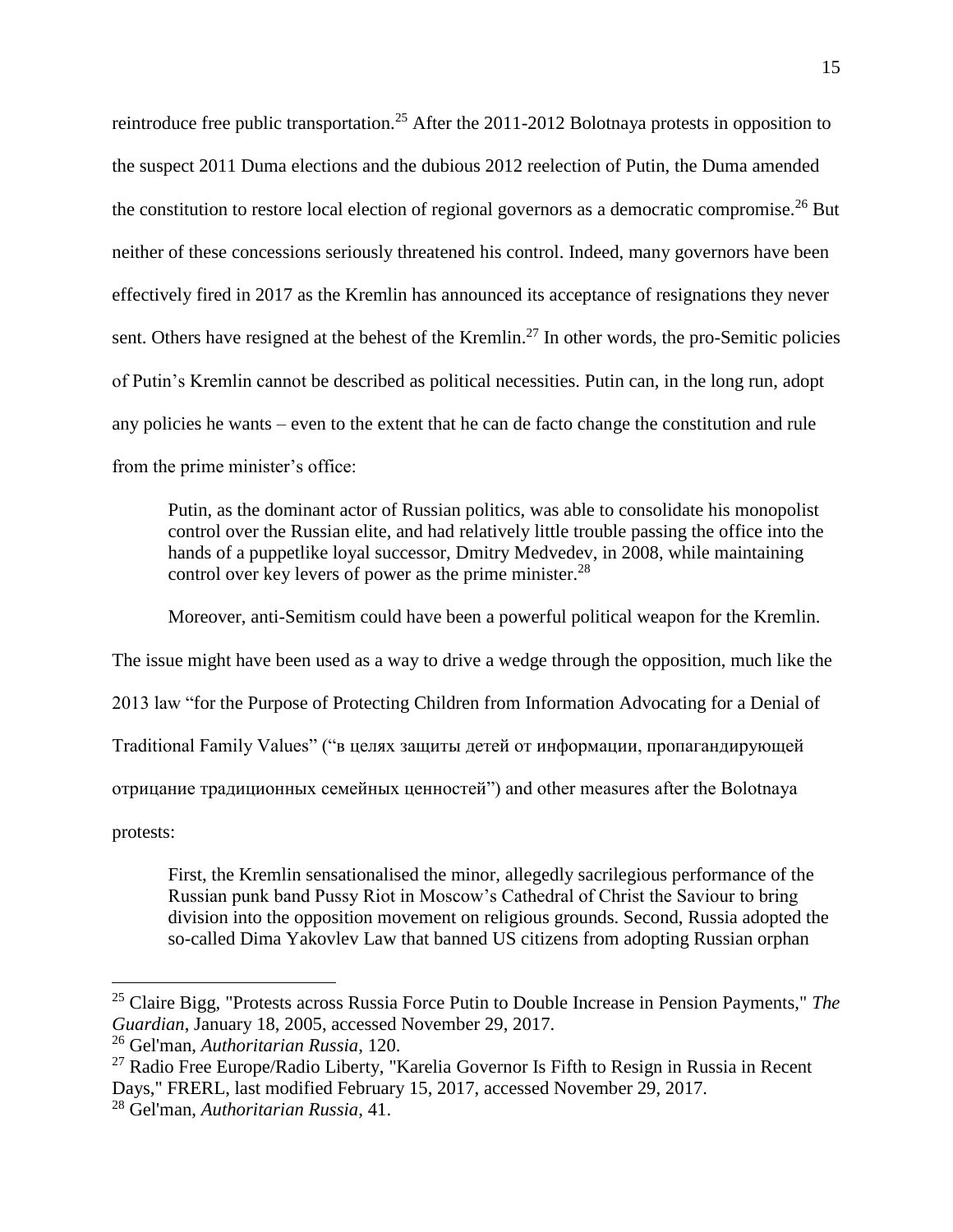reintroduce free public transportation.[25] After the 2011-2012 Bolotnaya protests in opposition to the suspect 2011 Duma elections and the dubious 2012 reelection of Putin, the Duma amended the constitution to restore local election of regional governors as a democratic compromise.[26] But neither of these concessions seriously threatened his control. Indeed, many governors have been effectively fired in 2017 as the Kremlin has announced its acceptance of resignations they never sent. Others have resigned at the behest of the Kremlin.[27] In other words, the pro-Semitic policies of Putin's Kremlin cannot be described as political necessities. Putin can, in the long run, adopt any policies he wants – even to the extent that he can de facto change the constitution and rule from the prime minister's office:

> Putin, as the dominant actor of Russian politics, was able to consolidate his monopolist control over the Russian elite, and had relatively little trouble passing the office into the hands of a puppetlike loyal successor, Dmitry Medvedev, in 2008, while maintaining control over key levers of power as the prime minister.[28]

Moreover, anti-Semitism could have been a powerful political weapon for the Kremlin. The issue might have been used as a way to drive a wedge through the opposition, much like the 2013 law "for the Purpose of Protecting Children from Information Advocating for a Denial of Traditional Family Values" ("в целях защиты детей от информации, пропагандирующей отрицание традиционных семейных ценностей") and other measures after the Bolotnaya protests:

> First, the Kremlin sensationalised the minor, allegedly sacrilegious performance of the Russian punk band Pussy Riot in Moscow's Cathedral of Christ the Saviour to bring division into the opposition movement on religious grounds. Second, Russia adopted the so-called Dima Yakovlev Law that banned US citizens from adopting Russian orphan

---

[25] Claire Bigg, "Protests across Russia Force Putin to Double Increase in Pension Payments," *The Guardian*, January 18, 2005, accessed November 29, 2017.

[26] Gel'man, *Authoritarian Russia*, 120.

[27] Radio Free Europe/Radio Liberty, "Karelia Governor Is Fifth to Resign in Russia in Recent Days," FRERL, last modified February 15, 2017, accessed November 29, 2017.

[28] Gel'man, *Authoritarian Russia*, 41.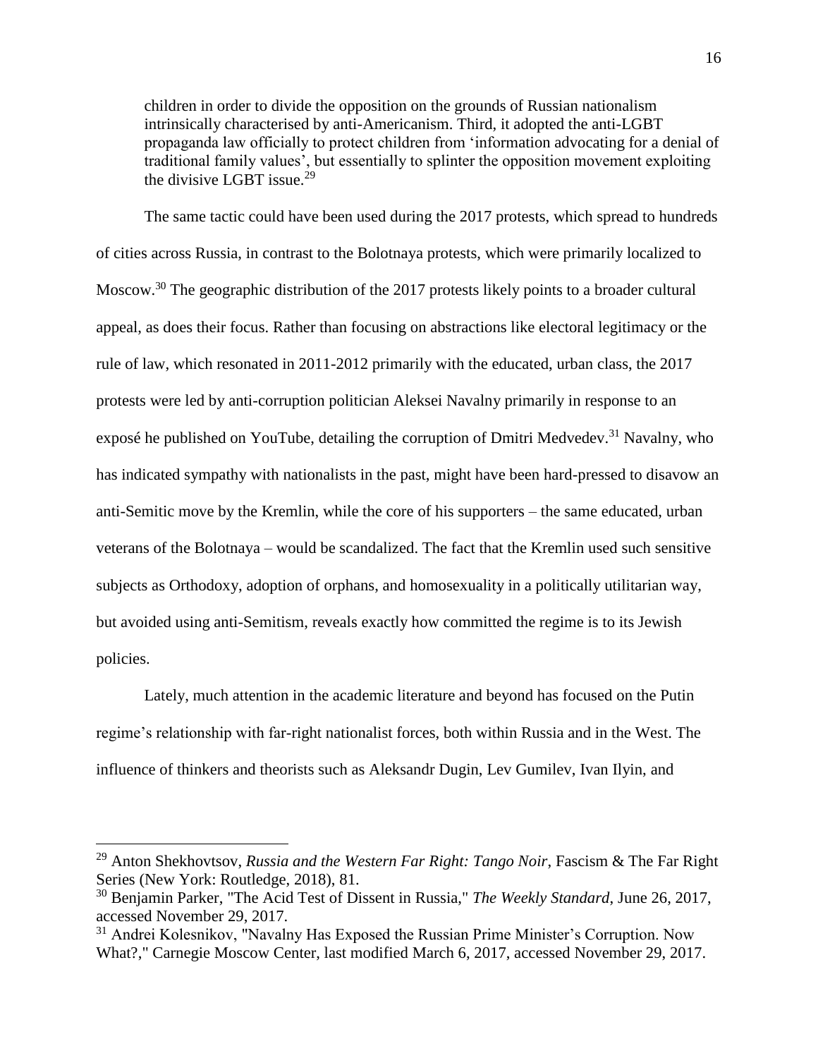> children in order to divide the opposition on the grounds of Russian nationalism intrinsically characterised by anti-Americanism. Third, it adopted the anti-LGBT propaganda law officially to protect children from 'information advocating for a denial of traditional family values', but essentially to splinter the opposition movement exploiting the divisive LGBT issue.[29]

The same tactic could have been used during the 2017 protests, which spread to hundreds of cities across Russia, in contrast to the Bolotnaya protests, which were primarily localized to Moscow.[30] The geographic distribution of the 2017 protests likely points to a broader cultural appeal, as does their focus. Rather than focusing on abstractions like electoral legitimacy or the rule of law, which resonated in 2011-2012 primarily with the educated, urban class, the 2017 protests were led by anti-corruption politician Aleksei Navalny primarily in response to an exposé he published on YouTube, detailing the corruption of Dmitri Medvedev.[31] Navalny, who has indicated sympathy with nationalists in the past, might have been hard-pressed to disavow an anti-Semitic move by the Kremlin, while the core of his supporters – the same educated, urban veterans of the Bolotnaya – would be scandalized. The fact that the Kremlin used such sensitive subjects as Orthodoxy, adoption of orphans, and homosexuality in a politically utilitarian way, but avoided using anti-Semitism, reveals exactly how committed the regime is to its Jewish policies.

Lately, much attention in the academic literature and beyond has focused on the Putin regime's relationship with far-right nationalist forces, both within Russia and in the West. The influence of thinkers and theorists such as Aleksandr Dugin, Lev Gumilev, Ivan Ilyin, and

---

[29] Anton Shekhovtsov, *Russia and the Western Far Right: Tango Noir*, Fascism & The Far Right Series (New York: Routledge, 2018), 81.

[30] Benjamin Parker, "The Acid Test of Dissent in Russia," *The Weekly Standard*, June 26, 2017, accessed November 29, 2017.

[31] Andrei Kolesnikov, "Navalny Has Exposed the Russian Prime Minister's Corruption. Now What?," Carnegie Moscow Center, last modified March 6, 2017, accessed November 29, 2017.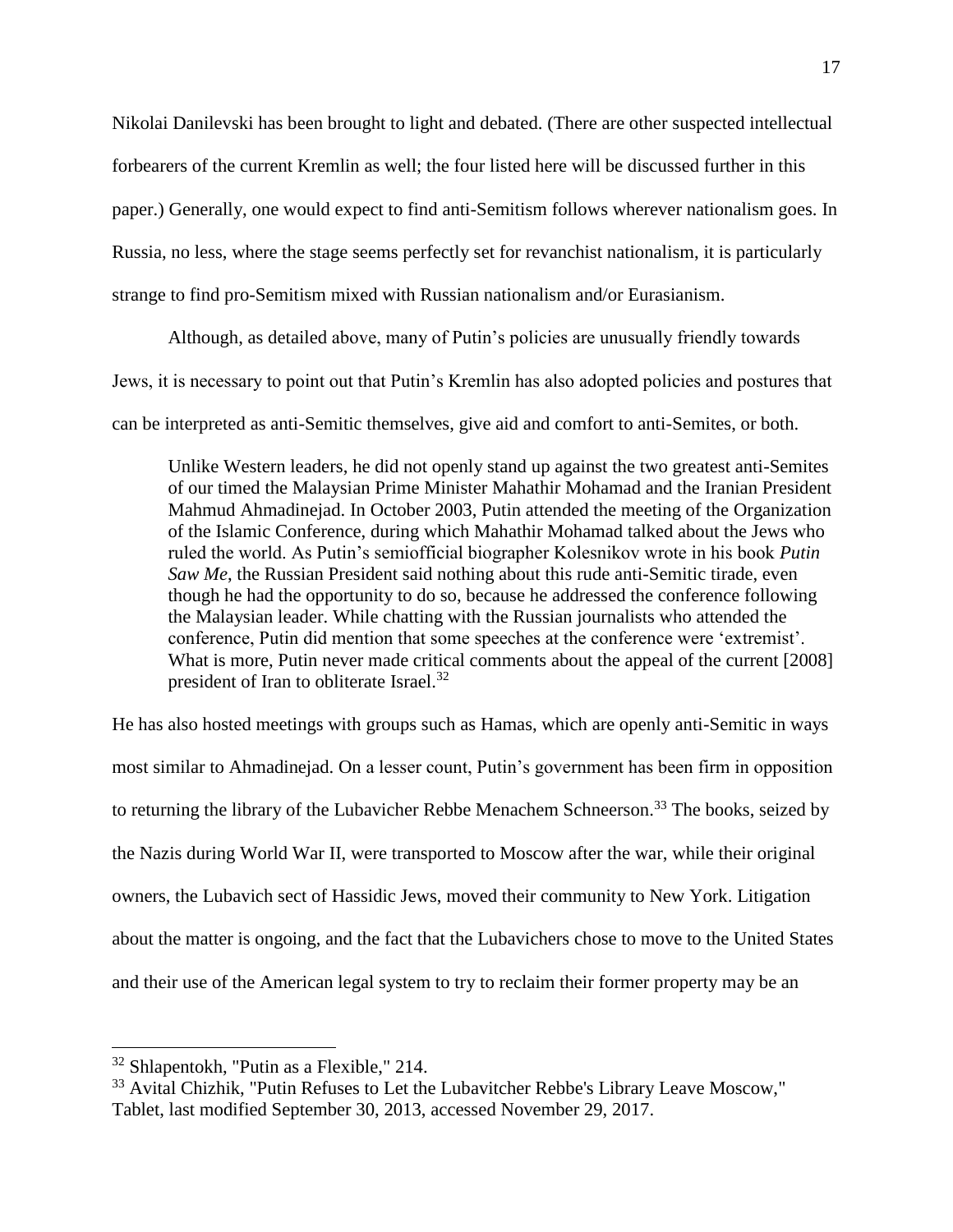Nikolai Danilevski has been brought to light and debated. (There are other suspected intellectual forbearers of the current Kremlin as well; the four listed here will be discussed further in this paper.) Generally, one would expect to find anti-Semitism follows wherever nationalism goes. In Russia, no less, where the stage seems perfectly set for revanchist nationalism, it is particularly strange to find pro-Semitism mixed with Russian nationalism and/or Eurasianism.

Although, as detailed above, many of Putin's policies are unusually friendly towards Jews, it is necessary to point out that Putin's Kremlin has also adopted policies and postures that can be interpreted as anti-Semitic themselves, give aid and comfort to anti-Semites, or both.

> Unlike Western leaders, he did not openly stand up against the two greatest anti-Semites of our timed the Malaysian Prime Minister Mahathir Mohamad and the Iranian President Mahmud Ahmadinejad. In October 2003, Putin attended the meeting of the Organization of the Islamic Conference, during which Mahathir Mohamad talked about the Jews who ruled the world. As Putin's semiofficial biographer Kolesnikov wrote in his book *Putin Saw Me*, the Russian President said nothing about this rude anti-Semitic tirade, even though he had the opportunity to do so, because he addressed the conference following the Malaysian leader. While chatting with the Russian journalists who attended the conference, Putin did mention that some speeches at the conference were 'extremist'. What is more, Putin never made critical comments about the appeal of the current [2008] president of Iran to obliterate Israel.[32]

He has also hosted meetings with groups such as Hamas, which are openly anti-Semitic in ways most similar to Ahmadinejad. On a lesser count, Putin's government has been firm in opposition to returning the library of the Lubavicher Rebbe Menachem Schneerson.[33] The books, seized by the Nazis during World War II, were transported to Moscow after the war, while their original owners, the Lubavich sect of Hassidic Jews, moved their community to New York. Litigation about the matter is ongoing, and the fact that the Lubavichers chose to move to the United States and their use of the American legal system to try to reclaim their former property may be an

---

[32] Shlapentokh, "Putin as a Flexible," 214.

[33] Avital Chizhik, "Putin Refuses to Let the Lubavitcher Rebbe's Library Leave Moscow," Tablet, last modified September 30, 2013, accessed November 29, 2017.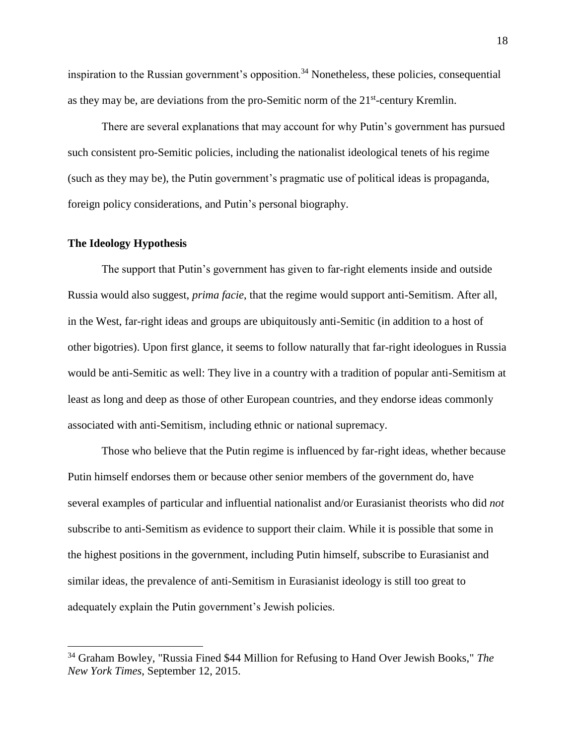inspiration to the Russian government's opposition.[34] Nonetheless, these policies, consequential as they may be, are deviations from the pro-Semitic norm of the 21st-century Kremlin.

There are several explanations that may account for why Putin's government has pursued such consistent pro-Semitic policies, including the nationalist ideological tenets of his regime (such as they may be), the Putin government's pragmatic use of political ideas is propaganda, foreign policy considerations, and Putin's personal biography.

**The Ideology Hypothesis**

The support that Putin's government has given to far-right elements inside and outside Russia would also suggest, *prima facie*, that the regime would support anti-Semitism. After all, in the West, far-right ideas and groups are ubiquitously anti-Semitic (in addition to a host of other bigotries). Upon first glance, it seems to follow naturally that far-right ideologues in Russia would be anti-Semitic as well: They live in a country with a tradition of popular anti-Semitism at least as long and deep as those of other European countries, and they endorse ideas commonly associated with anti-Semitism, including ethnic or national supremacy.

Those who believe that the Putin regime is influenced by far-right ideas, whether because Putin himself endorses them or because other senior members of the government do, have several examples of particular and influential nationalist and/or Eurasianist theorists who did *not* subscribe to anti-Semitism as evidence to support their claim. While it is possible that some in the highest positions in the government, including Putin himself, subscribe to Eurasianist and similar ideas, the prevalence of anti-Semitism in Eurasianist ideology is still too great to adequately explain the Putin government's Jewish policies.

---

[34] Graham Bowley, "Russia Fined $44 Million for Refusing to Hand Over Jewish Books," *The New York Times*, September 12, 2015.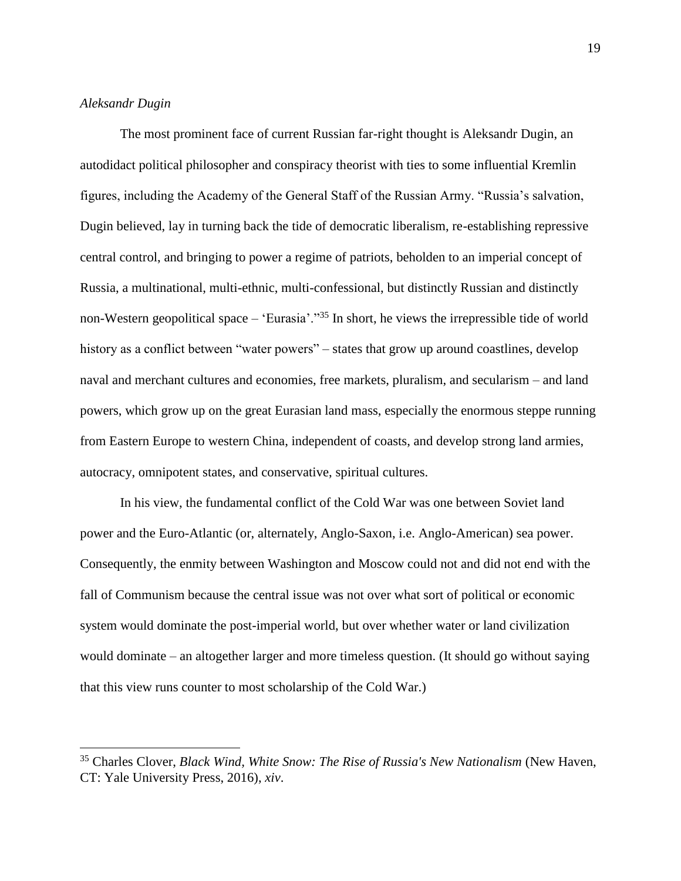*Aleksandr Dugin*

The most prominent face of current Russian far-right thought is Aleksandr Dugin, an autodidact political philosopher and conspiracy theorist with ties to some influential Kremlin figures, including the Academy of the General Staff of the Russian Army. "Russia's salvation, Dugin believed, lay in turning back the tide of democratic liberalism, re-establishing repressive central control, and bringing to power a regime of patriots, beholden to an imperial concept of Russia, a multinational, multi-ethnic, multi-confessional, but distinctly Russian and distinctly non-Western geopolitical space – 'Eurasia'."[35] In short, he views the irrepressible tide of world history as a conflict between "water powers" – states that grow up around coastlines, develop naval and merchant cultures and economies, free markets, pluralism, and secularism – and land powers, which grow up on the great Eurasian land mass, especially the enormous steppe running from Eastern Europe to western China, independent of coasts, and develop strong land armies, autocracy, omnipotent states, and conservative, spiritual cultures.

In his view, the fundamental conflict of the Cold War was one between Soviet land power and the Euro-Atlantic (or, alternately, Anglo-Saxon, i.e. Anglo-American) sea power. Consequently, the enmity between Washington and Moscow could not and did not end with the fall of Communism because the central issue was not over what sort of political or economic system would dominate the post-imperial world, but over whether water or land civilization would dominate – an altogether larger and more timeless question. (It should go without saying that this view runs counter to most scholarship of the Cold War.)

---

[35] Charles Clover, *Black Wind, White Snow: The Rise of Russia's New Nationalism* (New Haven, CT: Yale University Press, 2016), *xiv*.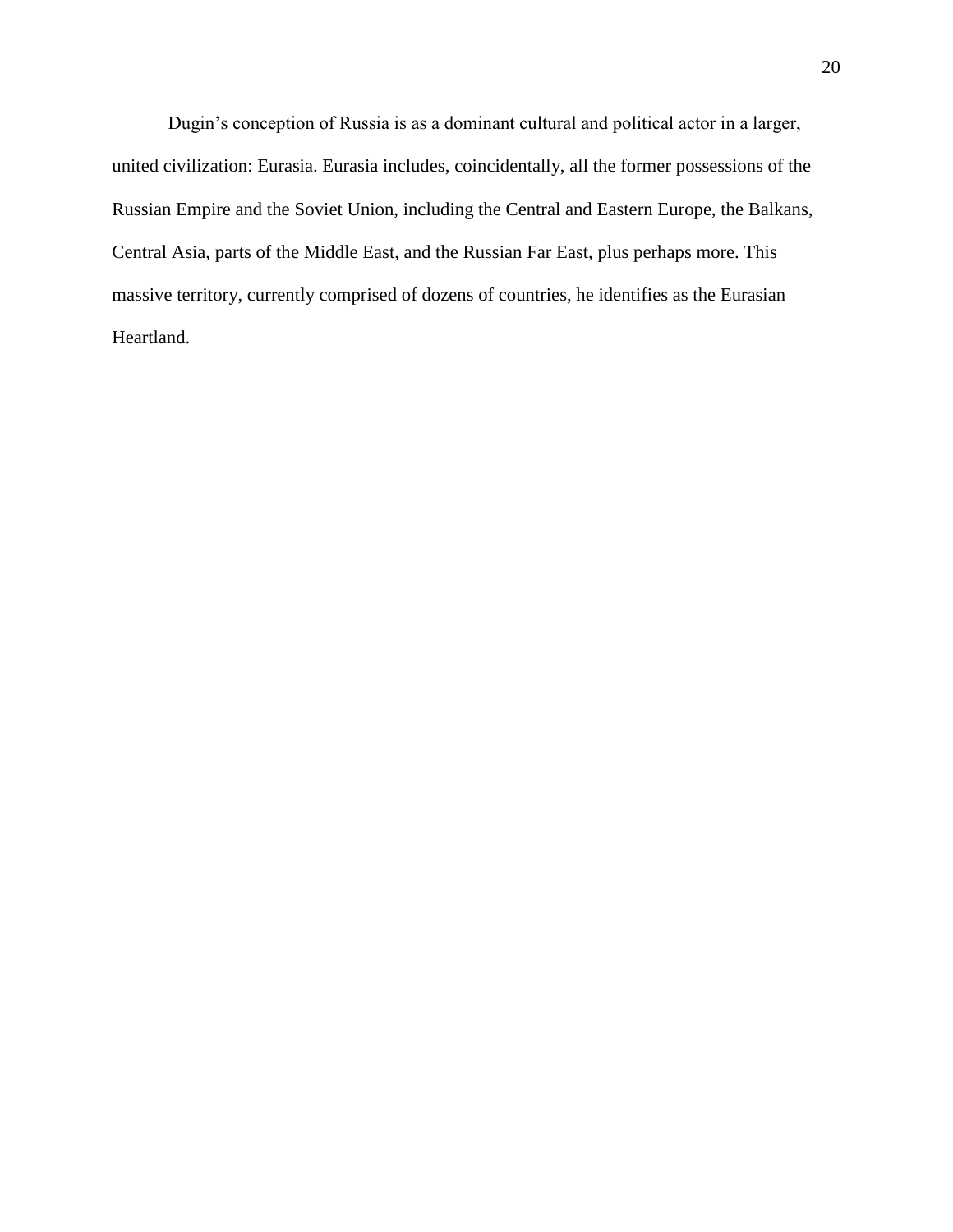Dugin's conception of Russia is as a dominant cultural and political actor in a larger, united civilization: Eurasia. Eurasia includes, coincidentally, all the former possessions of the Russian Empire and the Soviet Union, including the Central and Eastern Europe, the Balkans, Central Asia, parts of the Middle East, and the Russian Far East, plus perhaps more. This massive territory, currently comprised of dozens of countries, he identifies as the Eurasian Heartland.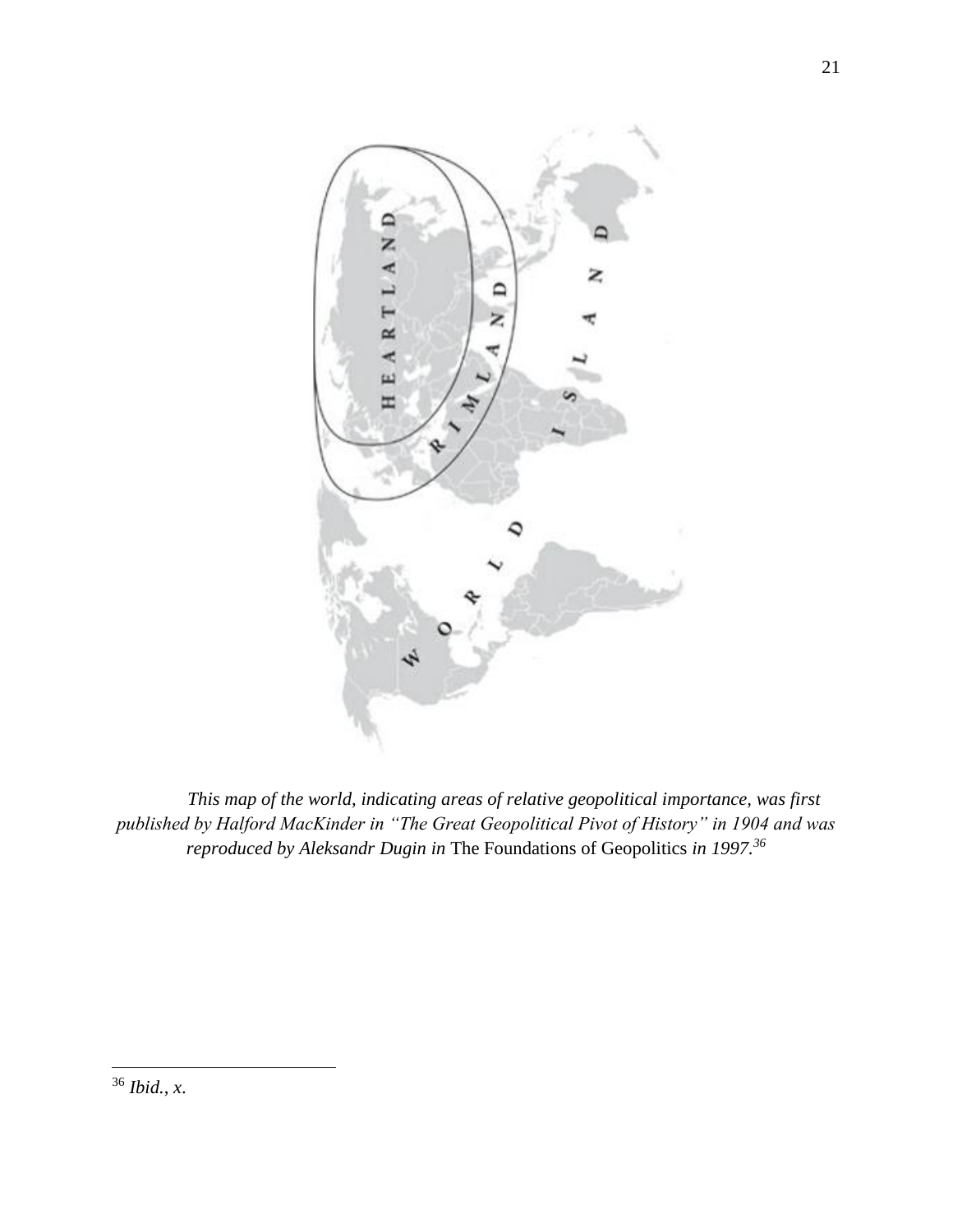*This map of the world, indicating areas of relative geopolitical importance, was first published by Halford MacKinder in "The Great Geopolitical Pivot of History" in 1904 and was reproduced by Aleksandr Dugin in* The Foundations of Geopolitics *in 1997.*[36]

---

[36] *Ibid.*, *x*.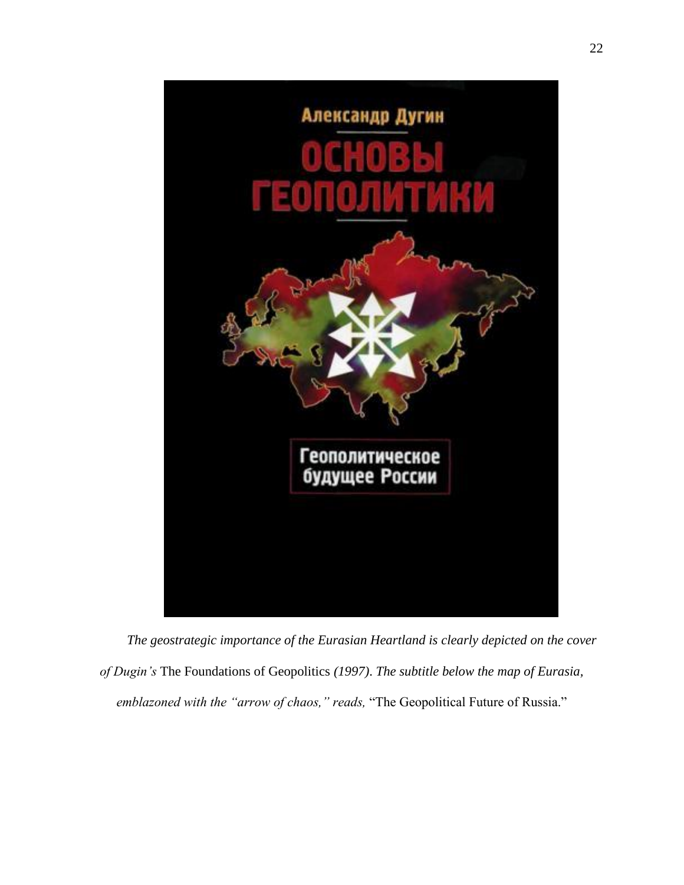*The geostrategic importance of the Eurasian Heartland is clearly depicted on the cover of Dugin's* The Foundations of Geopolitics *(1997). The subtitle below the map of Eurasia, emblazoned with the "arrow of chaos," reads,* "The Geopolitical Future of Russia."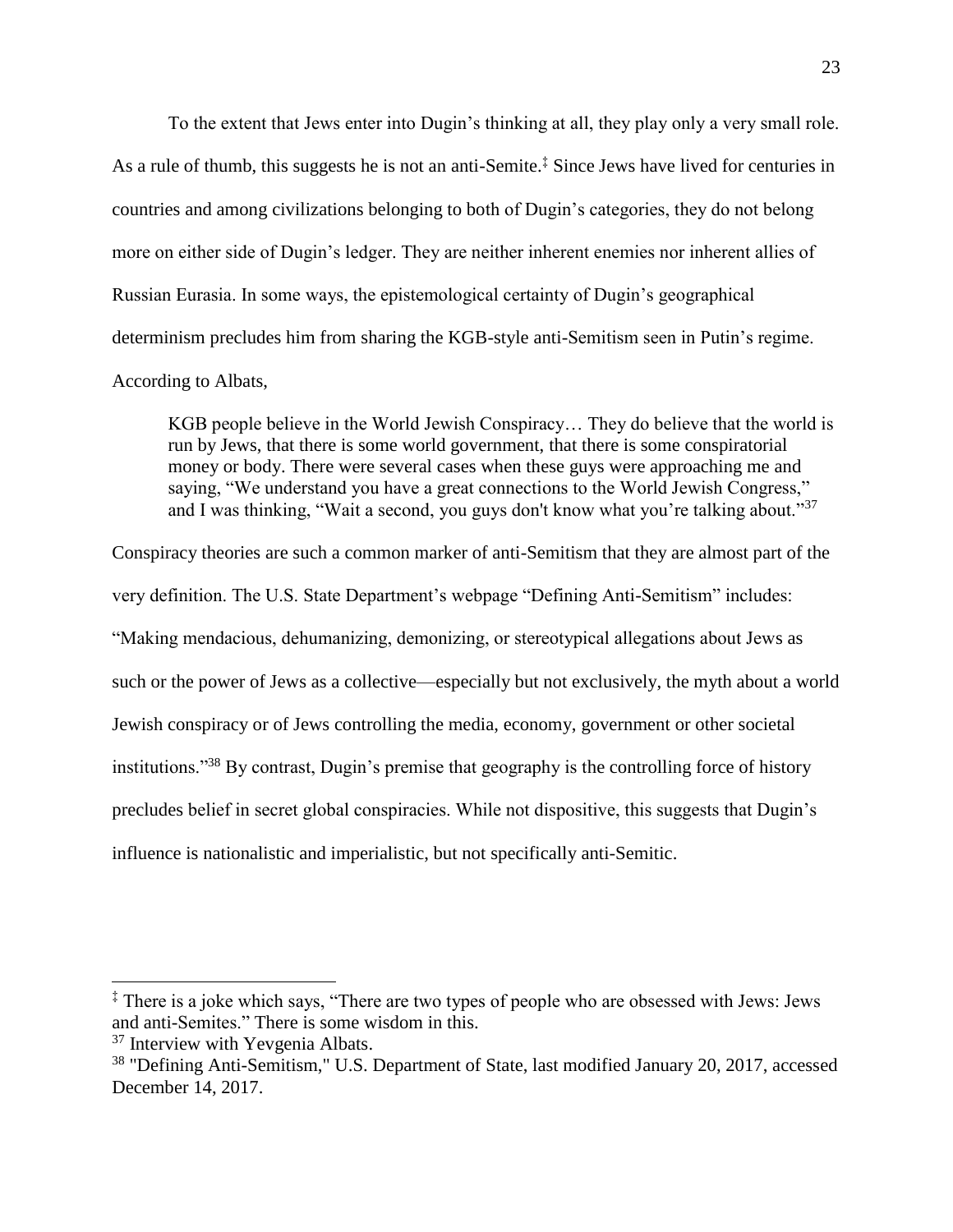To the extent that Jews enter into Dugin's thinking at all, they play only a very small role. As a rule of thumb, this suggests he is not an anti-Semite.[‡] Since Jews have lived for centuries in countries and among civilizations belonging to both of Dugin's categories, they do not belong more on either side of Dugin's ledger. They are neither inherent enemies nor inherent allies of Russian Eurasia. In some ways, the epistemological certainty of Dugin's geographical determinism precludes him from sharing the KGB-style anti-Semitism seen in Putin's regime. According to Albats,

> KGB people believe in the World Jewish Conspiracy… They do believe that the world is run by Jews, that there is some world government, that there is some conspiratorial money or body. There were several cases when these guys were approaching me and saying, "We understand you have a great connections to the World Jewish Congress," and I was thinking, "Wait a second, you guys don't know what you're talking about."[37]

Conspiracy theories are such a common marker of anti-Semitism that they are almost part of the very definition. The U.S. State Department's webpage "Defining Anti-Semitism" includes: "Making mendacious, dehumanizing, demonizing, or stereotypical allegations about Jews as such or the power of Jews as a collective—especially but not exclusively, the myth about a world Jewish conspiracy or of Jews controlling the media, economy, government or other societal institutions."[38] By contrast, Dugin's premise that geography is the controlling force of history precludes belief in secret global conspiracies. While not dispositive, this suggests that Dugin's influence is nationalistic and imperialistic, but not specifically anti-Semitic.

---

[‡] There is a joke which says, "There are two types of people who are obsessed with Jews: Jews and anti-Semites." There is some wisdom in this.

[37] Interview with Yevgenia Albats.

[38] "Defining Anti-Semitism," U.S. Department of State, last modified January 20, 2017, accessed December 14, 2017.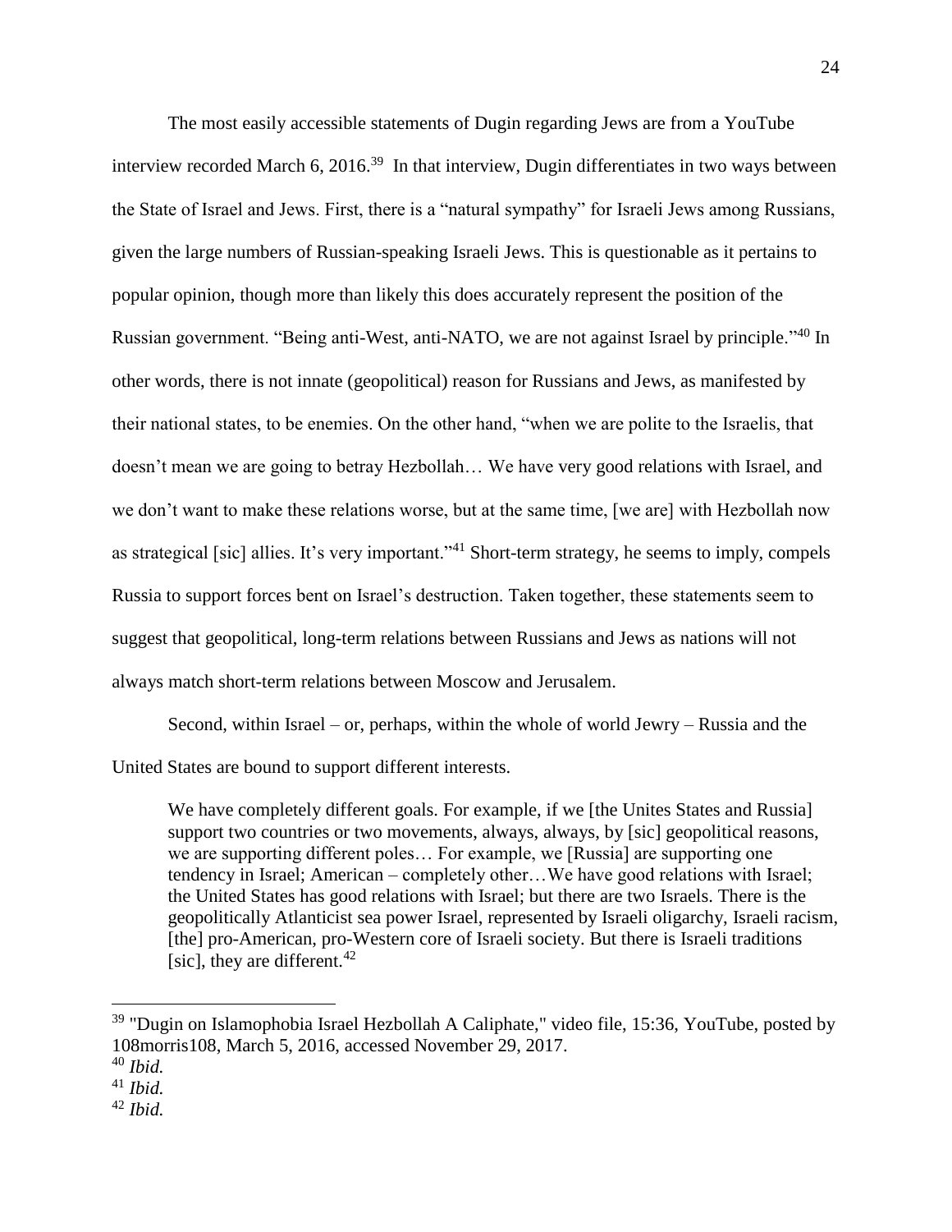The most easily accessible statements of Dugin regarding Jews are from a YouTube interview recorded March 6, 2016.[39] In that interview, Dugin differentiates in two ways between the State of Israel and Jews. First, there is a "natural sympathy" for Israeli Jews among Russians, given the large numbers of Russian-speaking Israeli Jews. This is questionable as it pertains to popular opinion, though more than likely this does accurately represent the position of the Russian government. "Being anti-West, anti-NATO, we are not against Israel by principle."[40] In other words, there is not innate (geopolitical) reason for Russians and Jews, as manifested by their national states, to be enemies. On the other hand, "when we are polite to the Israelis, that doesn't mean we are going to betray Hezbollah… We have very good relations with Israel, and we don't want to make these relations worse, but at the same time, [we are] with Hezbollah now as strategical [sic] allies. It's very important."[41] Short-term strategy, he seems to imply, compels Russia to support forces bent on Israel's destruction. Taken together, these statements seem to suggest that geopolitical, long-term relations between Russians and Jews as nations will not always match short-term relations between Moscow and Jerusalem.

Second, within Israel – or, perhaps, within the whole of world Jewry – Russia and the United States are bound to support different interests.

> We have completely different goals. For example, if we [the Unites States and Russia] support two countries or two movements, always, always, by [sic] geopolitical reasons, we are supporting different poles… For example, we [Russia] are supporting one tendency in Israel; American – completely other…We have good relations with Israel; the United States has good relations with Israel; but there are two Israels. There is the geopolitically Atlanticist sea power Israel, represented by Israeli oligarchy, Israeli racism, [the] pro-American, pro-Western core of Israeli society. But there is Israeli traditions [sic], they are different.[42]

---

[39] "Dugin on Islamophobia Israel Hezbollah A Caliphate," video file, 15:36, YouTube, posted by 108morris108, March 5, 2016, accessed November 29, 2017.

[40] *Ibid.*

[41] *Ibid.*

[42] *Ibid.*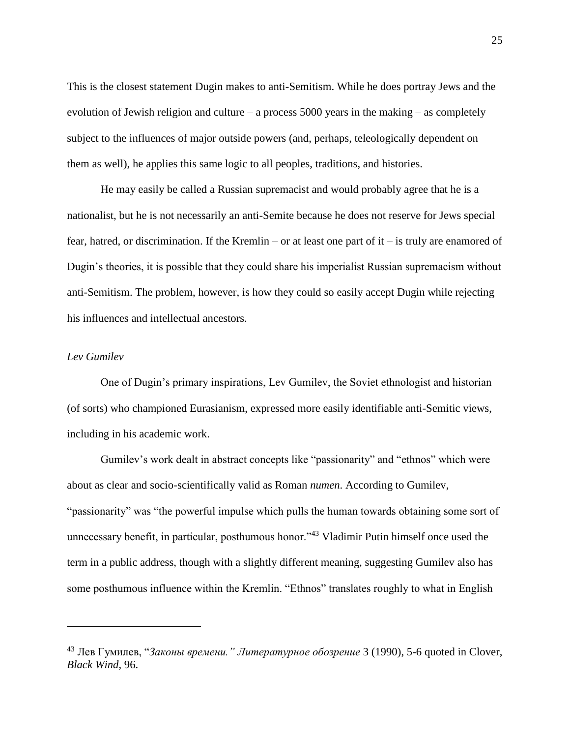This is the closest statement Dugin makes to anti-Semitism. While he does portray Jews and the evolution of Jewish religion and culture – a process 5000 years in the making – as completely subject to the influences of major outside powers (and, perhaps, teleologically dependent on them as well), he applies this same logic to all peoples, traditions, and histories.

He may easily be called a Russian supremacist and would probably agree that he is a nationalist, but he is not necessarily an anti-Semite because he does not reserve for Jews special fear, hatred, or discrimination. If the Kremlin – or at least one part of it – is truly are enamored of Dugin's theories, it is possible that they could share his imperialist Russian supremacism without anti-Semitism. The problem, however, is how they could so easily accept Dugin while rejecting his influences and intellectual ancestors.

*Lev Gumilev*

One of Dugin's primary inspirations, Lev Gumilev, the Soviet ethnologist and historian (of sorts) who championed Eurasianism, expressed more easily identifiable anti-Semitic views, including in his academic work.

Gumilev's work dealt in abstract concepts like "passionarity" and "ethnos" which were about as clear and socio-scientifically valid as Roman *numen*. According to Gumilev, "passionarity" was "the powerful impulse which pulls the human towards obtaining some sort of unnecessary benefit, in particular, posthumous honor."[43] Vladimir Putin himself once used the term in a public address, though with a slightly different meaning, suggesting Gumilev also has some posthumous influence within the Kremlin. "Ethnos" translates roughly to what in English

---

[43] Лев Гумилев, "*Законы времени." Литературное обозрение* 3 (1990), 5-6 quoted in Clover, *Black Wind*, 96.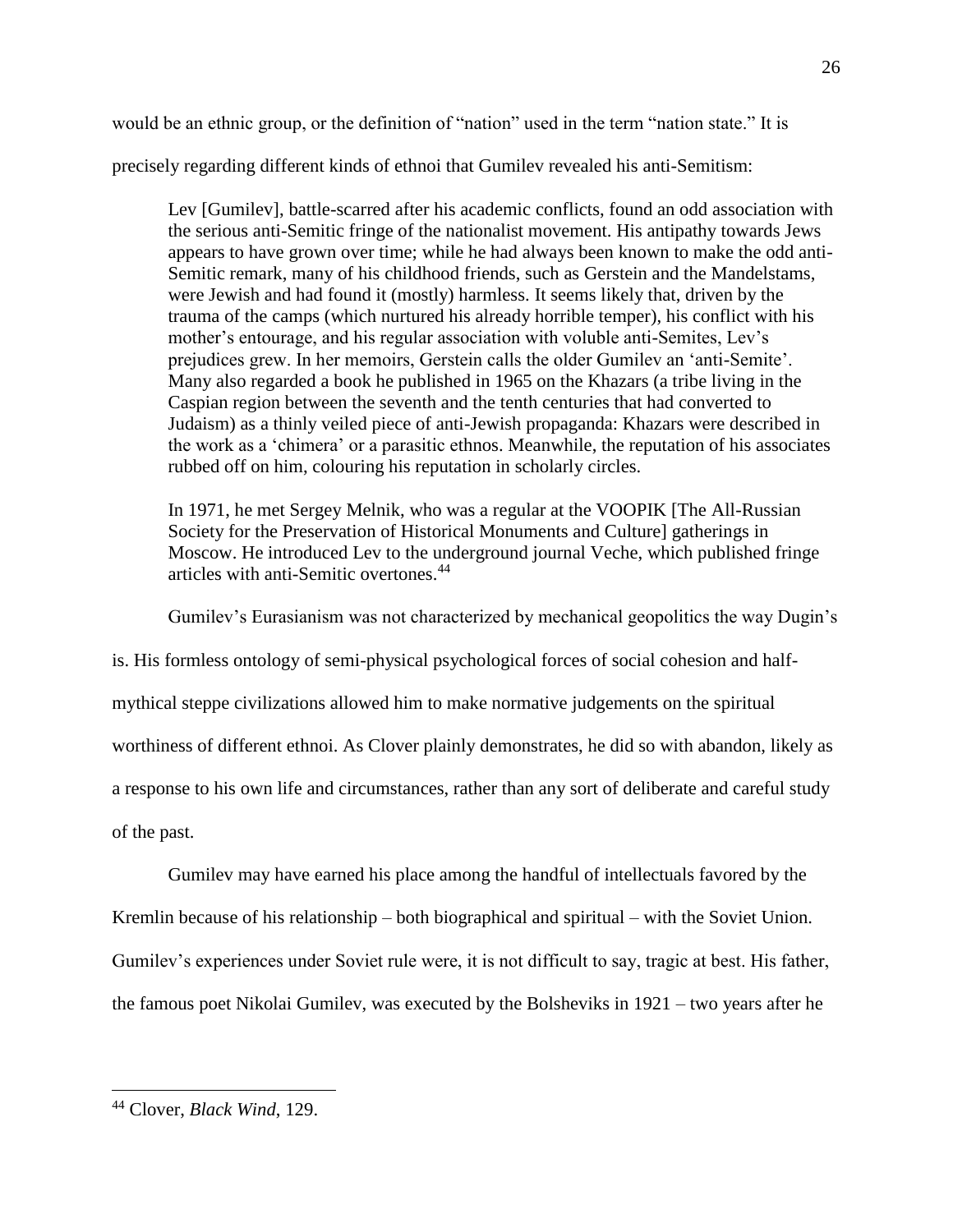would be an ethnic group, or the definition of "nation" used in the term "nation state." It is precisely regarding different kinds of ethnoi that Gumilev revealed his anti-Semitism:

> Lev [Gumilev], battle-scarred after his academic conflicts, found an odd association with the serious anti-Semitic fringe of the nationalist movement. His antipathy towards Jews appears to have grown over time; while he had always been known to make the odd anti-Semitic remark, many of his childhood friends, such as Gerstein and the Mandelstams, were Jewish and had found it (mostly) harmless. It seems likely that, driven by the trauma of the camps (which nurtured his already horrible temper), his conflict with his mother's entourage, and his regular association with voluble anti-Semites, Lev's prejudices grew. In her memoirs, Gerstein calls the older Gumilev an 'anti-Semite'. Many also regarded a book he published in 1965 on the Khazars (a tribe living in the Caspian region between the seventh and the tenth centuries that had converted to Judaism) as a thinly veiled piece of anti-Jewish propaganda: Khazars were described in the work as a 'chimera' or a parasitic ethnos. Meanwhile, the reputation of his associates rubbed off on him, colouring his reputation in scholarly circles.
>
> In 1971, he met Sergey Melnik, who was a regular at the VOOPIK [The All-Russian Society for the Preservation of Historical Monuments and Culture] gatherings in Moscow. He introduced Lev to the underground journal Veche, which published fringe articles with anti-Semitic overtones.[44]

Gumilev's Eurasianism was not characterized by mechanical geopolitics the way Dugin's is. His formless ontology of semi-physical psychological forces of social cohesion and half-mythical steppe civilizations allowed him to make normative judgements on the spiritual worthiness of different ethnoi. As Clover plainly demonstrates, he did so with abandon, likely as a response to his own life and circumstances, rather than any sort of deliberate and careful study of the past.

Gumilev may have earned his place among the handful of intellectuals favored by the Kremlin because of his relationship – both biographical and spiritual – with the Soviet Union. Gumilev's experiences under Soviet rule were, it is not difficult to say, tragic at best. His father, the famous poet Nikolai Gumilev, was executed by the Bolsheviks in 1921 – two years after he

[44] Clover, *Black Wind*, 129.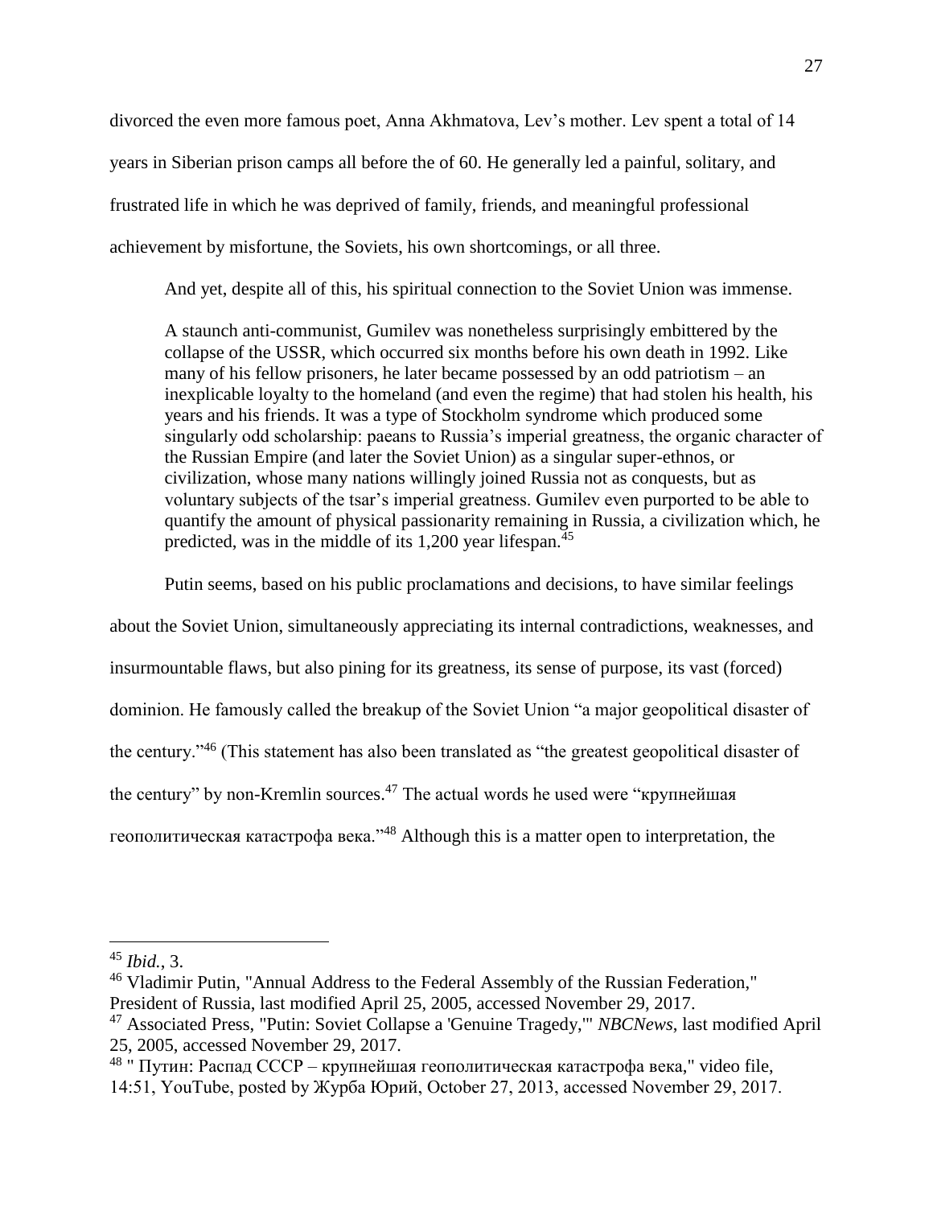divorced the even more famous poet, Anna Akhmatova, Lev's mother. Lev spent a total of 14 years in Siberian prison camps all before the of 60. He generally led a painful, solitary, and frustrated life in which he was deprived of family, friends, and meaningful professional achievement by misfortune, the Soviets, his own shortcomings, or all three.

And yet, despite all of this, his spiritual connection to the Soviet Union was immense.

> A staunch anti-communist, Gumilev was nonetheless surprisingly embittered by the collapse of the USSR, which occurred six months before his own death in 1992. Like many of his fellow prisoners, he later became possessed by an odd patriotism – an inexplicable loyalty to the homeland (and even the regime) that had stolen his health, his years and his friends. It was a type of Stockholm syndrome which produced some singularly odd scholarship: paeans to Russia's imperial greatness, the organic character of the Russian Empire (and later the Soviet Union) as a singular super-ethnos, or civilization, whose many nations willingly joined Russia not as conquests, but as voluntary subjects of the tsar's imperial greatness. Gumilev even purported to be able to quantify the amount of physical passionarity remaining in Russia, a civilization which, he predicted, was in the middle of its 1,200 year lifespan.[45]

Putin seems, based on his public proclamations and decisions, to have similar feelings about the Soviet Union, simultaneously appreciating its internal contradictions, weaknesses, and insurmountable flaws, but also pining for its greatness, its sense of purpose, its vast (forced) dominion. He famously called the breakup of the Soviet Union "a major geopolitical disaster of the century."[46] (This statement has also been translated as "the greatest geopolitical disaster of the century" by non-Kremlin sources.[47] The actual words he used were "крупнейшая геополитическая катастрофа века."[48] Although this is a matter open to interpretation, the

---

[45] *Ibid.*, 3.

[46] Vladimir Putin, "Annual Address to the Federal Assembly of the Russian Federation," President of Russia, last modified April 25, 2005, accessed November 29, 2017.

[47] Associated Press, "Putin: Soviet Collapse a 'Genuine Tragedy,'" *NBCNews*, last modified April 25, 2005, accessed November 29, 2017.

[48] " Путин: Распад СССР – крупнейшая геополитическая катастрофа века," video file, 14:51, YouTube, posted by Журба Юрий, October 27, 2013, accessed November 29, 2017.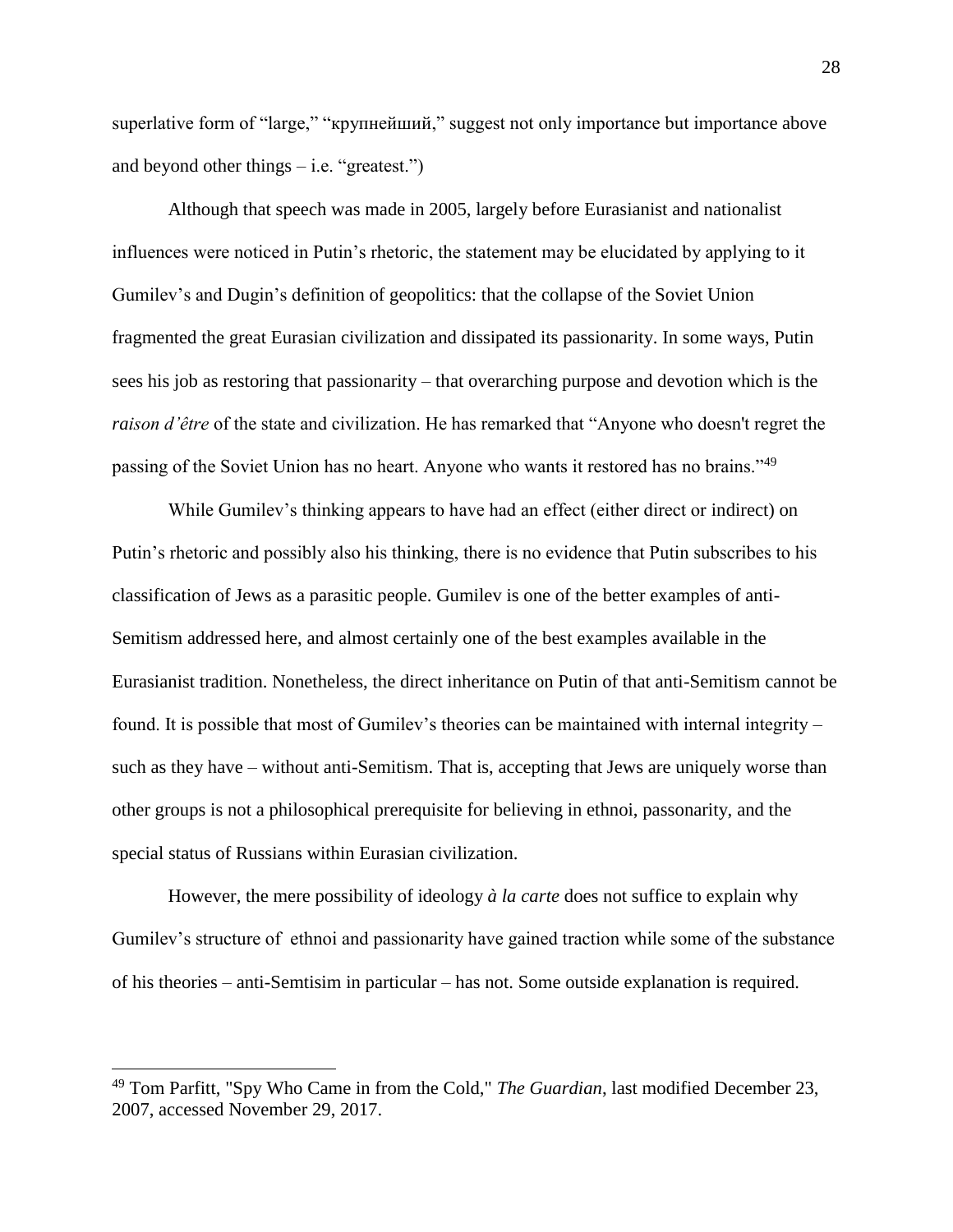superlative form of "large," "крупнейший," suggest not only importance but importance above and beyond other things – i.e. "greatest.")

Although that speech was made in 2005, largely before Eurasianist and nationalist influences were noticed in Putin's rhetoric, the statement may be elucidated by applying to it Gumilev's and Dugin's definition of geopolitics: that the collapse of the Soviet Union fragmented the great Eurasian civilization and dissipated its passionarity. In some ways, Putin sees his job as restoring that passionarity – that overarching purpose and devotion which is the *raison d'être* of the state and civilization. He has remarked that "Anyone who doesn't regret the passing of the Soviet Union has no heart. Anyone who wants it restored has no brains."[49]

While Gumilev's thinking appears to have had an effect (either direct or indirect) on Putin's rhetoric and possibly also his thinking, there is no evidence that Putin subscribes to his classification of Jews as a parasitic people. Gumilev is one of the better examples of anti-Semitism addressed here, and almost certainly one of the best examples available in the Eurasianist tradition. Nonetheless, the direct inheritance on Putin of that anti-Semitism cannot be found. It is possible that most of Gumilev's theories can be maintained with internal integrity – such as they have – without anti-Semitism. That is, accepting that Jews are uniquely worse than other groups is not a philosophical prerequisite for believing in ethnoi, passonarity, and the special status of Russians within Eurasian civilization.

However, the mere possibility of ideology *à la carte* does not suffice to explain why Gumilev's structure of ethnoi and passionarity have gained traction while some of the substance of his theories – anti-Semtisim in particular – has not. Some outside explanation is required.

---

[49] Tom Parfitt, "Spy Who Came in from the Cold," *The Guardian*, last modified December 23, 2007, accessed November 29, 2017.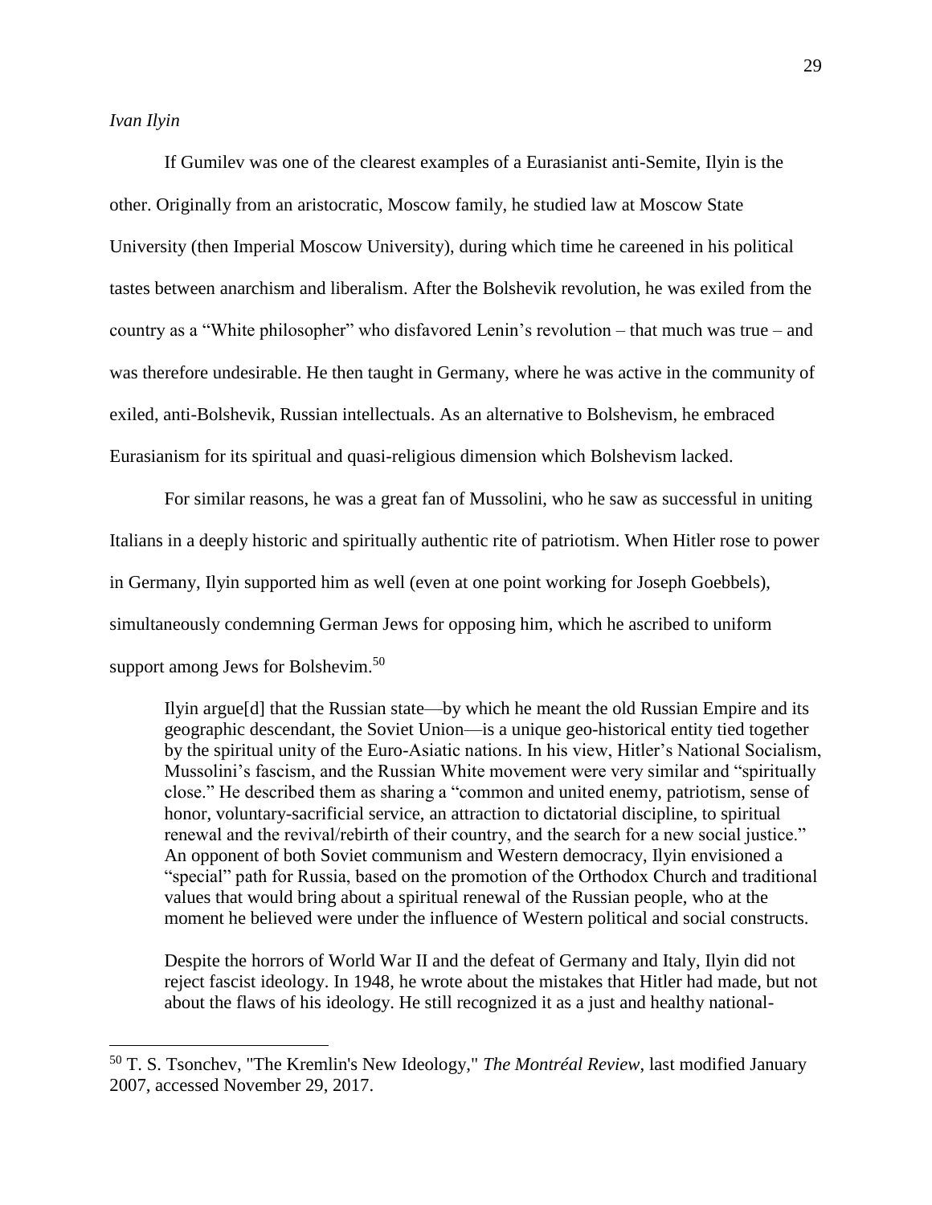*Ivan Ilyin*

If Gumilev was one of the clearest examples of a Eurasianist anti-Semite, Ilyin is the other. Originally from an aristocratic, Moscow family, he studied law at Moscow State University (then Imperial Moscow University), during which time he careened in his political tastes between anarchism and liberalism. After the Bolshevik revolution, he was exiled from the country as a "White philosopher" who disfavored Lenin's revolution – that much was true – and was therefore undesirable. He then taught in Germany, where he was active in the community of exiled, anti-Bolshevik, Russian intellectuals. As an alternative to Bolshevism, he embraced Eurasianism for its spiritual and quasi-religious dimension which Bolshevism lacked.

For similar reasons, he was a great fan of Mussolini, who he saw as successful in uniting Italians in a deeply historic and spiritually authentic rite of patriotism. When Hitler rose to power in Germany, Ilyin supported him as well (even at one point working for Joseph Goebbels), simultaneously condemning German Jews for opposing him, which he ascribed to uniform support among Jews for Bolshevim.[50]

> Ilyin argue[d] that the Russian state—by which he meant the old Russian Empire and its geographic descendant, the Soviet Union—is a unique geo-historical entity tied together by the spiritual unity of the Euro-Asiatic nations. In his view, Hitler's National Socialism, Mussolini's fascism, and the Russian White movement were very similar and "spiritually close." He described them as sharing a "common and united enemy, patriotism, sense of honor, voluntary-sacrificial service, an attraction to dictatorial discipline, to spiritual renewal and the revival/rebirth of their country, and the search for a new social justice." An opponent of both Soviet communism and Western democracy, Ilyin envisioned a "special" path for Russia, based on the promotion of the Orthodox Church and traditional values that would bring about a spiritual renewal of the Russian people, who at the moment he believed were under the influence of Western political and social constructs.
>
> Despite the horrors of World War II and the defeat of Germany and Italy, Ilyin did not reject fascist ideology. In 1948, he wrote about the mistakes that Hitler had made, but not about the flaws of his ideology. He still recognized it as a just and healthy national-

---

[50] T. S. Tsonchev, "The Kremlin's New Ideology," *The Montréal Review*, last modified January 2007, accessed November 29, 2017.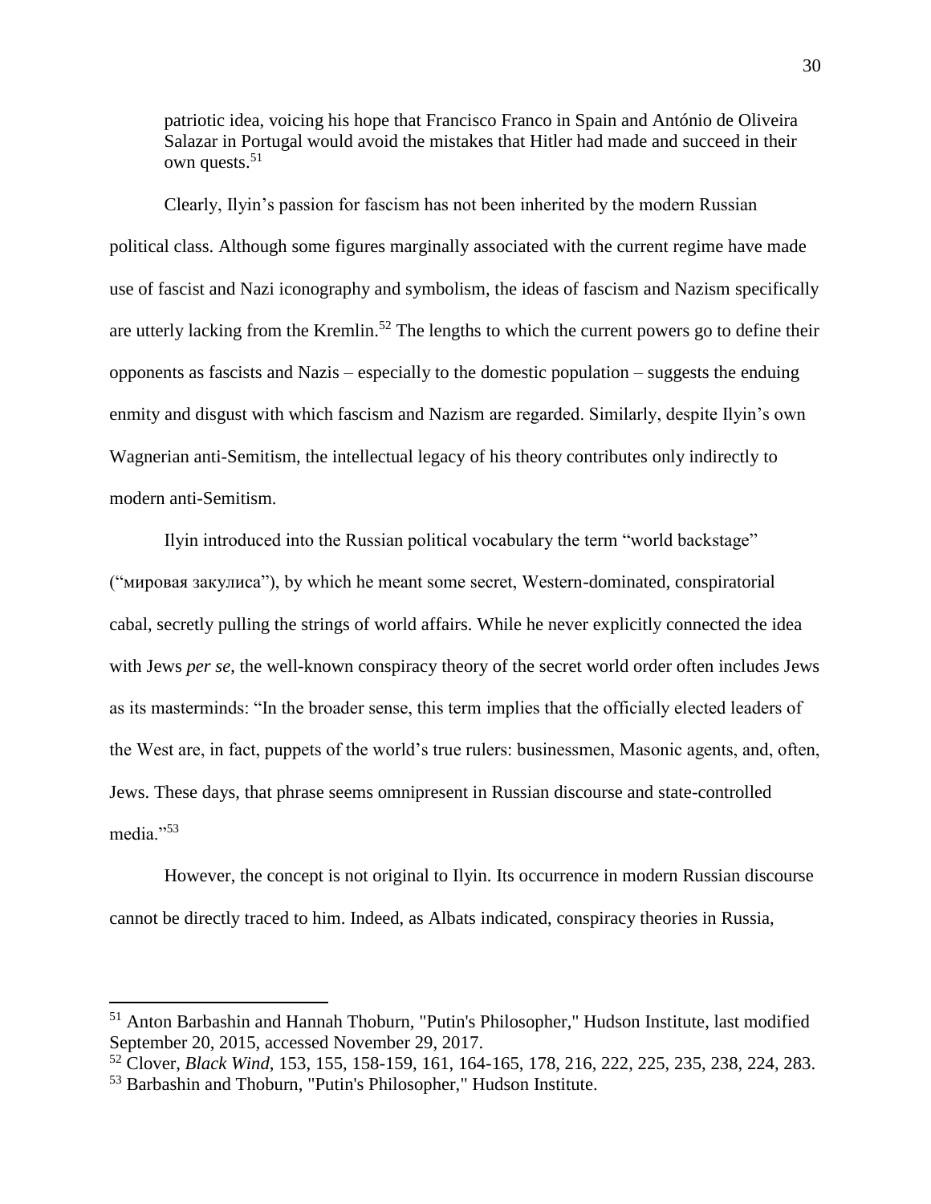patriotic idea, voicing his hope that Francisco Franco in Spain and António de Oliveira Salazar in Portugal would avoid the mistakes that Hitler had made and succeed in their own quests.[51]

Clearly, Ilyin's passion for fascism has not been inherited by the modern Russian political class. Although some figures marginally associated with the current regime have made use of fascist and Nazi iconography and symbolism, the ideas of fascism and Nazism specifically are utterly lacking from the Kremlin.[52] The lengths to which the current powers go to define their opponents as fascists and Nazis – especially to the domestic population – suggests the enduing enmity and disgust with which fascism and Nazism are regarded. Similarly, despite Ilyin's own Wagnerian anti-Semitism, the intellectual legacy of his theory contributes only indirectly to modern anti-Semitism.

Ilyin introduced into the Russian political vocabulary the term "world backstage" ("мировая закулиса"), by which he meant some secret, Western-dominated, conspiratorial cabal, secretly pulling the strings of world affairs. While he never explicitly connected the idea with Jews *per se*, the well-known conspiracy theory of the secret world order often includes Jews as its masterminds: "In the broader sense, this term implies that the officially elected leaders of the West are, in fact, puppets of the world's true rulers: businessmen, Masonic agents, and, often, Jews. These days, that phrase seems omnipresent in Russian discourse and state-controlled media."[53]

However, the concept is not original to Ilyin. Its occurrence in modern Russian discourse cannot be directly traced to him. Indeed, as Albats indicated, conspiracy theories in Russia,

---

[51] Anton Barbashin and Hannah Thoburn, "Putin's Philosopher," Hudson Institute, last modified September 20, 2015, accessed November 29, 2017.

[52] Clover, *Black Wind*, 153, 155, 158-159, 161, 164-165, 178, 216, 222, 225, 235, 238, 224, 283.

[53] Barbashin and Thoburn, "Putin's Philosopher," Hudson Institute.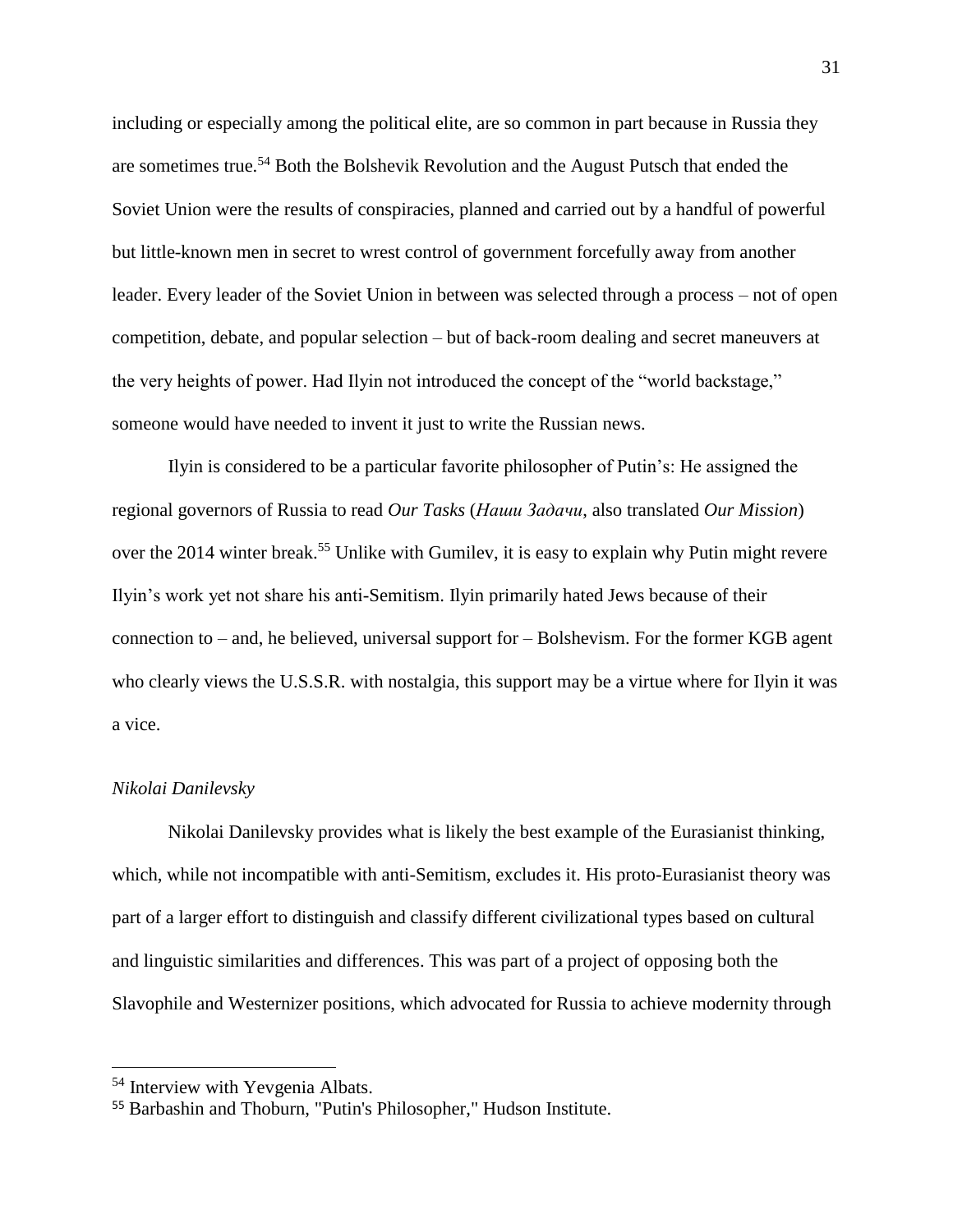including or especially among the political elite, are so common in part because in Russia they are sometimes true.[54] Both the Bolshevik Revolution and the August Putsch that ended the Soviet Union were the results of conspiracies, planned and carried out by a handful of powerful but little-known men in secret to wrest control of government forcefully away from another leader. Every leader of the Soviet Union in between was selected through a process – not of open competition, debate, and popular selection – but of back-room dealing and secret maneuvers at the very heights of power. Had Ilyin not introduced the concept of the "world backstage," someone would have needed to invent it just to write the Russian news.

Ilyin is considered to be a particular favorite philosopher of Putin's: He assigned the regional governors of Russia to read *Our Tasks* (*Наши Задачи*, also translated *Our Mission*) over the 2014 winter break.[55] Unlike with Gumilev, it is easy to explain why Putin might revere Ilyin's work yet not share his anti-Semitism. Ilyin primarily hated Jews because of their connection to – and, he believed, universal support for – Bolshevism. For the former KGB agent who clearly views the U.S.S.R. with nostalgia, this support may be a virtue where for Ilyin it was a vice.

### *Nikolai Danilevsky*

Nikolai Danilevsky provides what is likely the best example of the Eurasianist thinking, which, while not incompatible with anti-Semitism, excludes it. His proto-Eurasianist theory was part of a larger effort to distinguish and classify different civilizational types based on cultural and linguistic similarities and differences. This was part of a project of opposing both the Slavophile and Westernizer positions, which advocated for Russia to achieve modernity through

---

[54] Interview with Yevgenia Albats.

[55] Barbashin and Thoburn, "Putin's Philosopher," Hudson Institute.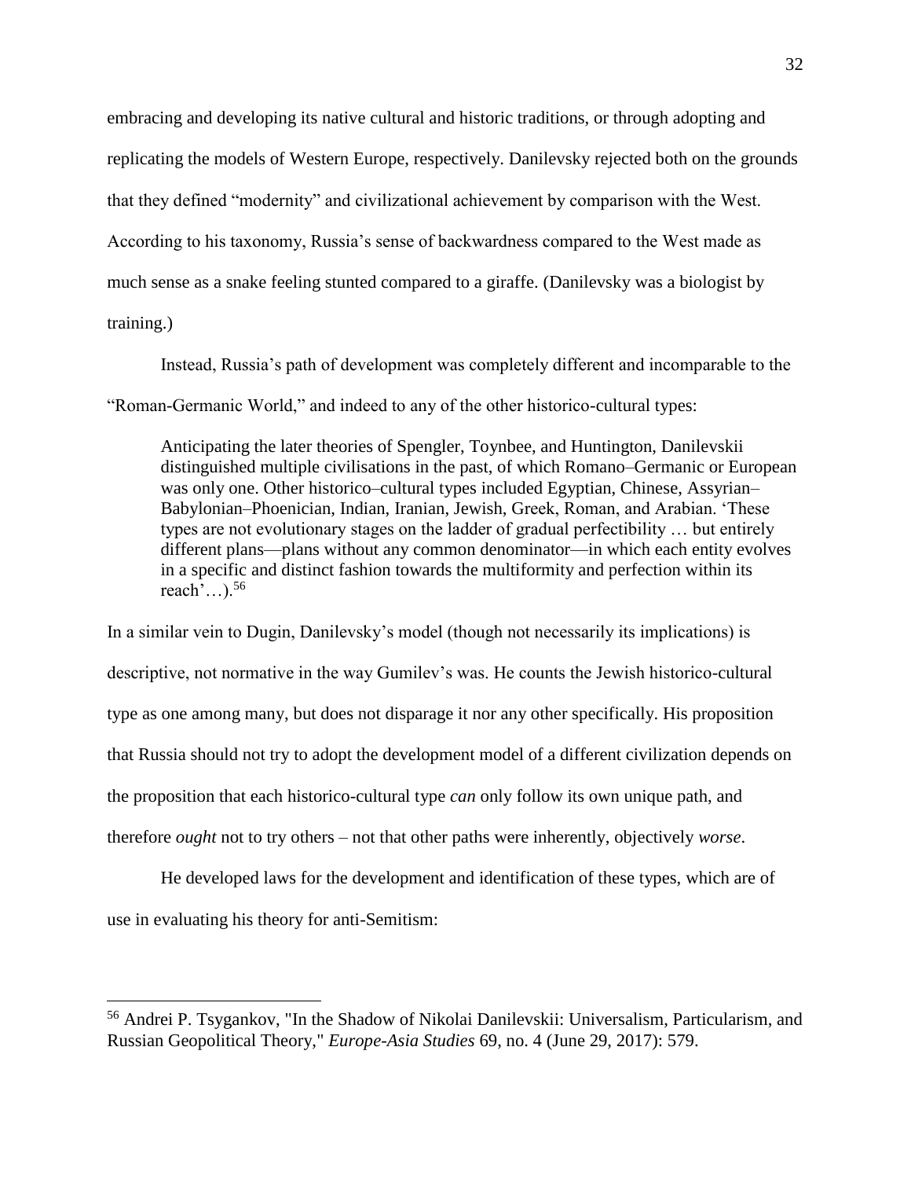embracing and developing its native cultural and historic traditions, or through adopting and replicating the models of Western Europe, respectively. Danilevsky rejected both on the grounds that they defined "modernity" and civilizational achievement by comparison with the West. According to his taxonomy, Russia's sense of backwardness compared to the West made as much sense as a snake feeling stunted compared to a giraffe. (Danilevsky was a biologist by training.)

Instead, Russia's path of development was completely different and incomparable to the "Roman-Germanic World," and indeed to any of the other historico-cultural types:

> Anticipating the later theories of Spengler, Toynbee, and Huntington, Danilevskii distinguished multiple civilisations in the past, of which Romano–Germanic or European was only one. Other historico–cultural types included Egyptian, Chinese, Assyrian–Babylonian–Phoenician, Indian, Iranian, Jewish, Greek, Roman, and Arabian. 'These types are not evolutionary stages on the ladder of gradual perfectibility … but entirely different plans—plans without any common denominator—in which each entity evolves in a specific and distinct fashion towards the multiformity and perfection within its reach'…).[56]

In a similar vein to Dugin, Danilevsky's model (though not necessarily its implications) is descriptive, not normative in the way Gumilev's was. He counts the Jewish historico-cultural type as one among many, but does not disparage it nor any other specifically. His proposition that Russia should not try to adopt the development model of a different civilization depends on the proposition that each historico-cultural type *can* only follow its own unique path, and therefore *ought* not to try others – not that other paths were inherently, objectively *worse*.

He developed laws for the development and identification of these types, which are of use in evaluating his theory for anti-Semitism:

---

[56] Andrei P. Tsygankov, "In the Shadow of Nikolai Danilevskii: Universalism, Particularism, and Russian Geopolitical Theory," *Europe-Asia Studies* 69, no. 4 (June 29, 2017): 579.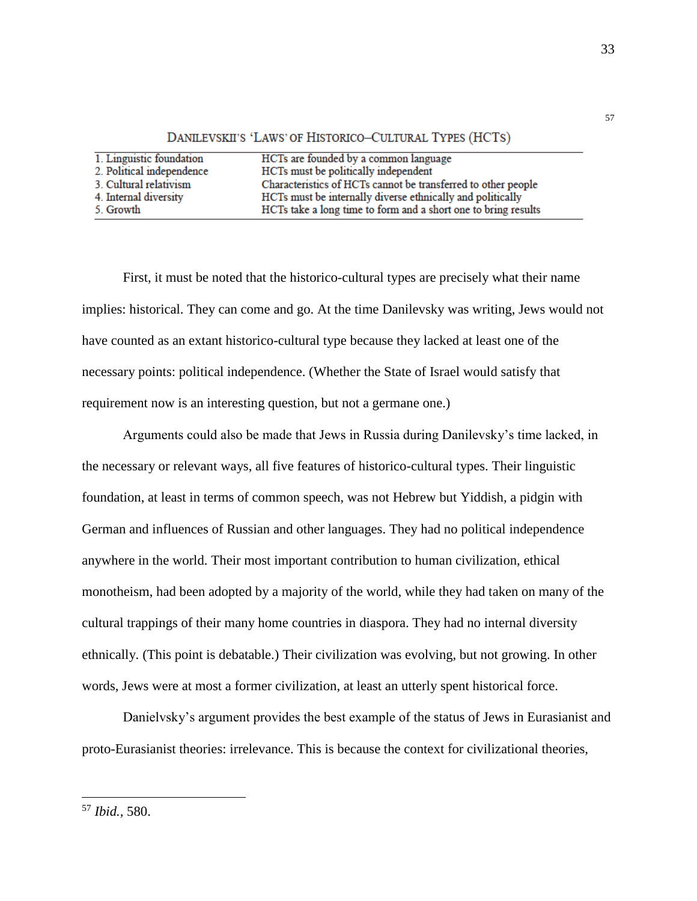[57]

DANILEVSKII'S 'LAWS' OF HISTORICO–CULTURAL TYPES (HCTS)

| | |
|---|---|
| 1. Linguistic foundation | HCTs are founded by a common language |
| 2. Political independence | HCTs must be politically independent |
| 3. Cultural relativism | Characteristics of HCTs cannot be transferred to other people |
| 4. Internal diversity | HCTs must be internally diverse ethnically and politically |
| 5. Growth | HCTs take a long time to form and a short one to bring results |

First, it must be noted that the historico-cultural types are precisely what their name implies: historical. They can come and go. At the time Danilevsky was writing, Jews would not have counted as an extant historico-cultural type because they lacked at least one of the necessary points: political independence. (Whether the State of Israel would satisfy that requirement now is an interesting question, but not a germane one.)

Arguments could also be made that Jews in Russia during Danilevsky's time lacked, in the necessary or relevant ways, all five features of historico-cultural types. Their linguistic foundation, at least in terms of common speech, was not Hebrew but Yiddish, a pidgin with German and influences of Russian and other languages. They had no political independence anywhere in the world. Their most important contribution to human civilization, ethical monotheism, had been adopted by a majority of the world, while they had taken on many of the cultural trappings of their many home countries in diaspora. They had no internal diversity ethnically. (This point is debatable.) Their civilization was evolving, but not growing. In other words, Jews were at most a former civilization, at least an utterly spent historical force.

Danielvsky's argument provides the best example of the status of Jews in Eurasianist and proto-Eurasianist theories: irrelevance. This is because the context for civilizational theories,

[57] *Ibid.*, 580.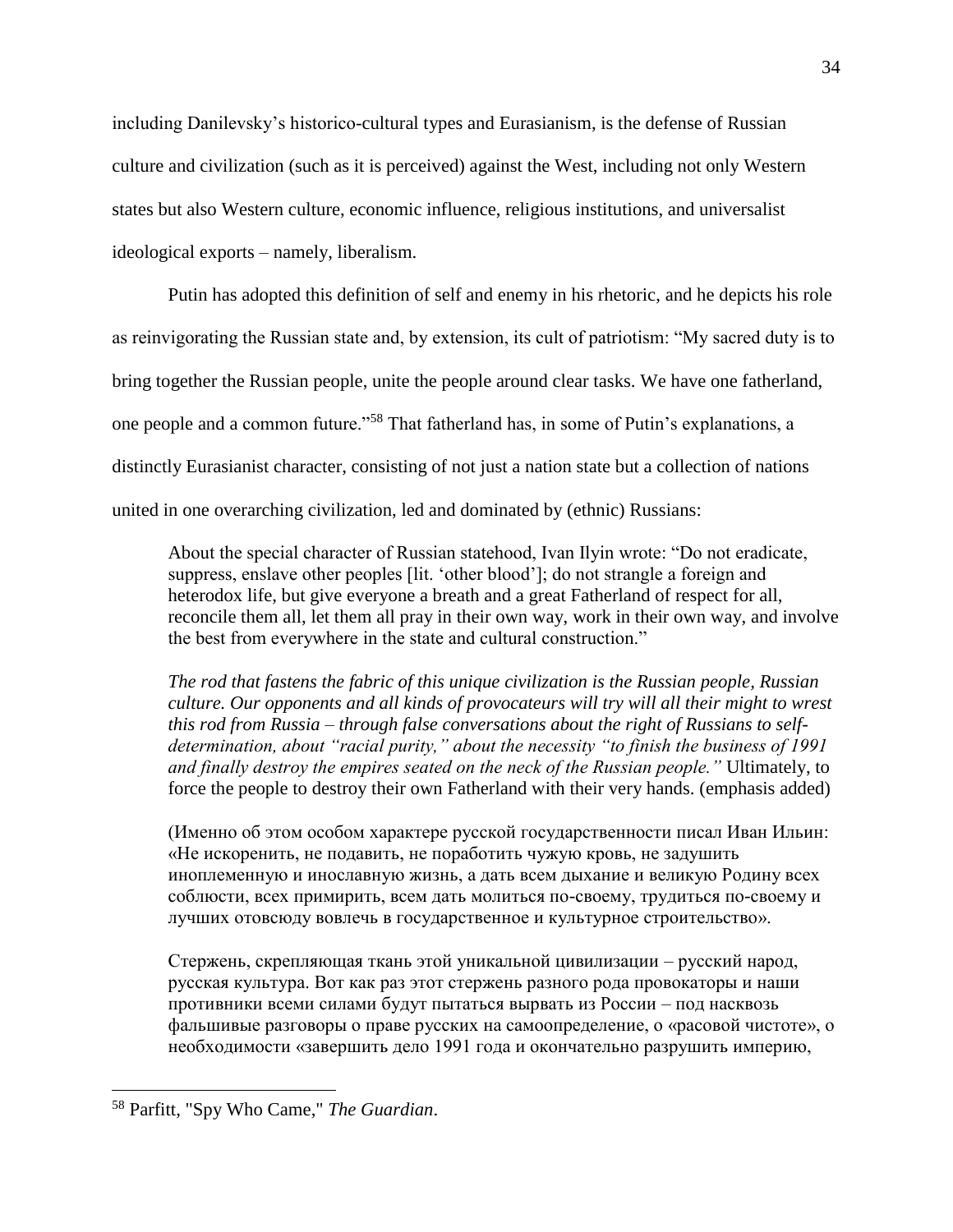including Danilevsky's historico-cultural types and Eurasianism, is the defense of Russian culture and civilization (such as it is perceived) against the West, including not only Western states but also Western culture, economic influence, religious institutions, and universalist ideological exports – namely, liberalism.

Putin has adopted this definition of self and enemy in his rhetoric, and he depicts his role as reinvigorating the Russian state and, by extension, its cult of patriotism: "My sacred duty is to bring together the Russian people, unite the people around clear tasks. We have one fatherland, one people and a common future."[58] That fatherland has, in some of Putin's explanations, a distinctly Eurasianist character, consisting of not just a nation state but a collection of nations united in one overarching civilization, led and dominated by (ethnic) Russians:

> About the special character of Russian statehood, Ivan Ilyin wrote: "Do not eradicate, suppress, enslave other peoples [lit. 'other blood']; do not strangle a foreign and heterodox life, but give everyone a breath and a great Fatherland of respect for all, reconcile them all, let them all pray in their own way, work in their own way, and involve the best from everywhere in the state and cultural construction."
>
> *The rod that fastens the fabric of this unique civilization is the Russian people, Russian culture. Our opponents and all kinds of provocateurs will try will all their might to wrest this rod from Russia – through false conversations about the right of Russians to self-determination, about "racial purity," about the necessity "to finish the business of 1991 and finally destroy the empires seated on the neck of the Russian people."* Ultimately, to force the people to destroy their own Fatherland with their very hands. (emphasis added)
>
> (Именно об этом особом характере русской государственности писал Иван Ильин: «Не искоренить, не подавить, не поработить чужую кровь, не задушить иноплеменную и инославную жизнь, а дать всем дыхание и великую Родину всех соблюсти, всех примирить, всем дать молиться по-своему, трудиться по-своему и лучших отовсюду вовлечь в государственное и культурное строительство».
>
> Стержень, скрепляющая ткань этой уникальной цивилизации – русский народ, русская культура. Вот как раз этот стержень разного рода провокаторы и наши противники всеми силами будут пытаться вырвать из России – под насквозь фальшивые разговоры о праве русских на самоопределение, о «расовой чистоте», о необходимости «завершить дело 1991 года и окончательно разрушить империю,

---

[58] Parfitt, "Spy Who Came," *The Guardian*.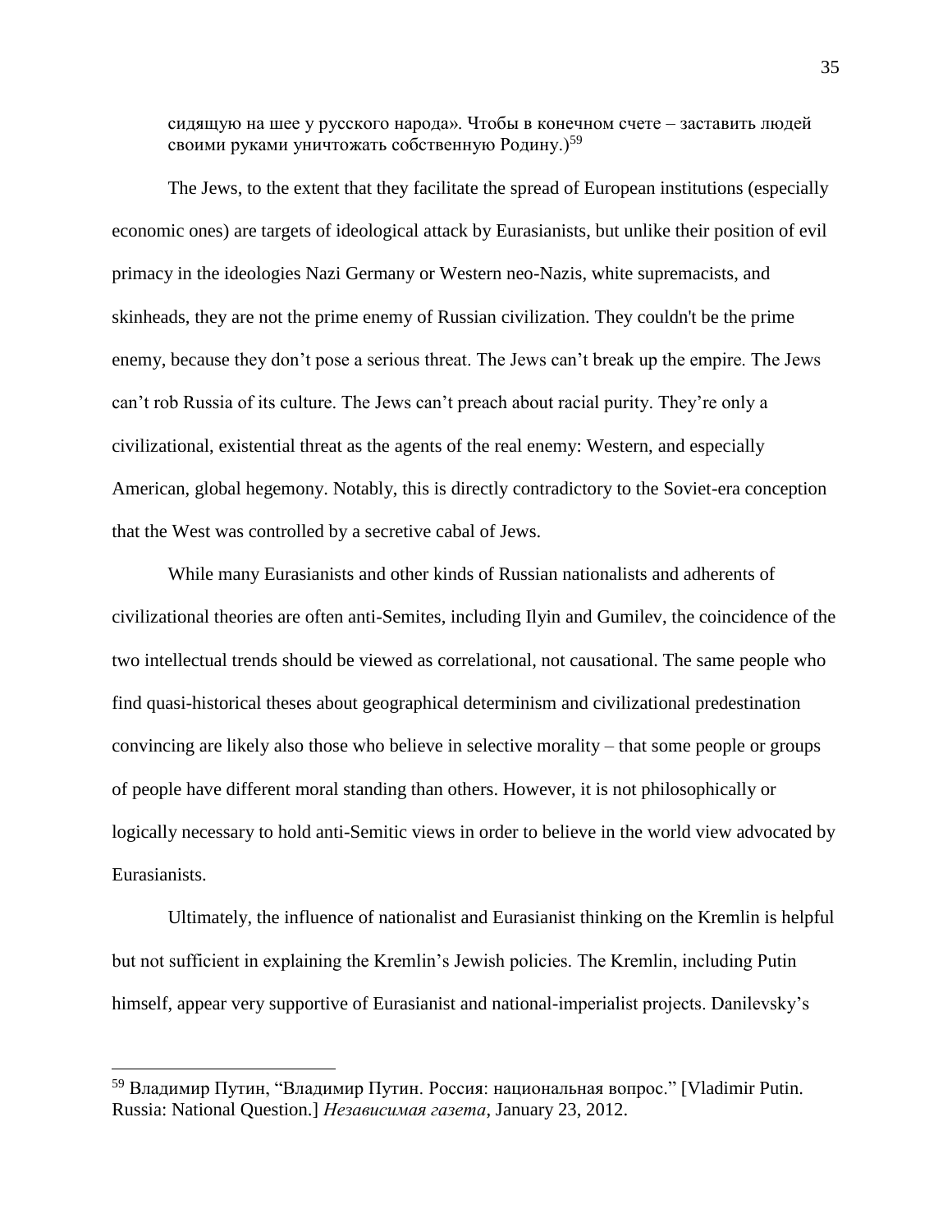сидящую на шее у русского народа». Чтобы в конечном счете – заставить людей своими руками уничтожать собственную Родину.)[59]

The Jews, to the extent that they facilitate the spread of European institutions (especially economic ones) are targets of ideological attack by Eurasianists, but unlike their position of evil primacy in the ideologies Nazi Germany or Western neo-Nazis, white supremacists, and skinheads, they are not the prime enemy of Russian civilization. They couldn't be the prime enemy, because they don't pose a serious threat. The Jews can't break up the empire. The Jews can't rob Russia of its culture. The Jews can't preach about racial purity. They're only a civilizational, existential threat as the agents of the real enemy: Western, and especially American, global hegemony. Notably, this is directly contradictory to the Soviet-era conception that the West was controlled by a secretive cabal of Jews.

While many Eurasianists and other kinds of Russian nationalists and adherents of civilizational theories are often anti-Semites, including Ilyin and Gumilev, the coincidence of the two intellectual trends should be viewed as correlational, not causational. The same people who find quasi-historical theses about geographical determinism and civilizational predestination convincing are likely also those who believe in selective morality – that some people or groups of people have different moral standing than others. However, it is not philosophically or logically necessary to hold anti-Semitic views in order to believe in the world view advocated by Eurasianists.

Ultimately, the influence of nationalist and Eurasianist thinking on the Kremlin is helpful but not sufficient in explaining the Kremlin's Jewish policies. The Kremlin, including Putin himself, appear very supportive of Eurasianist and national-imperialist projects. Danilevsky's

---

[59] Владимир Путин, "Владимир Путин. Россия: национальная вопрос." [Vladimir Putin. Russia: National Question.] *Независимая газета*, January 23, 2012.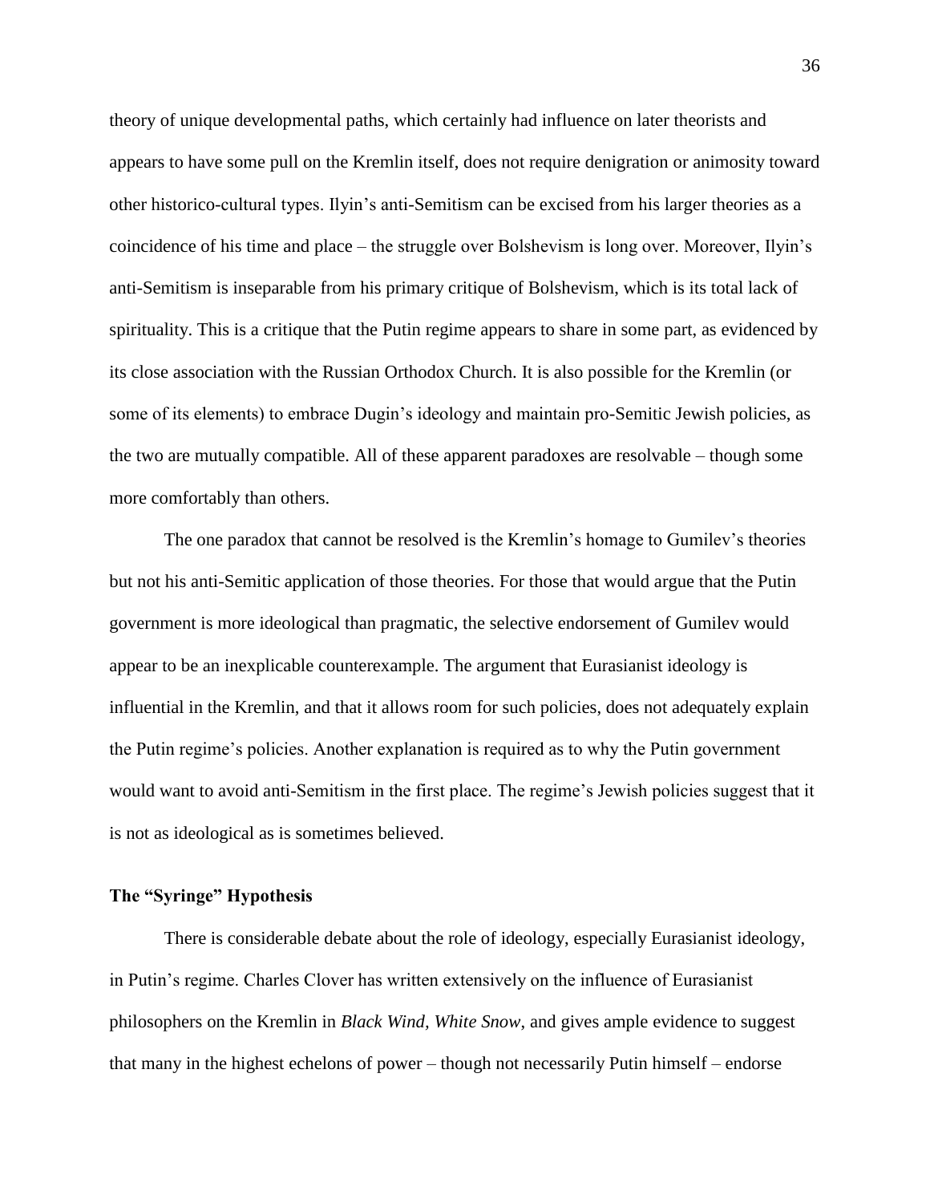theory of unique developmental paths, which certainly had influence on later theorists and appears to have some pull on the Kremlin itself, does not require denigration or animosity toward other historico-cultural types. Ilyin's anti-Semitism can be excised from his larger theories as a coincidence of his time and place – the struggle over Bolshevism is long over. Moreover, Ilyin's anti-Semitism is inseparable from his primary critique of Bolshevism, which is its total lack of spirituality. This is a critique that the Putin regime appears to share in some part, as evidenced by its close association with the Russian Orthodox Church. It is also possible for the Kremlin (or some of its elements) to embrace Dugin's ideology and maintain pro-Semitic Jewish policies, as the two are mutually compatible. All of these apparent paradoxes are resolvable – though some more comfortably than others.

The one paradox that cannot be resolved is the Kremlin's homage to Gumilev's theories but not his anti-Semitic application of those theories. For those that would argue that the Putin government is more ideological than pragmatic, the selective endorsement of Gumilev would appear to be an inexplicable counterexample. The argument that Eurasianist ideology is influential in the Kremlin, and that it allows room for such policies, does not adequately explain the Putin regime's policies. Another explanation is required as to why the Putin government would want to avoid anti-Semitism in the first place. The regime's Jewish policies suggest that it is not as ideological as is sometimes believed.

### The "Syringe" Hypothesis

There is considerable debate about the role of ideology, especially Eurasianist ideology, in Putin's regime. Charles Clover has written extensively on the influence of Eurasianist philosophers on the Kremlin in *Black Wind, White Snow*, and gives ample evidence to suggest that many in the highest echelons of power – though not necessarily Putin himself – endorse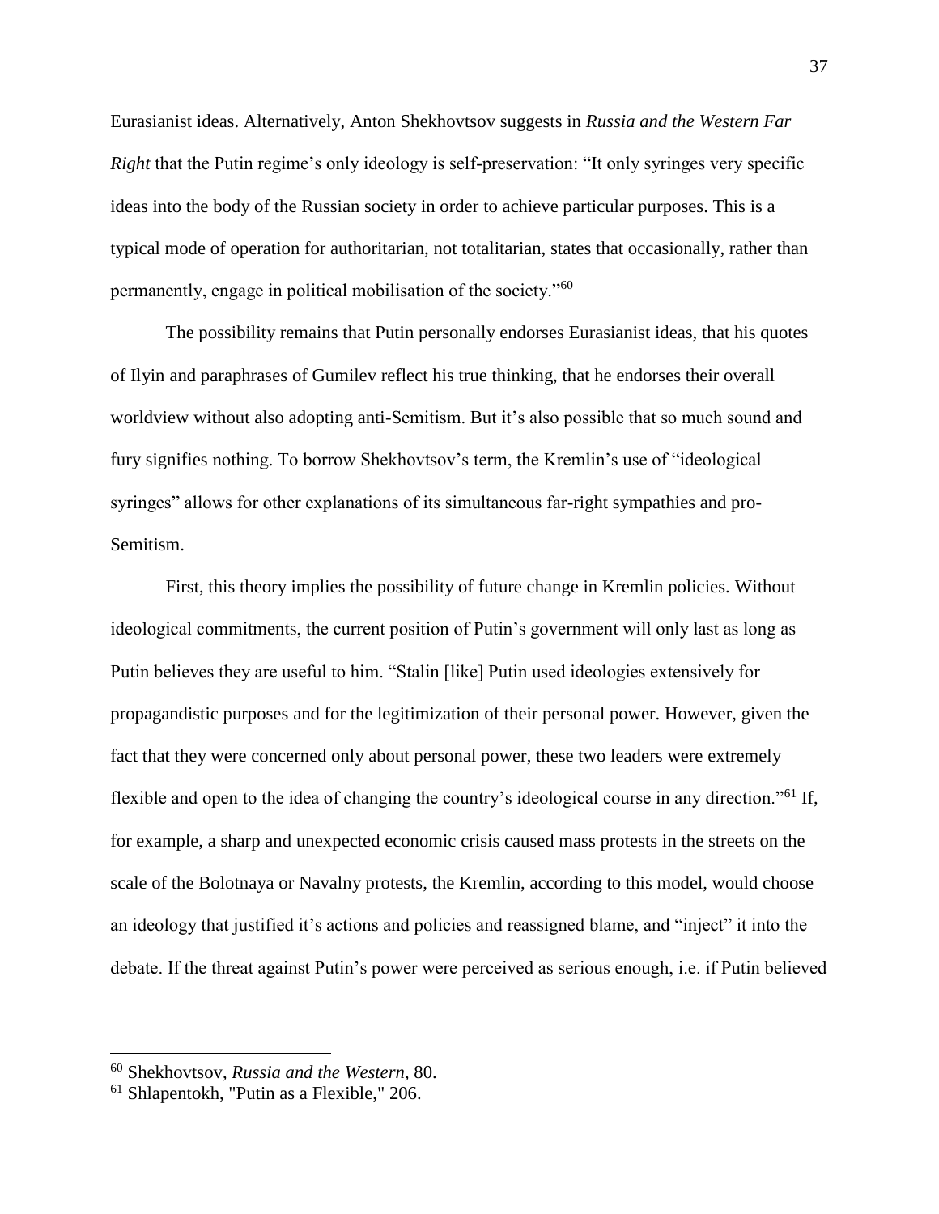Eurasianist ideas. Alternatively, Anton Shekhovtsov suggests in *Russia and the Western Far Right* that the Putin regime's only ideology is self-preservation: "It only syringes very specific ideas into the body of the Russian society in order to achieve particular purposes. This is a typical mode of operation for authoritarian, not totalitarian, states that occasionally, rather than permanently, engage in political mobilisation of the society."[60]

The possibility remains that Putin personally endorses Eurasianist ideas, that his quotes of Ilyin and paraphrases of Gumilev reflect his true thinking, that he endorses their overall worldview without also adopting anti-Semitism. But it's also possible that so much sound and fury signifies nothing. To borrow Shekhovtsov's term, the Kremlin's use of "ideological syringes" allows for other explanations of its simultaneous far-right sympathies and pro-Semitism.

First, this theory implies the possibility of future change in Kremlin policies. Without ideological commitments, the current position of Putin's government will only last as long as Putin believes they are useful to him. "Stalin [like] Putin used ideologies extensively for propagandistic purposes and for the legitimization of their personal power. However, given the fact that they were concerned only about personal power, these two leaders were extremely flexible and open to the idea of changing the country's ideological course in any direction."[61] If, for example, a sharp and unexpected economic crisis caused mass protests in the streets on the scale of the Bolotnaya or Navalny protests, the Kremlin, according to this model, would choose an ideology that justified it's actions and policies and reassigned blame, and "inject" it into the debate. If the threat against Putin's power were perceived as serious enough, i.e. if Putin believed

---

[60] Shekhovtsov, *Russia and the Western*, 80.

[61] Shlapentokh, "Putin as a Flexible," 206.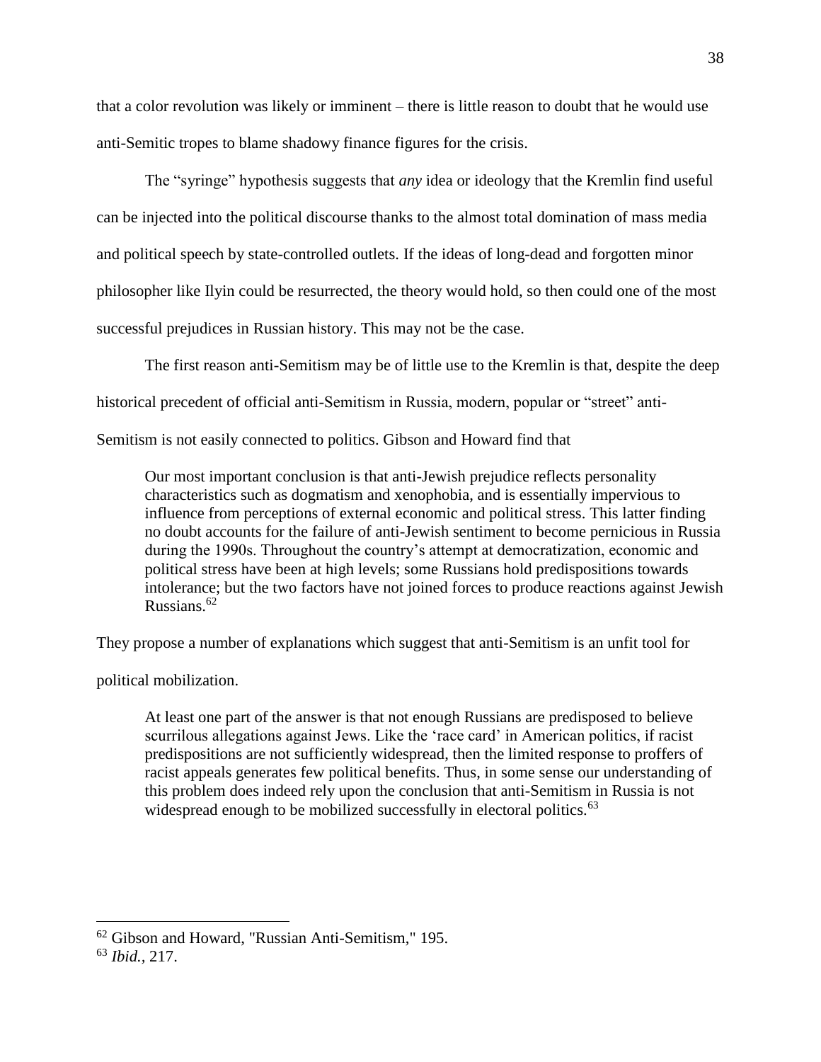that a color revolution was likely or imminent – there is little reason to doubt that he would use anti-Semitic tropes to blame shadowy finance figures for the crisis.

The "syringe" hypothesis suggests that *any* idea or ideology that the Kremlin find useful can be injected into the political discourse thanks to the almost total domination of mass media and political speech by state-controlled outlets. If the ideas of long-dead and forgotten minor philosopher like Ilyin could be resurrected, the theory would hold, so then could one of the most successful prejudices in Russian history. This may not be the case.

The first reason anti-Semitism may be of little use to the Kremlin is that, despite the deep historical precedent of official anti-Semitism in Russia, modern, popular or "street" anti-Semitism is not easily connected to politics. Gibson and Howard find that

> Our most important conclusion is that anti-Jewish prejudice reflects personality characteristics such as dogmatism and xenophobia, and is essentially impervious to influence from perceptions of external economic and political stress. This latter finding no doubt accounts for the failure of anti-Jewish sentiment to become pernicious in Russia during the 1990s. Throughout the country's attempt at democratization, economic and political stress have been at high levels; some Russians hold predispositions towards intolerance; but the two factors have not joined forces to produce reactions against Jewish Russians.[62]

They propose a number of explanations which suggest that anti-Semitism is an unfit tool for political mobilization.

> At least one part of the answer is that not enough Russians are predisposed to believe scurrilous allegations against Jews. Like the 'race card' in American politics, if racist predispositions are not sufficiently widespread, then the limited response to proffers of racist appeals generates few political benefits. Thus, in some sense our understanding of this problem does indeed rely upon the conclusion that anti-Semitism in Russia is not widespread enough to be mobilized successfully in electoral politics.[63]

---

[62] Gibson and Howard, "Russian Anti-Semitism," 195.

[63] *Ibid.*, 217.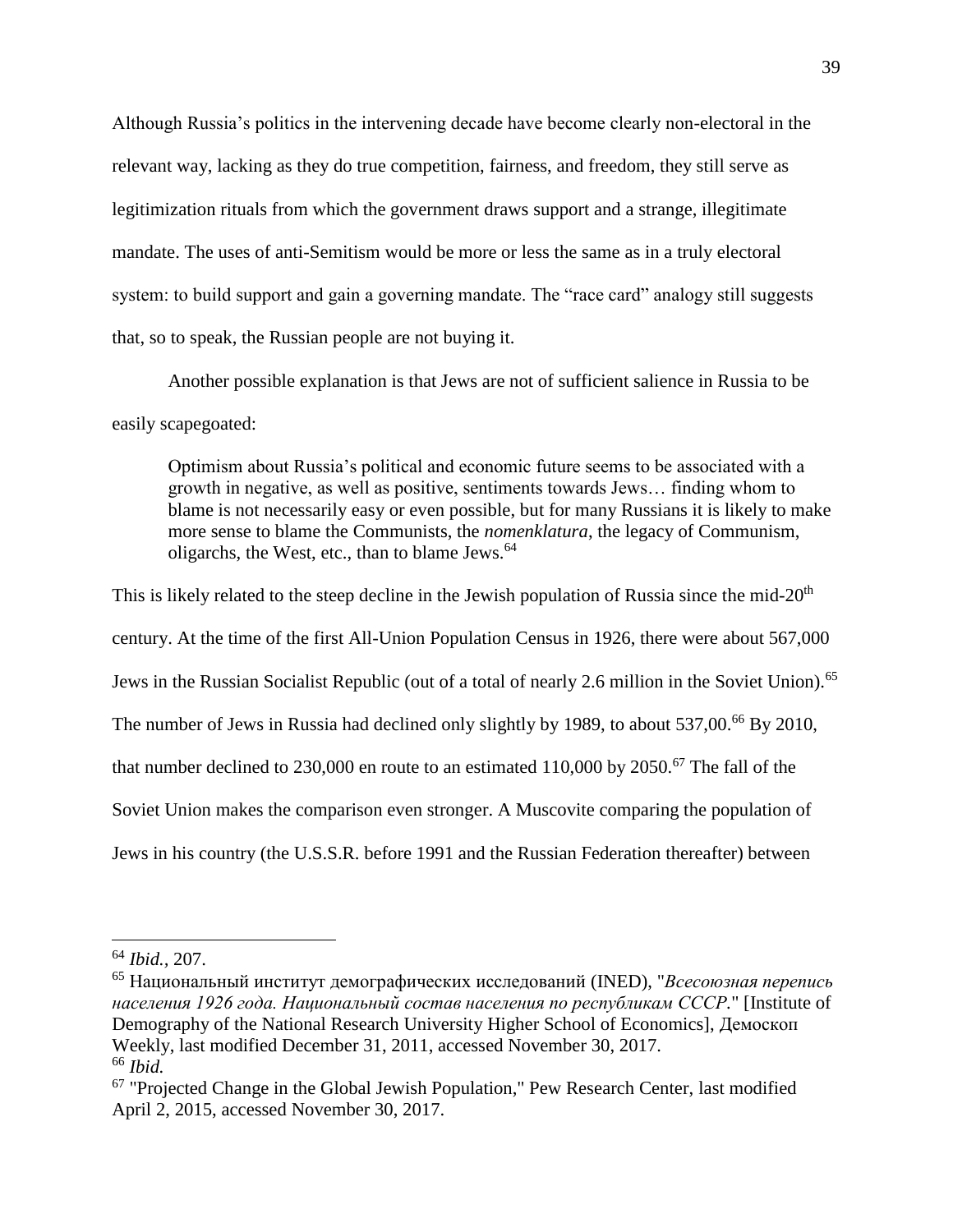Although Russia's politics in the intervening decade have become clearly non-electoral in the relevant way, lacking as they do true competition, fairness, and freedom, they still serve as legitimization rituals from which the government draws support and a strange, illegitimate mandate. The uses of anti-Semitism would be more or less the same as in a truly electoral system: to build support and gain a governing mandate. The "race card" analogy still suggests that, so to speak, the Russian people are not buying it.

Another possible explanation is that Jews are not of sufficient salience in Russia to be easily scapegoated:

> Optimism about Russia's political and economic future seems to be associated with a growth in negative, as well as positive, sentiments towards Jews… finding whom to blame is not necessarily easy or even possible, but for many Russians it is likely to make more sense to blame the Communists, the *nomenklatura*, the legacy of Communism, oligarchs, the West, etc., than to blame Jews.[64]

This is likely related to the steep decline in the Jewish population of Russia since the mid-20th century. At the time of the first All-Union Population Census in 1926, there were about 567,000 Jews in the Russian Socialist Republic (out of a total of nearly 2.6 million in the Soviet Union).[65] The number of Jews in Russia had declined only slightly by 1989, to about 537,00.[66] By 2010, that number declined to 230,000 en route to an estimated 110,000 by 2050.[67] The fall of the Soviet Union makes the comparison even stronger. A Muscovite comparing the population of Jews in his country (the U.S.S.R. before 1991 and the Russian Federation thereafter) between

---

[64] *Ibid.*, 207.

[65] Национальный институт демографических исследований (INED), "*Всесоюзная перепись населения 1926 года. Национальный состав населения по республикам СССР.*" [Institute of Demography of the National Research University Higher School of Economics], Демоскоп Weekly, last modified December 31, 2011, accessed November 30, 2017.

[66] *Ibid.*

[67] "Projected Change in the Global Jewish Population," Pew Research Center, last modified April 2, 2015, accessed November 30, 2017.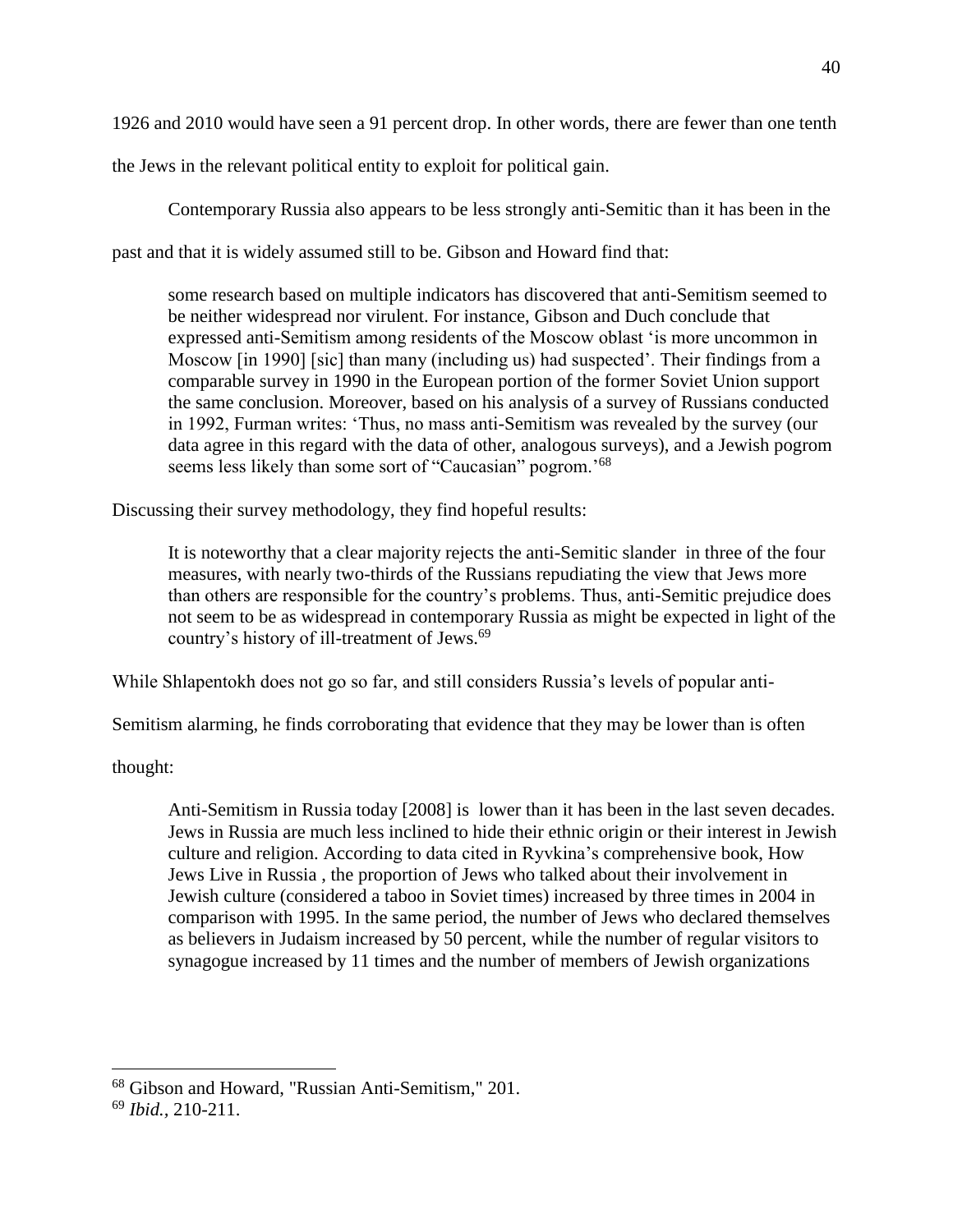1926 and 2010 would have seen a 91 percent drop. In other words, there are fewer than one tenth the Jews in the relevant political entity to exploit for political gain.

Contemporary Russia also appears to be less strongly anti-Semitic than it has been in the past and that it is widely assumed still to be. Gibson and Howard find that:

> some research based on multiple indicators has discovered that anti-Semitism seemed to be neither widespread nor virulent. For instance, Gibson and Duch conclude that expressed anti-Semitism among residents of the Moscow oblast 'is more uncommon in Moscow [in 1990] [sic] than many (including us) had suspected'. Their findings from a comparable survey in 1990 in the European portion of the former Soviet Union support the same conclusion. Moreover, based on his analysis of a survey of Russians conducted in 1992, Furman writes: 'Thus, no mass anti-Semitism was revealed by the survey (our data agree in this regard with the data of other, analogous surveys), and a Jewish pogrom seems less likely than some sort of "Caucasian" pogrom.'[68]

Discussing their survey methodology, they find hopeful results:

> It is noteworthy that a clear majority rejects the anti-Semitic slander in three of the four measures, with nearly two-thirds of the Russians repudiating the view that Jews more than others are responsible for the country's problems. Thus, anti-Semitic prejudice does not seem to be as widespread in contemporary Russia as might be expected in light of the country's history of ill-treatment of Jews.[69]

While Shlapentokh does not go so far, and still considers Russia's levels of popular anti-Semitism alarming, he finds corroborating that evidence that they may be lower than is often thought:

> Anti-Semitism in Russia today [2008] is lower than it has been in the last seven decades. Jews in Russia are much less inclined to hide their ethnic origin or their interest in Jewish culture and religion. According to data cited in Ryvkina's comprehensive book, How Jews Live in Russia , the proportion of Jews who talked about their involvement in Jewish culture (considered a taboo in Soviet times) increased by three times in 2004 in comparison with 1995. In the same period, the number of Jews who declared themselves as believers in Judaism increased by 50 percent, while the number of regular visitors to synagogue increased by 11 times and the number of members of Jewish organizations

[68] Gibson and Howard, "Russian Anti-Semitism," 201.

[69] *Ibid.*, 210-211.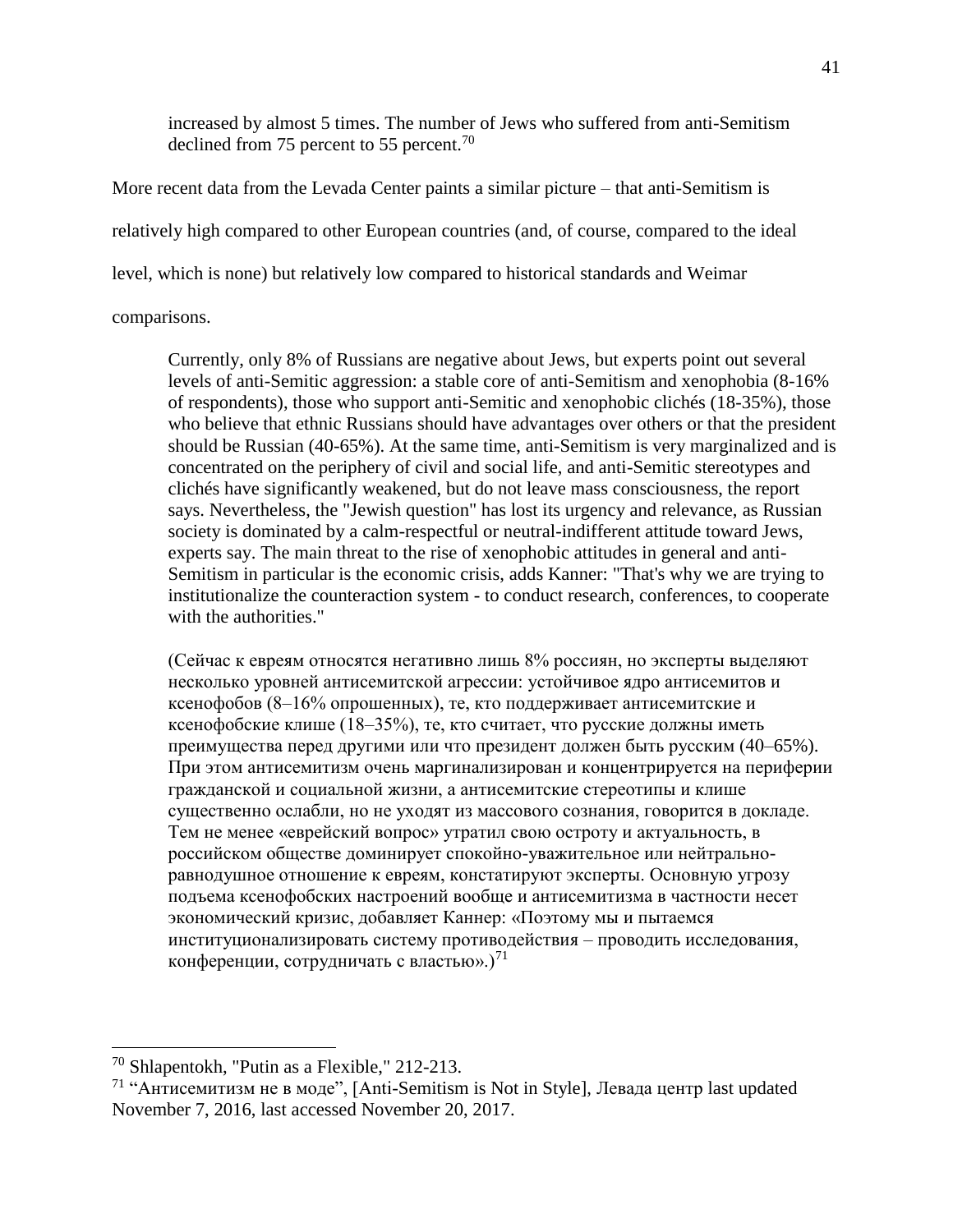> increased by almost 5 times. The number of Jews who suffered from anti-Semitism declined from 75 percent to 55 percent.[70]

More recent data from the Levada Center paints a similar picture – that anti-Semitism is relatively high compared to other European countries (and, of course, compared to the ideal level, which is none) but relatively low compared to historical standards and Weimar comparisons.

> Currently, only 8% of Russians are negative about Jews, but experts point out several levels of anti-Semitic aggression: a stable core of anti-Semitism and xenophobia (8-16% of respondents), those who support anti-Semitic and xenophobic clichés (18-35%), those who believe that ethnic Russians should have advantages over others or that the president should be Russian (40-65%). At the same time, anti-Semitism is very marginalized and is concentrated on the periphery of civil and social life, and anti-Semitic stereotypes and clichés have significantly weakened, but do not leave mass consciousness, the report says. Nevertheless, the "Jewish question" has lost its urgency and relevance, as Russian society is dominated by a calm-respectful or neutral-indifferent attitude toward Jews, experts say. The main threat to the rise of xenophobic attitudes in general and anti-Semitism in particular is the economic crisis, adds Kanner: "That's why we are trying to institutionalize the counteraction system - to conduct research, conferences, to cooperate with the authorities."
>
> (Сейчас к евреям относятся негативно лишь 8% россиян, но эксперты выделяют несколько уровней антисемитской агрессии: устойчивое ядро антисемитов и ксенофобов (8–16% опрошенных), те, кто поддерживает антисемитские и ксенофобские клише (18–35%), те, кто считает, что русские должны иметь преимущества перед другими или что президент должен быть русским (40–65%). При этом антисемитизм очень маргинализирован и концентрируется на периферии гражданской и социальной жизни, а антисемитские стереотипы и клише существенно ослабли, но не уходят из массового сознания, говорится в докладе. Тем не менее «еврейский вопрос» утратил свою остроту и актуальность, в российском обществе доминирует спокойно-уважительное или нейтрально-равнодушное отношение к евреям, констатируют эксперты. Основную угрозу подъема ксенофобских настроений вообще и антисемитизма в частности несет экономический кризис, добавляет Каннер: «Поэтому мы и пытаемся институционализировать систему противодействия – проводить исследования, конференции, сотрудничать с властью».)[71]

---

[70] Shlapentokh, "Putin as a Flexible," 212-213.

[71] "Антисемитизм не в моде", [Anti-Semitism is Not in Style], Левада центр last updated November 7, 2016, last accessed November 20, 2017.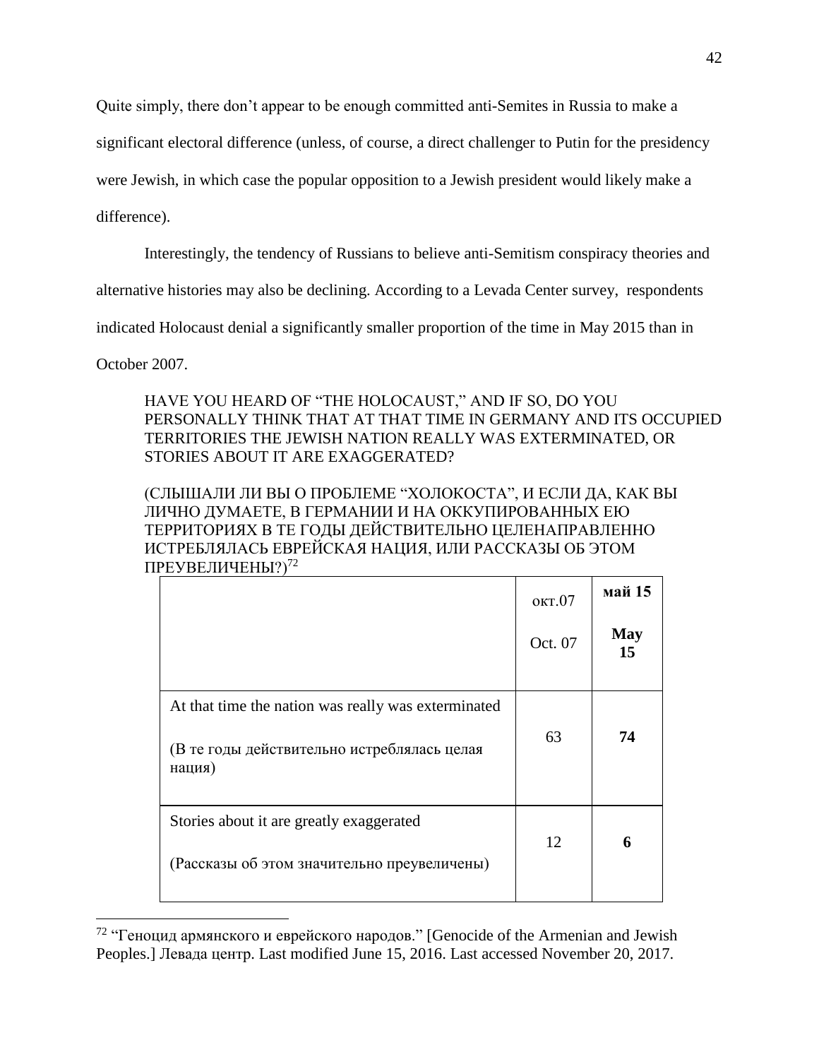Quite simply, there don't appear to be enough committed anti-Semites in Russia to make a significant electoral difference (unless, of course, a direct challenger to Putin for the presidency were Jewish, in which case the popular opposition to a Jewish president would likely make a difference).

Interestingly, the tendency of Russians to believe anti-Semitism conspiracy theories and alternative histories may also be declining. According to a Levada Center survey, respondents indicated Holocaust denial a significantly smaller proportion of the time in May 2015 than in October 2007.

> HAVE YOU HEARD OF "THE HOLOCAUST," AND IF SO, DO YOU PERSONALLY THINK THAT AT THAT TIME IN GERMANY AND ITS OCCUPIED TERRITORIES THE JEWISH NATION REALLY WAS EXTERMINATED, OR STORIES ABOUT IT ARE EXAGGERATED?
>
> (СЛЫШАЛИ ЛИ ВЫ О ПРОБЛЕМЕ "ХОЛОКОСТА", И ЕСЛИ ДА, КАК ВЫ ЛИЧНО ДУМАЕТЕ, В ГЕРМАНИИ И НА ОККУПИРОВАННЫХ ЕЮ ТЕРРИТОРИЯХ В ТЕ ГОДЫ ДЕЙСТВИТЕЛЬНО ЦЕЛЕНАПРАВЛЕННО ИСТРЕБЛЯЛАСЬ ЕВРЕЙСКАЯ НАЦИЯ, ИЛИ РАССКАЗЫ ОБ ЭТОМ ПРЕУВЕЛИЧЕНЫ?)[72]

| | окт.07<br>Oct. 07 | **май 15**<br>**May 15** |
|---|---|---|
| At that time the nation was really was exterminated<br>(В те годы действительно истреблялась целая нация) | 63 | **74** |
| Stories about it are greatly exaggerated<br>(Рассказы об этом значительно преувеличены) | 12 | **6** |

---

[72] "Геноцид армянского и еврейского народов." [Genocide of the Armenian and Jewish Peoples.] Левада центр. Last modified June 15, 2016. Last accessed November 20, 2017.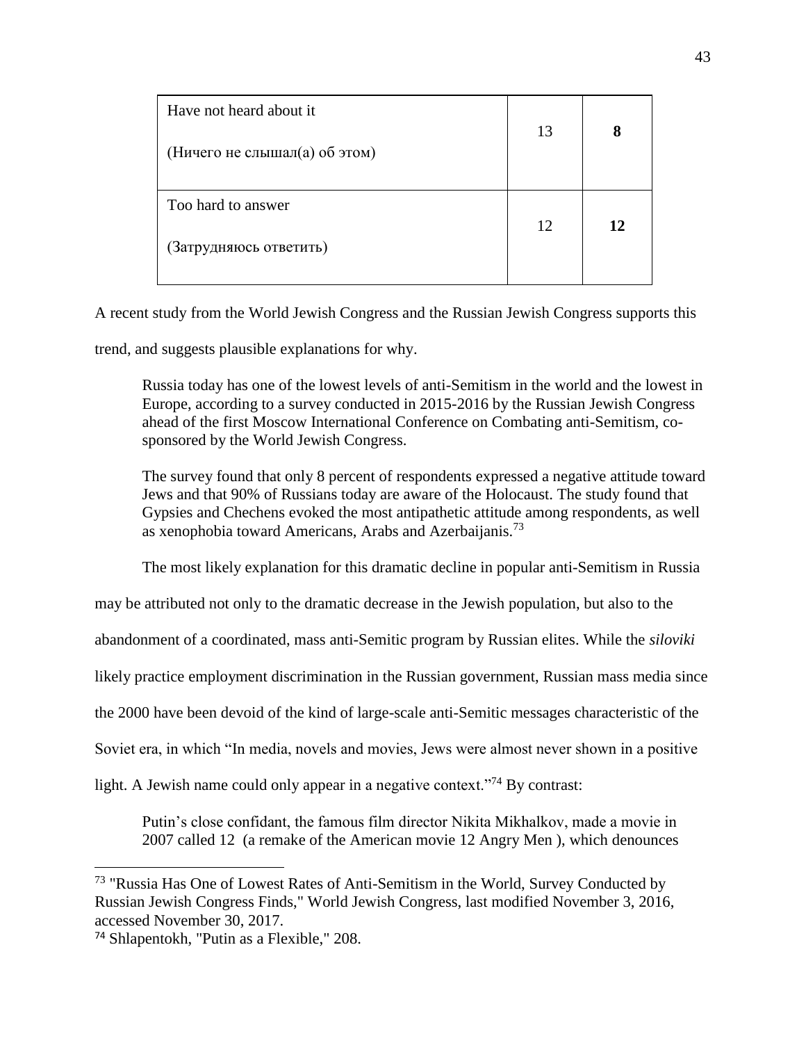| | | |
|---|---|---|
| Have not heard about it<br><br>(Ничего не слышал(а) об этом) | 13 | **8** |
| Too hard to answer<br><br>(Затрудняюсь ответить) | 12 | **12** |

A recent study from the World Jewish Congress and the Russian Jewish Congress supports this trend, and suggests plausible explanations for why.

> Russia today has one of the lowest levels of anti-Semitism in the world and the lowest in Europe, according to a survey conducted in 2015-2016 by the Russian Jewish Congress ahead of the first Moscow International Conference on Combating anti-Semitism, co-sponsored by the World Jewish Congress.
>
> The survey found that only 8 percent of respondents expressed a negative attitude toward Jews and that 90% of Russians today are aware of the Holocaust. The study found that Gypsies and Chechens evoked the most antipathetic attitude among respondents, as well as xenophobia toward Americans, Arabs and Azerbaijanis.[73]

The most likely explanation for this dramatic decline in popular anti-Semitism in Russia may be attributed not only to the dramatic decrease in the Jewish population, but also to the abandonment of a coordinated, mass anti-Semitic program by Russian elites. While the *siloviki* likely practice employment discrimination in the Russian government, Russian mass media since the 2000 have been devoid of the kind of large-scale anti-Semitic messages characteristic of the Soviet era, in which "In media, novels and movies, Jews were almost never shown in a positive light. A Jewish name could only appear in a negative context."[74] By contrast:

> Putin's close confidant, the famous film director Nikita Mikhalkov, made a movie in 2007 called 12 (a remake of the American movie 12 Angry Men ), which denounces

---

[73] "Russia Has One of Lowest Rates of Anti-Semitism in the World, Survey Conducted by Russian Jewish Congress Finds," World Jewish Congress, last modified November 3, 2016, accessed November 30, 2017.

[74] Shlapentokh, "Putin as a Flexible," 208.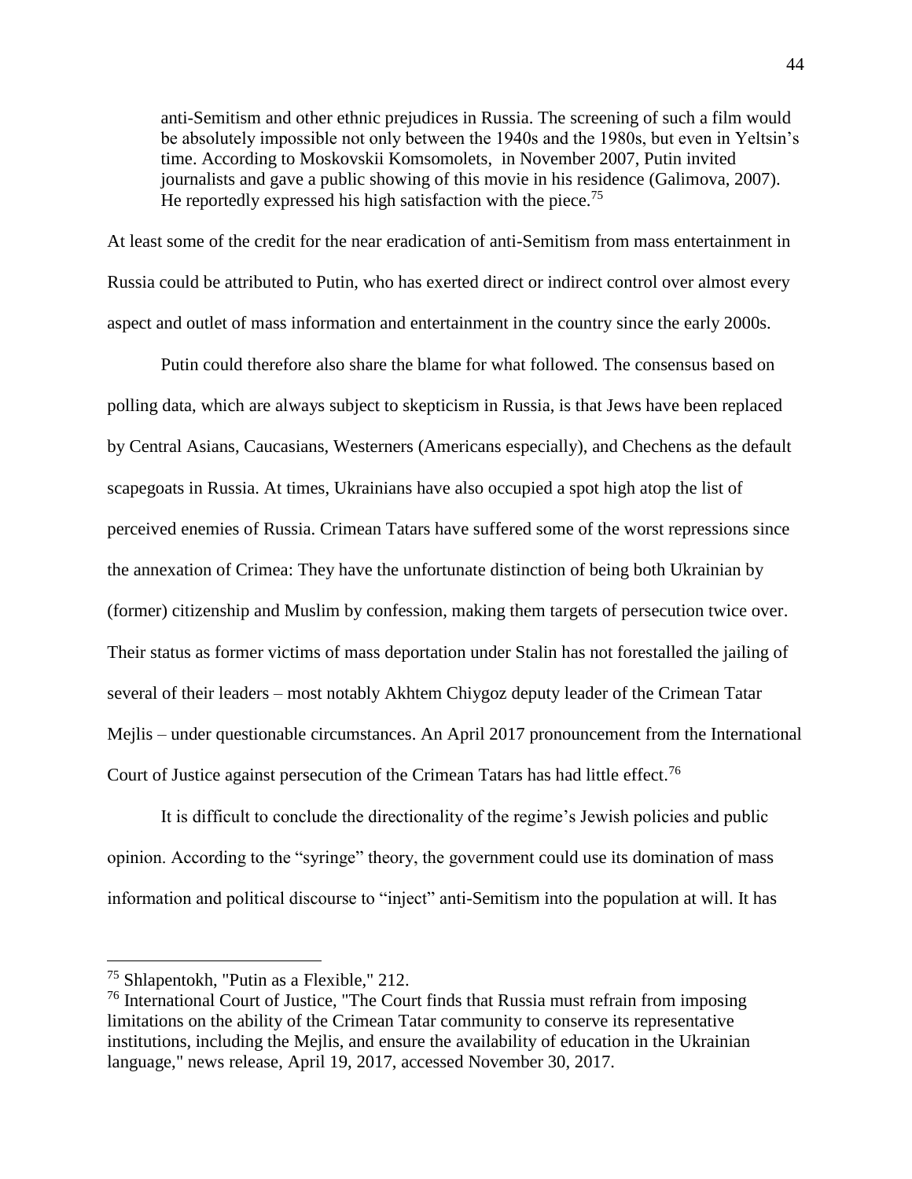> anti-Semitism and other ethnic prejudices in Russia. The screening of such a film would be absolutely impossible not only between the 1940s and the 1980s, but even in Yeltsin's time. According to Moskovskii Komsomolets, in November 2007, Putin invited journalists and gave a public showing of this movie in his residence (Galimova, 2007). He reportedly expressed his high satisfaction with the piece.[75]

At least some of the credit for the near eradication of anti-Semitism from mass entertainment in Russia could be attributed to Putin, who has exerted direct or indirect control over almost every aspect and outlet of mass information and entertainment in the country since the early 2000s.

Putin could therefore also share the blame for what followed. The consensus based on polling data, which are always subject to skepticism in Russia, is that Jews have been replaced by Central Asians, Caucasians, Westerners (Americans especially), and Chechens as the default scapegoats in Russia. At times, Ukrainians have also occupied a spot high atop the list of perceived enemies of Russia. Crimean Tatars have suffered some of the worst repressions since the annexation of Crimea: They have the unfortunate distinction of being both Ukrainian by (former) citizenship and Muslim by confession, making them targets of persecution twice over. Their status as former victims of mass deportation under Stalin has not forestalled the jailing of several of their leaders – most notably Akhtem Chiygoz deputy leader of the Crimean Tatar Mejlis – under questionable circumstances. An April 2017 pronouncement from the International Court of Justice against persecution of the Crimean Tatars has had little effect.[76]

It is difficult to conclude the directionality of the regime's Jewish policies and public opinion. According to the "syringe" theory, the government could use its domination of mass information and political discourse to "inject" anti-Semitism into the population at will. It has

---

[75] Shlapentokh, "Putin as a Flexible," 212.

[76] International Court of Justice, "The Court finds that Russia must refrain from imposing limitations on the ability of the Crimean Tatar community to conserve its representative institutions, including the Mejlis, and ensure the availability of education in the Ukrainian language," news release, April 19, 2017, accessed November 30, 2017.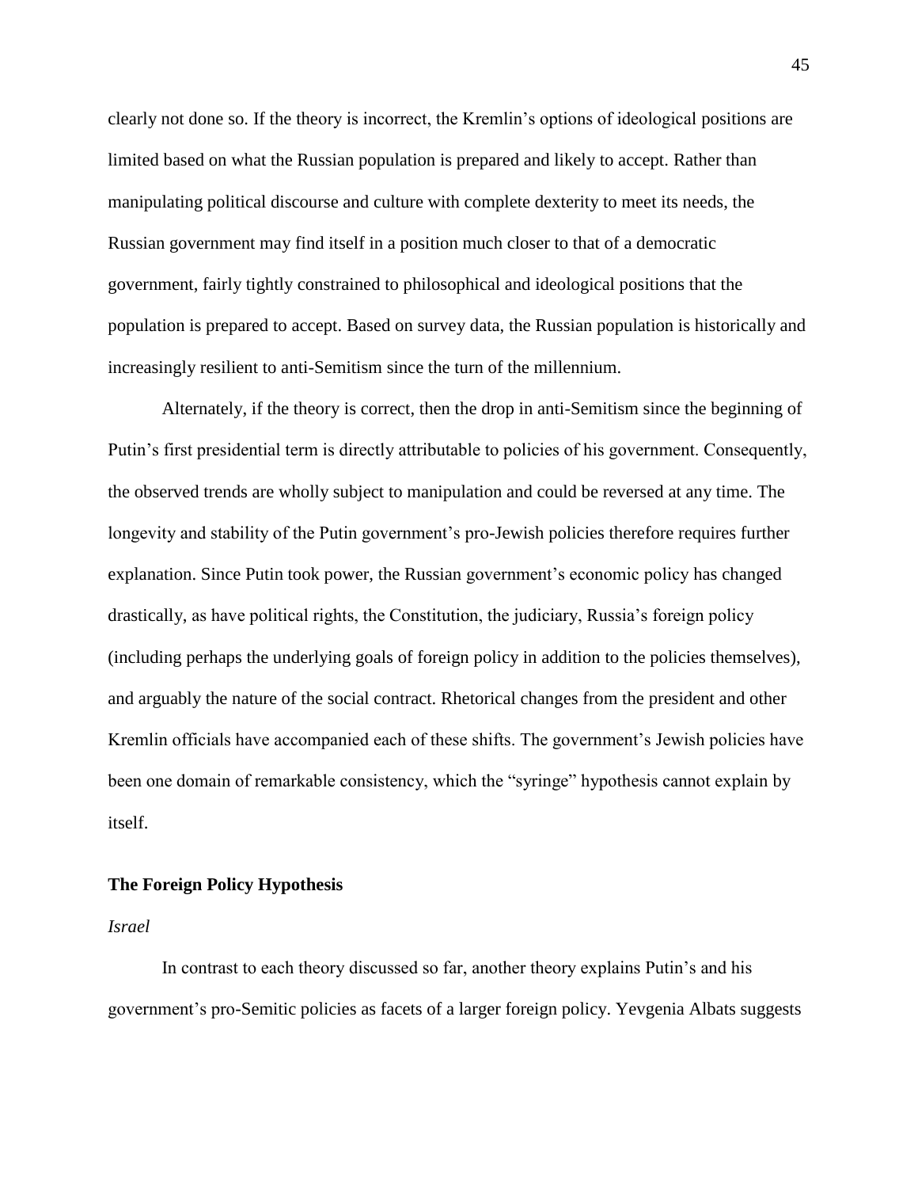clearly not done so. If the theory is incorrect, the Kremlin's options of ideological positions are limited based on what the Russian population is prepared and likely to accept. Rather than manipulating political discourse and culture with complete dexterity to meet its needs, the Russian government may find itself in a position much closer to that of a democratic government, fairly tightly constrained to philosophical and ideological positions that the population is prepared to accept. Based on survey data, the Russian population is historically and increasingly resilient to anti-Semitism since the turn of the millennium.

Alternately, if the theory is correct, then the drop in anti-Semitism since the beginning of Putin's first presidential term is directly attributable to policies of his government. Consequently, the observed trends are wholly subject to manipulation and could be reversed at any time. The longevity and stability of the Putin government's pro-Jewish policies therefore requires further explanation. Since Putin took power, the Russian government's economic policy has changed drastically, as have political rights, the Constitution, the judiciary, Russia's foreign policy (including perhaps the underlying goals of foreign policy in addition to the policies themselves), and arguably the nature of the social contract. Rhetorical changes from the president and other Kremlin officials have accompanied each of these shifts. The government's Jewish policies have been one domain of remarkable consistency, which the "syringe" hypothesis cannot explain by itself.

## The Foreign Policy Hypothesis

### *Israel*

In contrast to each theory discussed so far, another theory explains Putin's and his government's pro-Semitic policies as facets of a larger foreign policy. Yevgenia Albats suggests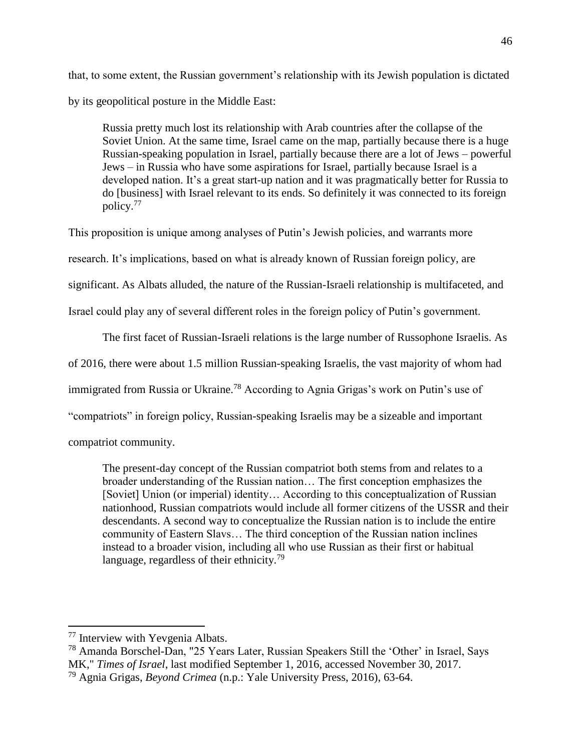that, to some extent, the Russian government's relationship with its Jewish population is dictated by its geopolitical posture in the Middle East:

> Russia pretty much lost its relationship with Arab countries after the collapse of the Soviet Union. At the same time, Israel came on the map, partially because there is a huge Russian-speaking population in Israel, partially because there are a lot of Jews – powerful Jews – in Russia who have some aspirations for Israel, partially because Israel is a developed nation. It's a great start-up nation and it was pragmatically better for Russia to do [business] with Israel relevant to its ends. So definitely it was connected to its foreign policy.[77]

This proposition is unique among analyses of Putin's Jewish policies, and warrants more research. It's implications, based on what is already known of Russian foreign policy, are significant. As Albats alluded, the nature of the Russian-Israeli relationship is multifaceted, and Israel could play any of several different roles in the foreign policy of Putin's government.

The first facet of Russian-Israeli relations is the large number of Russophone Israelis. As of 2016, there were about 1.5 million Russian-speaking Israelis, the vast majority of whom had immigrated from Russia or Ukraine.[78] According to Agnia Grigas's work on Putin's use of "compatriots" in foreign policy, Russian-speaking Israelis may be a sizeable and important compatriot community.

> The present-day concept of the Russian compatriot both stems from and relates to a broader understanding of the Russian nation… The first conception emphasizes the [Soviet] Union (or imperial) identity… According to this conceptualization of Russian nationhood, Russian compatriots would include all former citizens of the USSR and their descendants. A second way to conceptualize the Russian nation is to include the entire community of Eastern Slavs… The third conception of the Russian nation inclines instead to a broader vision, including all who use Russian as their first or habitual language, regardless of their ethnicity.[79]

---

[77] Interview with Yevgenia Albats.

[78] Amanda Borschel-Dan, "25 Years Later, Russian Speakers Still the 'Other' in Israel, Says MK," *Times of Israel*, last modified September 1, 2016, accessed November 30, 2017.

[79] Agnia Grigas, *Beyond Crimea* (n.p.: Yale University Press, 2016), 63-64.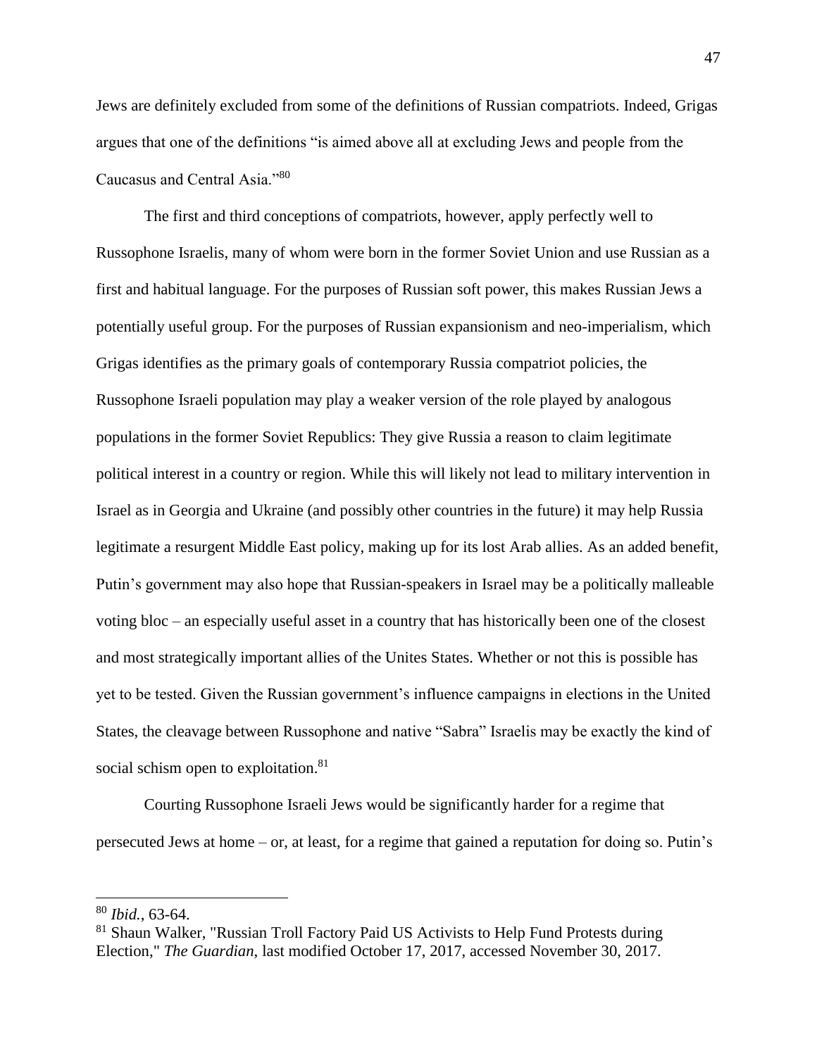Jews are definitely excluded from some of the definitions of Russian compatriots. Indeed, Grigas argues that one of the definitions "is aimed above all at excluding Jews and people from the Caucasus and Central Asia."[80]

The first and third conceptions of compatriots, however, apply perfectly well to Russophone Israelis, many of whom were born in the former Soviet Union and use Russian as a first and habitual language. For the purposes of Russian soft power, this makes Russian Jews a potentially useful group. For the purposes of Russian expansionism and neo-imperialism, which Grigas identifies as the primary goals of contemporary Russia compatriot policies, the Russophone Israeli population may play a weaker version of the role played by analogous populations in the former Soviet Republics: They give Russia a reason to claim legitimate political interest in a country or region. While this will likely not lead to military intervention in Israel as in Georgia and Ukraine (and possibly other countries in the future) it may help Russia legitimate a resurgent Middle East policy, making up for its lost Arab allies. As an added benefit, Putin's government may also hope that Russian-speakers in Israel may be a politically malleable voting bloc – an especially useful asset in a country that has historically been one of the closest and most strategically important allies of the Unites States. Whether or not this is possible has yet to be tested. Given the Russian government's influence campaigns in elections in the United States, the cleavage between Russophone and native "Sabra" Israelis may be exactly the kind of social schism open to exploitation.[81]

Courting Russophone Israeli Jews would be significantly harder for a regime that persecuted Jews at home – or, at least, for a regime that gained a reputation for doing so. Putin's

---

[80] *Ibid.*, 63-64.

[81] Shaun Walker, "Russian Troll Factory Paid US Activists to Help Fund Protests during Election," *The Guardian*, last modified October 17, 2017, accessed November 30, 2017.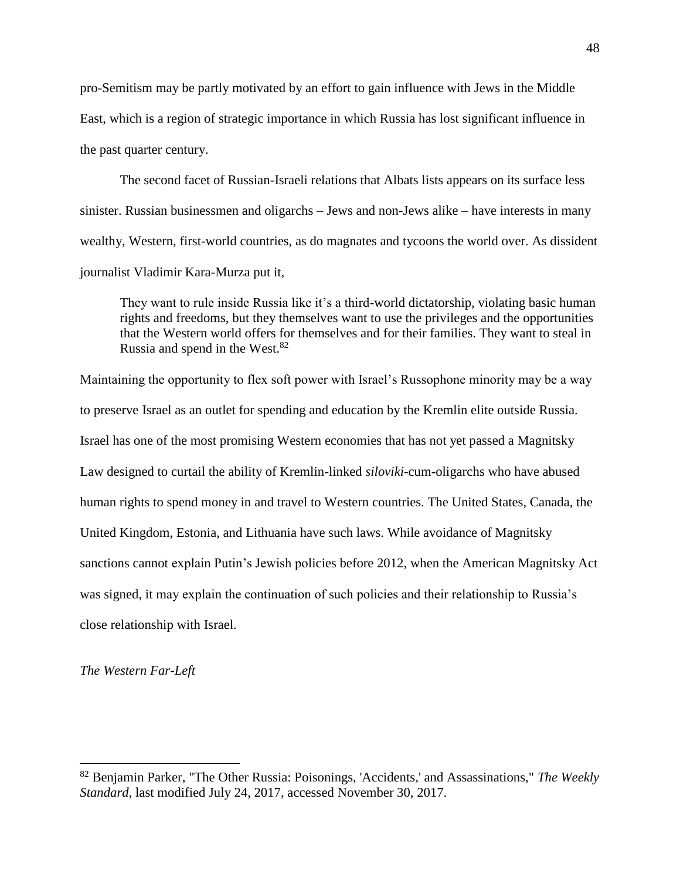pro-Semitism may be partly motivated by an effort to gain influence with Jews in the Middle East, which is a region of strategic importance in which Russia has lost significant influence in the past quarter century.

The second facet of Russian-Israeli relations that Albats lists appears on its surface less sinister. Russian businessmen and oligarchs – Jews and non-Jews alike – have interests in many wealthy, Western, first-world countries, as do magnates and tycoons the world over. As dissident journalist Vladimir Kara-Murza put it,

> They want to rule inside Russia like it's a third-world dictatorship, violating basic human rights and freedoms, but they themselves want to use the privileges and the opportunities that the Western world offers for themselves and for their families. They want to steal in Russia and spend in the West.[82]

Maintaining the opportunity to flex soft power with Israel's Russophone minority may be a way to preserve Israel as an outlet for spending and education by the Kremlin elite outside Russia. Israel has one of the most promising Western economies that has not yet passed a Magnitsky Law designed to curtail the ability of Kremlin-linked *siloviki*-cum-oligarchs who have abused human rights to spend money in and travel to Western countries. The United States, Canada, the United Kingdom, Estonia, and Lithuania have such laws. While avoidance of Magnitsky sanctions cannot explain Putin's Jewish policies before 2012, when the American Magnitsky Act was signed, it may explain the continuation of such policies and their relationship to Russia's close relationship with Israel.

*The Western Far-Left*

---

[82] Benjamin Parker, "The Other Russia: Poisonings, 'Accidents,' and Assassinations," *The Weekly Standard*, last modified July 24, 2017, accessed November 30, 2017.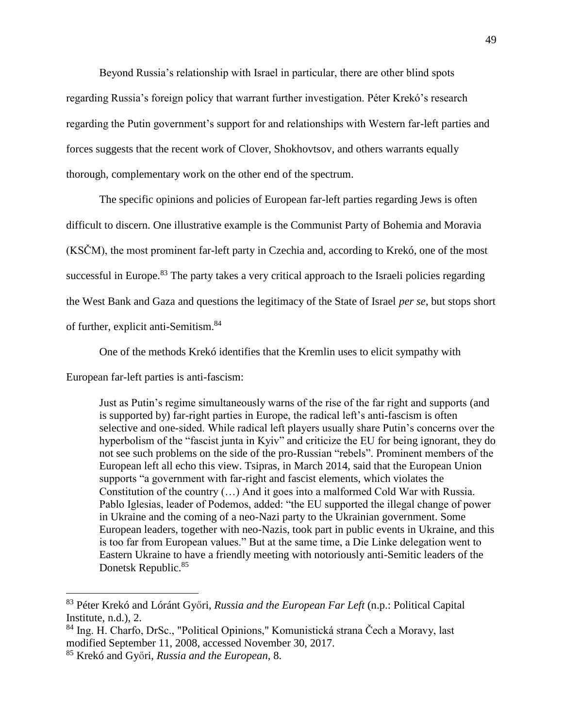Beyond Russia's relationship with Israel in particular, there are other blind spots regarding Russia's foreign policy that warrant further investigation. Péter Krekó's research regarding the Putin government's support for and relationships with Western far-left parties and forces suggests that the recent work of Clover, Shokhovtsov, and others warrants equally thorough, complementary work on the other end of the spectrum.

The specific opinions and policies of European far-left parties regarding Jews is often difficult to discern. One illustrative example is the Communist Party of Bohemia and Moravia (KSČM), the most prominent far-left party in Czechia and, according to Krekó, one of the most successful in Europe.[83] The party takes a very critical approach to the Israeli policies regarding the West Bank and Gaza and questions the legitimacy of the State of Israel *per se*, but stops short of further, explicit anti-Semitism.[84]

One of the methods Krekó identifies that the Kremlin uses to elicit sympathy with European far-left parties is anti-fascism:

> Just as Putin's regime simultaneously warns of the rise of the far right and supports (and is supported by) far-right parties in Europe, the radical left's anti-fascism is often selective and one-sided. While radical left players usually share Putin's concerns over the hyperbolism of the "fascist junta in Kyiv" and criticize the EU for being ignorant, they do not see such problems on the side of the pro-Russian "rebels". Prominent members of the European left all echo this view. Tsipras, in March 2014, said that the European Union supports "a government with far-right and fascist elements, which violates the Constitution of the country (…) And it goes into a malformed Cold War with Russia. Pablo Iglesias, leader of Podemos, added: "the EU supported the illegal change of power in Ukraine and the coming of a neo-Nazi party to the Ukrainian government. Some European leaders, together with neo-Nazis, took part in public events in Ukraine, and this is too far from European values." But at the same time, a Die Linke delegation went to Eastern Ukraine to have a friendly meeting with notoriously anti-Semitic leaders of the Donetsk Republic.[85]

---

[83] Péter Krekó and Lóránt Győri, *Russia and the European Far Left* (n.p.: Political Capital Institute, n.d.), 2.

[84] Ing. H. Charfo, DrSc., "Political Opinions," Komunistická strana Čech a Moravy, last modified September 11, 2008, accessed November 30, 2017.

[85] Krekó and Győri, *Russia and the European*, 8.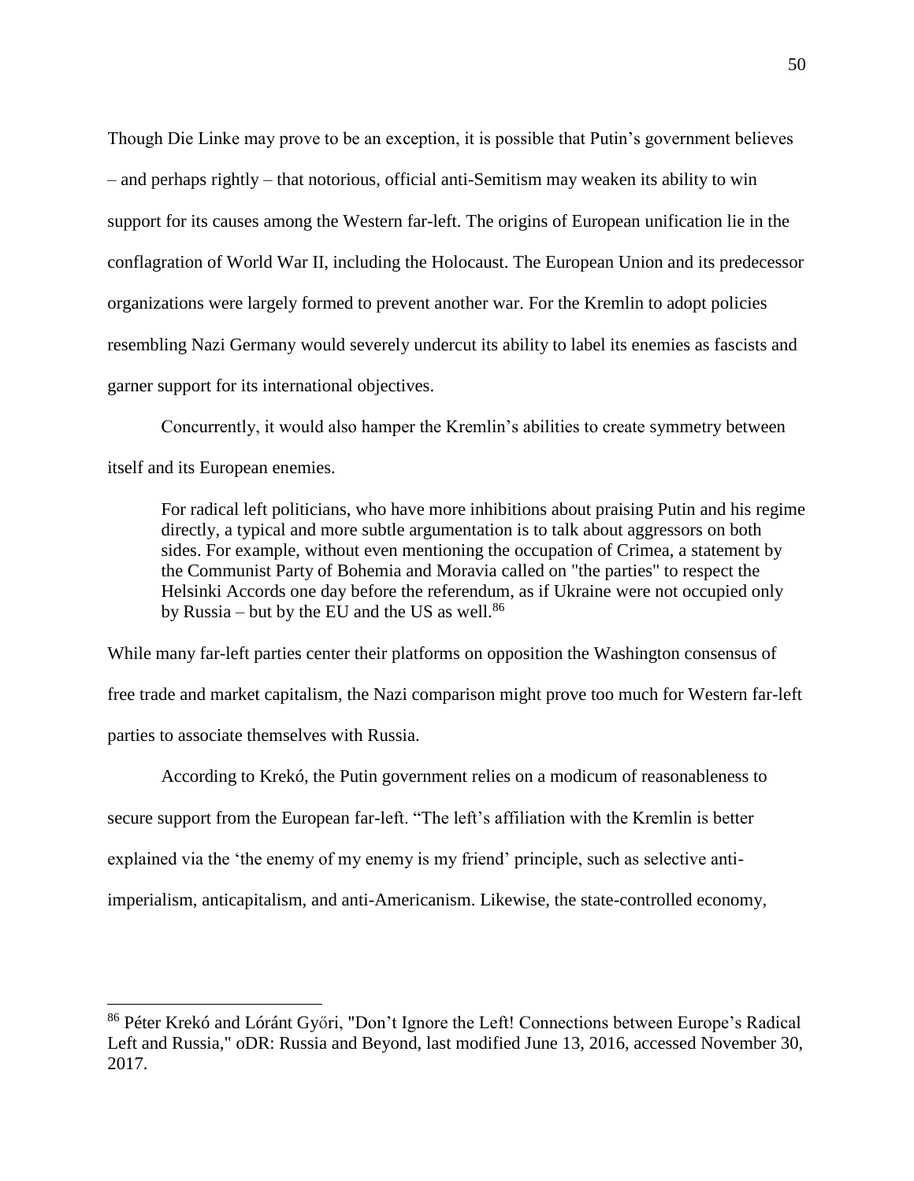Though Die Linke may prove to be an exception, it is possible that Putin's government believes – and perhaps rightly – that notorious, official anti-Semitism may weaken its ability to win support for its causes among the Western far-left. The origins of European unification lie in the conflagration of World War II, including the Holocaust. The European Union and its predecessor organizations were largely formed to prevent another war. For the Kremlin to adopt policies resembling Nazi Germany would severely undercut its ability to label its enemies as fascists and garner support for its international objectives.

Concurrently, it would also hamper the Kremlin's abilities to create symmetry between itself and its European enemies.

> For radical left politicians, who have more inhibitions about praising Putin and his regime directly, a typical and more subtle argumentation is to talk about aggressors on both sides. For example, without even mentioning the occupation of Crimea, a statement by the Communist Party of Bohemia and Moravia called on "the parties" to respect the Helsinki Accords one day before the referendum, as if Ukraine were not occupied only by Russia – but by the EU and the US as well.[86]

While many far-left parties center their platforms on opposition the Washington consensus of free trade and market capitalism, the Nazi comparison might prove too much for Western far-left parties to associate themselves with Russia.

According to Krekó, the Putin government relies on a modicum of reasonableness to secure support from the European far-left. "The left's affiliation with the Kremlin is better explained via the 'the enemy of my enemy is my friend' principle, such as selective anti-imperialism, anticapitalism, and anti-Americanism. Likewise, the state-controlled economy,

---

[86] Péter Krekó and Lóránt Győri, "Don't Ignore the Left! Connections between Europe's Radical Left and Russia," oDR: Russia and Beyond, last modified June 13, 2016, accessed November 30, 2017.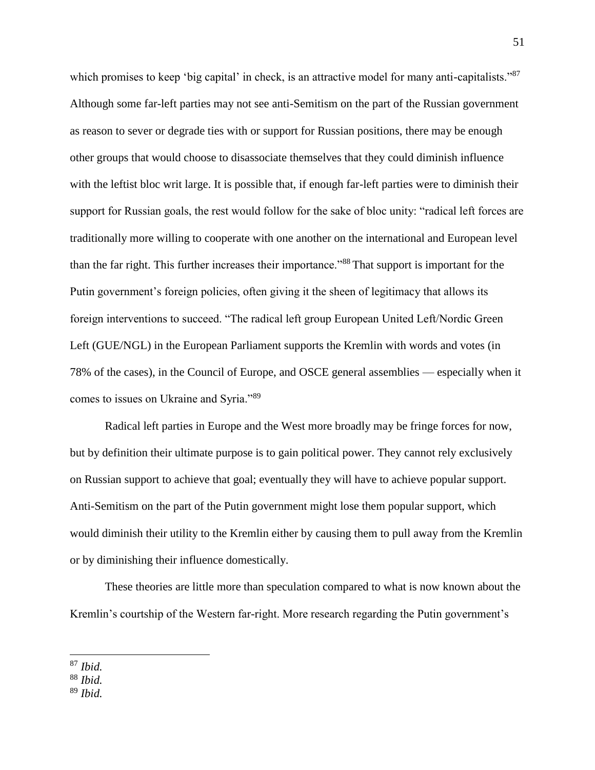which promises to keep 'big capital' in check, is an attractive model for many anti-capitalists."[87] Although some far-left parties may not see anti-Semitism on the part of the Russian government as reason to sever or degrade ties with or support for Russian positions, there may be enough other groups that would choose to disassociate themselves that they could diminish influence with the leftist bloc writ large. It is possible that, if enough far-left parties were to diminish their support for Russian goals, the rest would follow for the sake of bloc unity: "radical left forces are traditionally more willing to cooperate with one another on the international and European level than the far right. This further increases their importance."[88] That support is important for the Putin government's foreign policies, often giving it the sheen of legitimacy that allows its foreign interventions to succeed. "The radical left group European United Left/Nordic Green Left (GUE/NGL) in the European Parliament supports the Kremlin with words and votes (in 78% of the cases), in the Council of Europe, and OSCE general assemblies — especially when it comes to issues on Ukraine and Syria."[89]

Radical left parties in Europe and the West more broadly may be fringe forces for now, but by definition their ultimate purpose is to gain political power. They cannot rely exclusively on Russian support to achieve that goal; eventually they will have to achieve popular support. Anti-Semitism on the part of the Putin government might lose them popular support, which would diminish their utility to the Kremlin either by causing them to pull away from the Kremlin or by diminishing their influence domestically.

These theories are little more than speculation compared to what is now known about the Kremlin's courtship of the Western far-right. More research regarding the Putin government's

---

[87] *Ibid.*

[88] *Ibid.*

[89] *Ibid.*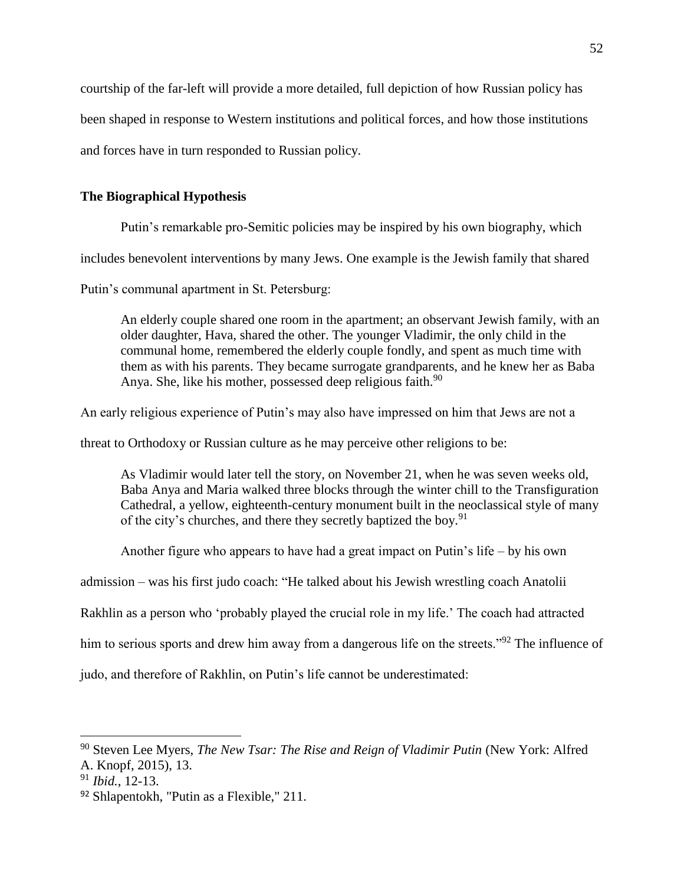courtship of the far-left will provide a more detailed, full depiction of how Russian policy has been shaped in response to Western institutions and political forces, and how those institutions and forces have in turn responded to Russian policy.

### The Biographical Hypothesis

Putin's remarkable pro-Semitic policies may be inspired by his own biography, which includes benevolent interventions by many Jews. One example is the Jewish family that shared Putin's communal apartment in St. Petersburg:

> An elderly couple shared one room in the apartment; an observant Jewish family, with an older daughter, Hava, shared the other. The younger Vladimir, the only child in the communal home, remembered the elderly couple fondly, and spent as much time with them as with his parents. They became surrogate grandparents, and he knew her as Baba Anya. She, like his mother, possessed deep religious faith.[90]

An early religious experience of Putin's may also have impressed on him that Jews are not a threat to Orthodoxy or Russian culture as he may perceive other religions to be:

> As Vladimir would later tell the story, on November 21, when he was seven weeks old, Baba Anya and Maria walked three blocks through the winter chill to the Transfiguration Cathedral, a yellow, eighteenth-century monument built in the neoclassical style of many of the city's churches, and there they secretly baptized the boy.[91]

Another figure who appears to have had a great impact on Putin's life – by his own admission – was his first judo coach: "He talked about his Jewish wrestling coach Anatolii Rakhlin as a person who 'probably played the crucial role in my life.' The coach had attracted him to serious sports and drew him away from a dangerous life on the streets."[92] The influence of judo, and therefore of Rakhlin, on Putin's life cannot be underestimated:

---

[90] Steven Lee Myers, *The New Tsar: The Rise and Reign of Vladimir Putin* (New York: Alfred A. Knopf, 2015), 13.

[91] *Ibid.*, 12-13.

[92] Shlapentokh, "Putin as a Flexible," 211.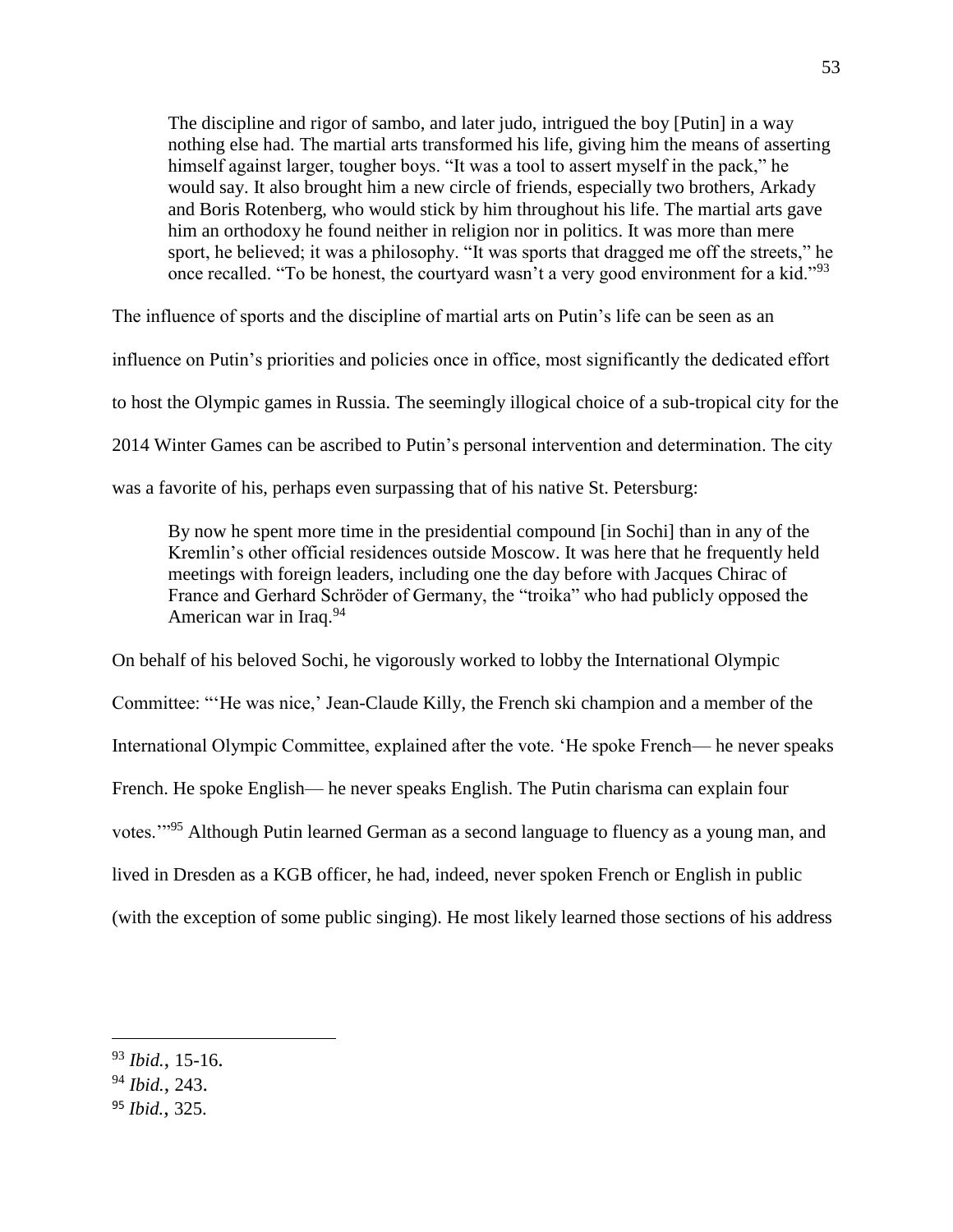> The discipline and rigor of sambo, and later judo, intrigued the boy [Putin] in a way nothing else had. The martial arts transformed his life, giving him the means of asserting himself against larger, tougher boys. "It was a tool to assert myself in the pack," he would say. It also brought him a new circle of friends, especially two brothers, Arkady and Boris Rotenberg, who would stick by him throughout his life. The martial arts gave him an orthodoxy he found neither in religion nor in politics. It was more than mere sport, he believed; it was a philosophy. "It was sports that dragged me off the streets," he once recalled. "To be honest, the courtyard wasn't a very good environment for a kid."[93]

The influence of sports and the discipline of martial arts on Putin's life can be seen as an influence on Putin's priorities and policies once in office, most significantly the dedicated effort to host the Olympic games in Russia. The seemingly illogical choice of a sub-tropical city for the 2014 Winter Games can be ascribed to Putin's personal intervention and determination. The city was a favorite of his, perhaps even surpassing that of his native St. Petersburg:

> By now he spent more time in the presidential compound [in Sochi] than in any of the Kremlin's other official residences outside Moscow. It was here that he frequently held meetings with foreign leaders, including one the day before with Jacques Chirac of France and Gerhard Schröder of Germany, the "troika" who had publicly opposed the American war in Iraq.[94]

On behalf of his beloved Sochi, he vigorously worked to lobby the International Olympic Committee: "'He was nice,' Jean-Claude Killy, the French ski champion and a member of the International Olympic Committee, explained after the vote. 'He spoke French— he never speaks French. He spoke English— he never speaks English. The Putin charisma can explain four votes.'"[95] Although Putin learned German as a second language to fluency as a young man, and lived in Dresden as a KGB officer, he had, indeed, never spoken French or English in public (with the exception of some public singing). He most likely learned those sections of his address

---

[93] *Ibid.*, 15-16.

[94] *Ibid.*, 243.

[95] *Ibid.*, 325.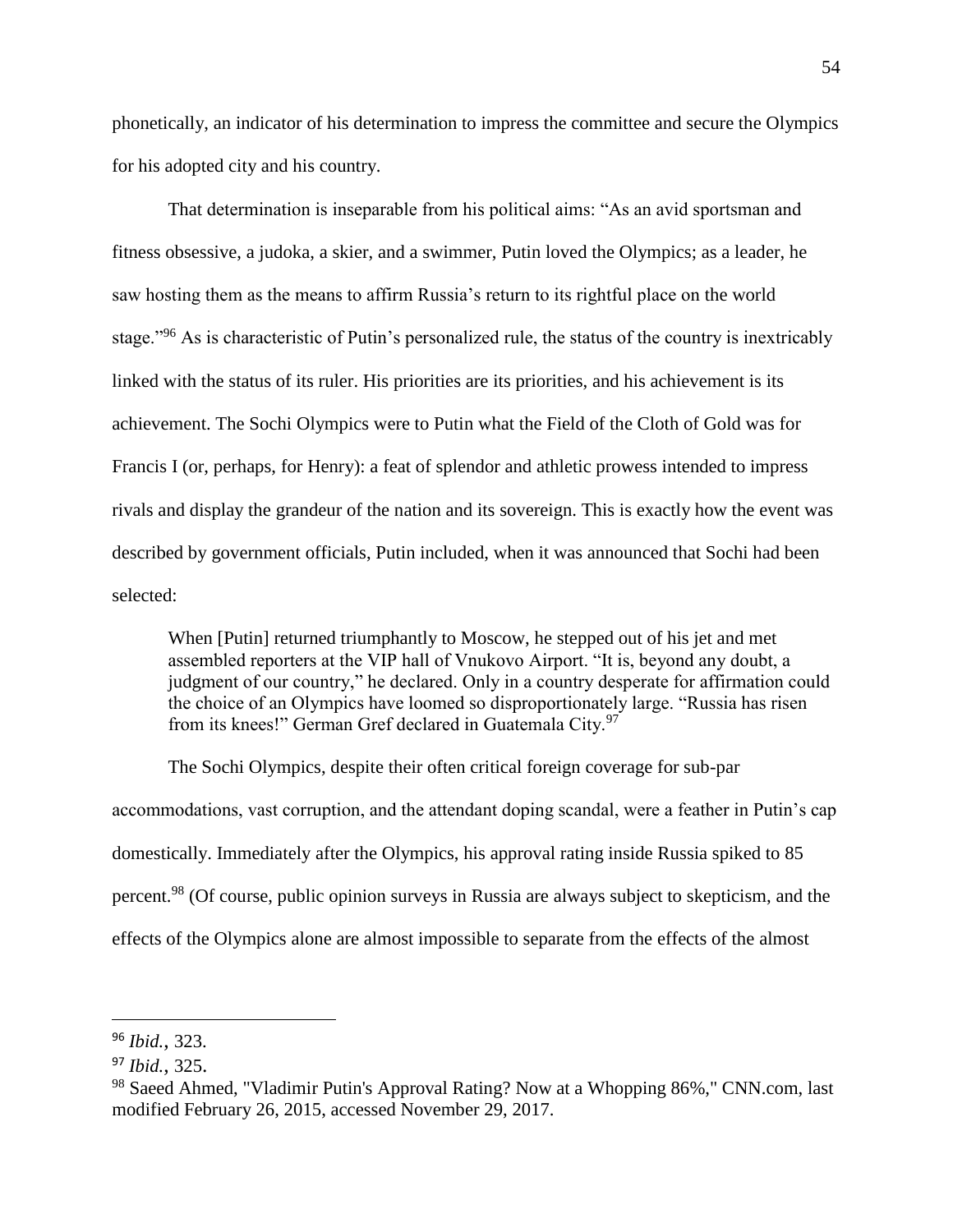phonetically, an indicator of his determination to impress the committee and secure the Olympics for his adopted city and his country.

That determination is inseparable from his political aims: "As an avid sportsman and fitness obsessive, a judoka, a skier, and a swimmer, Putin loved the Olympics; as a leader, he saw hosting them as the means to affirm Russia's return to its rightful place on the world stage."[96] As is characteristic of Putin's personalized rule, the status of the country is inextricably linked with the status of its ruler. His priorities are its priorities, and his achievement is its achievement. The Sochi Olympics were to Putin what the Field of the Cloth of Gold was for Francis I (or, perhaps, for Henry): a feat of splendor and athletic prowess intended to impress rivals and display the grandeur of the nation and its sovereign. This is exactly how the event was described by government officials, Putin included, when it was announced that Sochi had been selected:

> When [Putin] returned triumphantly to Moscow, he stepped out of his jet and met assembled reporters at the VIP hall of Vnukovo Airport. "It is, beyond any doubt, a judgment of our country," he declared. Only in a country desperate for affirmation could the choice of an Olympics have loomed so disproportionately large. "Russia has risen from its knees!" German Gref declared in Guatemala City.[97]

The Sochi Olympics, despite their often critical foreign coverage for sub-par accommodations, vast corruption, and the attendant doping scandal, were a feather in Putin's cap domestically. Immediately after the Olympics, his approval rating inside Russia spiked to 85 percent.[98] (Of course, public opinion surveys in Russia are always subject to skepticism, and the effects of the Olympics alone are almost impossible to separate from the effects of the almost

---

[96] *Ibid.*, 323.

[97] *Ibid.*, 325.

[98] Saeed Ahmed, "Vladimir Putin's Approval Rating? Now at a Whopping 86%," CNN.com, last modified February 26, 2015, accessed November 29, 2017.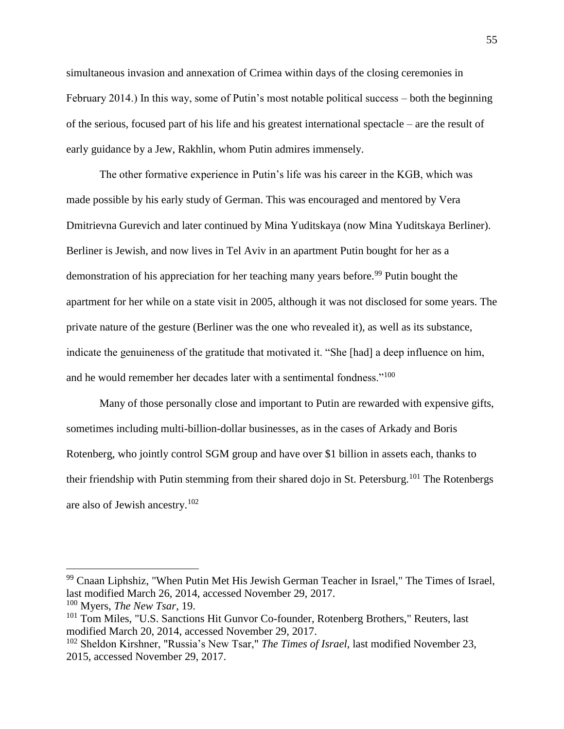simultaneous invasion and annexation of Crimea within days of the closing ceremonies in February 2014.) In this way, some of Putin's most notable political success – both the beginning of the serious, focused part of his life and his greatest international spectacle – are the result of early guidance by a Jew, Rakhlin, whom Putin admires immensely.

The other formative experience in Putin's life was his career in the KGB, which was made possible by his early study of German. This was encouraged and mentored by Vera Dmitrievna Gurevich and later continued by Mina Yuditskaya (now Mina Yuditskaya Berliner). Berliner is Jewish, and now lives in Tel Aviv in an apartment Putin bought for her as a demonstration of his appreciation for her teaching many years before.[99] Putin bought the apartment for her while on a state visit in 2005, although it was not disclosed for some years. The private nature of the gesture (Berliner was the one who revealed it), as well as its substance, indicate the genuineness of the gratitude that motivated it. "She [had] a deep influence on him, and he would remember her decades later with a sentimental fondness."[100]

Many of those personally close and important to Putin are rewarded with expensive gifts, sometimes including multi-billion-dollar businesses, as in the cases of Arkady and Boris Rotenberg, who jointly control SGM group and have over $1 billion in assets each, thanks to their friendship with Putin stemming from their shared dojo in St. Petersburg.[101] The Rotenbergs are also of Jewish ancestry.[102]

---

[99] Cnaan Liphshiz, "When Putin Met His Jewish German Teacher in Israel," The Times of Israel, last modified March 26, 2014, accessed November 29, 2017.

[100] Myers, *The New Tsar*, 19.

[101] Tom Miles, "U.S. Sanctions Hit Gunvor Co-founder, Rotenberg Brothers," Reuters, last modified March 20, 2014, accessed November 29, 2017.

[102] Sheldon Kirshner, "Russia's New Tsar," *The Times of Israel*, last modified November 23, 2015, accessed November 29, 2017.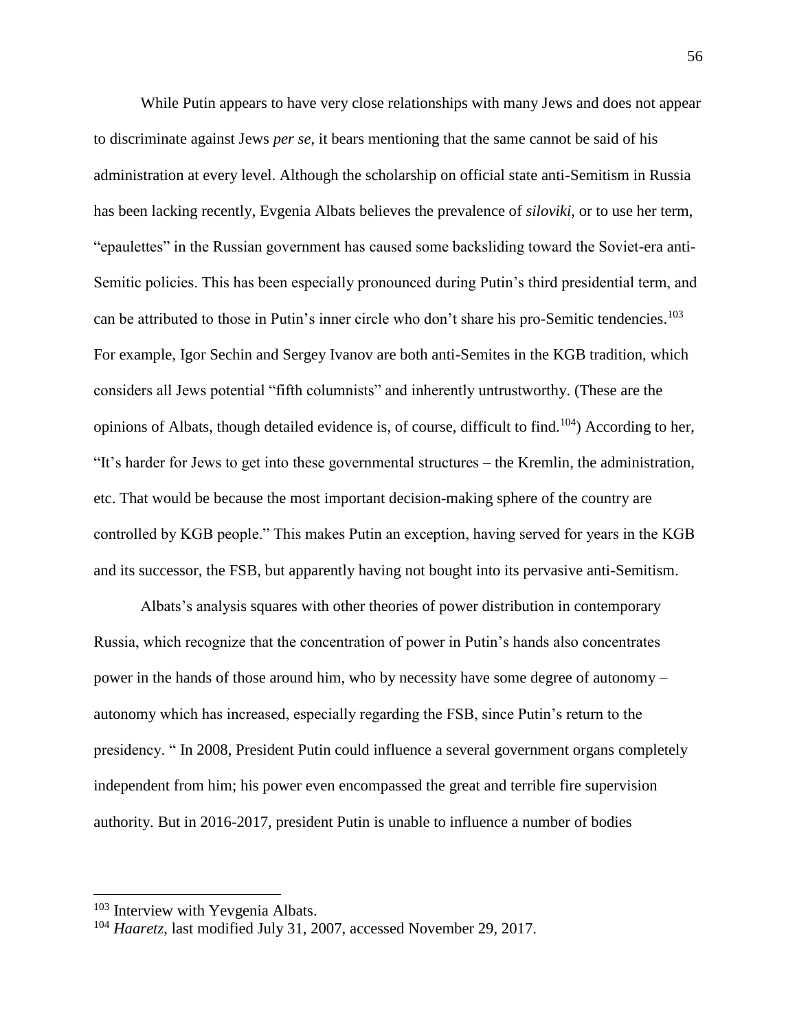While Putin appears to have very close relationships with many Jews and does not appear to discriminate against Jews *per se*, it bears mentioning that the same cannot be said of his administration at every level. Although the scholarship on official state anti-Semitism in Russia has been lacking recently, Evgenia Albats believes the prevalence of *siloviki*, or to use her term, "epaulettes" in the Russian government has caused some backsliding toward the Soviet-era anti-Semitic policies. This has been especially pronounced during Putin's third presidential term, and can be attributed to those in Putin's inner circle who don't share his pro-Semitic tendencies.[103] For example, Igor Sechin and Sergey Ivanov are both anti-Semites in the KGB tradition, which considers all Jews potential "fifth columnists" and inherently untrustworthy. (These are the opinions of Albats, though detailed evidence is, of course, difficult to find.[104]) According to her, "It's harder for Jews to get into these governmental structures – the Kremlin, the administration, etc. That would be because the most important decision-making sphere of the country are controlled by KGB people." This makes Putin an exception, having served for years in the KGB and its successor, the FSB, but apparently having not bought into its pervasive anti-Semitism.

Albats's analysis squares with other theories of power distribution in contemporary Russia, which recognize that the concentration of power in Putin's hands also concentrates power in the hands of those around him, who by necessity have some degree of autonomy – autonomy which has increased, especially regarding the FSB, since Putin's return to the presidency. " In 2008, President Putin could influence a several government organs completely independent from him; his power even encompassed the great and terrible fire supervision authority. But in 2016-2017, president Putin is unable to influence a number of bodies

---

[103] Interview with Yevgenia Albats.

[104] *Haaretz*, last modified July 31, 2007, accessed November 29, 2017.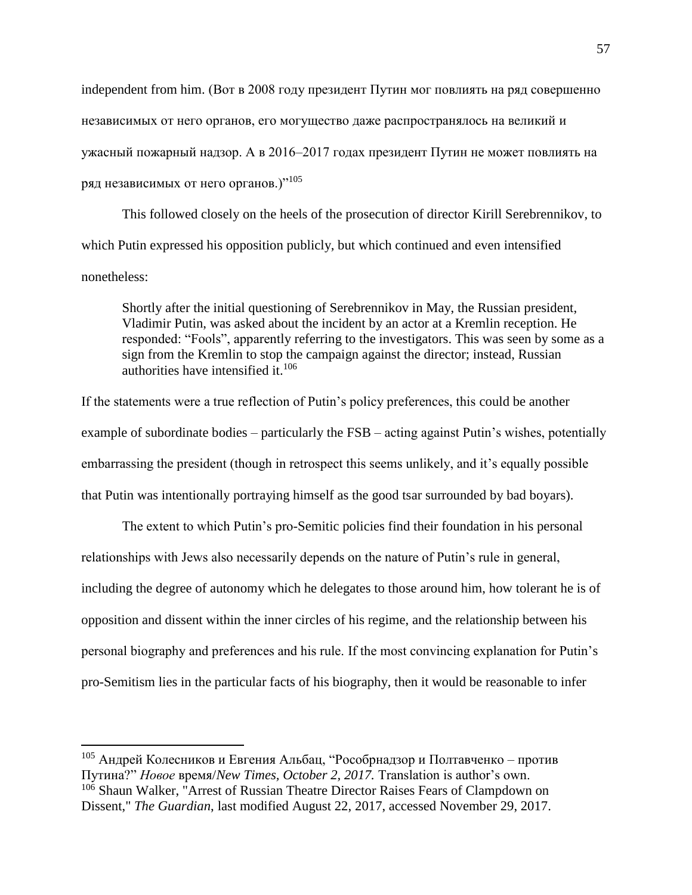independent from him. (Вот в 2008 году президент Путин мог повлиять на ряд совершенно независимых от него органов, его могущество даже распространялось на великий и ужасный пожарный надзор. А в 2016–2017 годах президент Путин не может повлиять на ряд независимых от него органов.)"[105]

This followed closely on the heels of the prosecution of director Kirill Serebrennikov, to which Putin expressed his opposition publicly, but which continued and even intensified nonetheless:

> Shortly after the initial questioning of Serebrennikov in May, the Russian president, Vladimir Putin, was asked about the incident by an actor at a Kremlin reception. He responded: "Fools", apparently referring to the investigators. This was seen by some as a sign from the Kremlin to stop the campaign against the director; instead, Russian authorities have intensified it.[106]

If the statements were a true reflection of Putin's policy preferences, this could be another example of subordinate bodies – particularly the FSB – acting against Putin's wishes, potentially embarrassing the president (though in retrospect this seems unlikely, and it's equally possible that Putin was intentionally portraying himself as the good tsar surrounded by bad boyars).

The extent to which Putin's pro-Semitic policies find their foundation in his personal relationships with Jews also necessarily depends on the nature of Putin's rule in general, including the degree of autonomy which he delegates to those around him, how tolerant he is of opposition and dissent within the inner circles of his regime, and the relationship between his personal biography and preferences and his rule. If the most convincing explanation for Putin's pro-Semitism lies in the particular facts of his biography, then it would be reasonable to infer

---

[105] Андрей Колесников и Евгения Альбац, "Рособрнадзор и Полтавченко – против Путина?" *Новое* время/*New Times, October 2, 2017.* Translation is author's own.

[106] Shaun Walker, "Arrest of Russian Theatre Director Raises Fears of Clampdown on Dissent," *The Guardian*, last modified August 22, 2017, accessed November 29, 2017.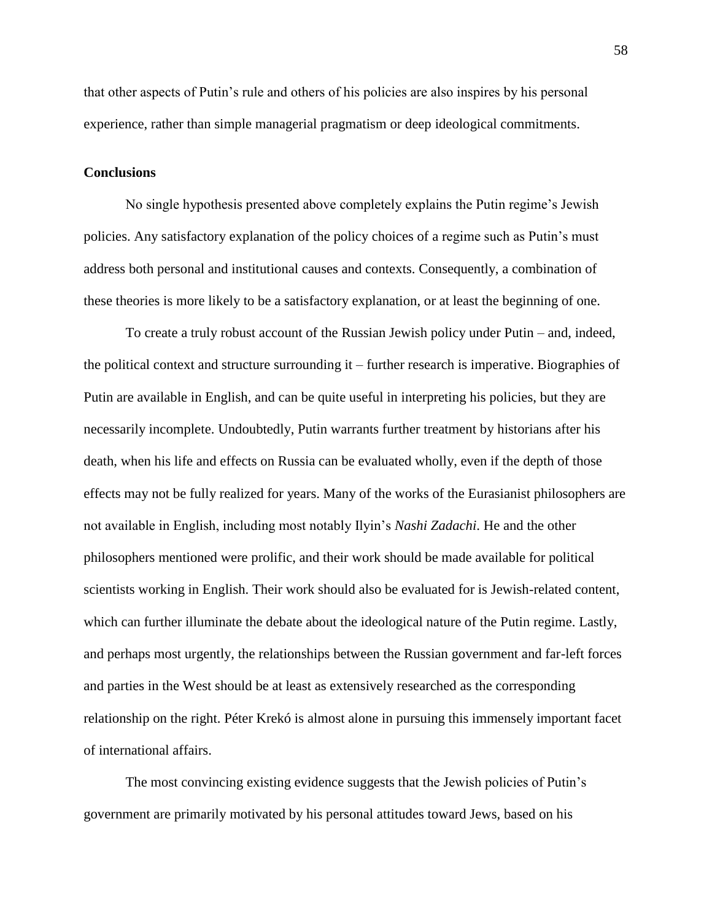that other aspects of Putin's rule and others of his policies are also inspires by his personal experience, rather than simple managerial pragmatism or deep ideological commitments.

**Conclusions**

No single hypothesis presented above completely explains the Putin regime's Jewish policies. Any satisfactory explanation of the policy choices of a regime such as Putin's must address both personal and institutional causes and contexts. Consequently, a combination of these theories is more likely to be a satisfactory explanation, or at least the beginning of one.

To create a truly robust account of the Russian Jewish policy under Putin – and, indeed, the political context and structure surrounding it – further research is imperative. Biographies of Putin are available in English, and can be quite useful in interpreting his policies, but they are necessarily incomplete. Undoubtedly, Putin warrants further treatment by historians after his death, when his life and effects on Russia can be evaluated wholly, even if the depth of those effects may not be fully realized for years. Many of the works of the Eurasianist philosophers are not available in English, including most notably Ilyin's *Nashi Zadachi*. He and the other philosophers mentioned were prolific, and their work should be made available for political scientists working in English. Their work should also be evaluated for is Jewish-related content, which can further illuminate the debate about the ideological nature of the Putin regime. Lastly, and perhaps most urgently, the relationships between the Russian government and far-left forces and parties in the West should be at least as extensively researched as the corresponding relationship on the right. Péter Krekó is almost alone in pursuing this immensely important facet of international affairs.

The most convincing existing evidence suggests that the Jewish policies of Putin's government are primarily motivated by his personal attitudes toward Jews, based on his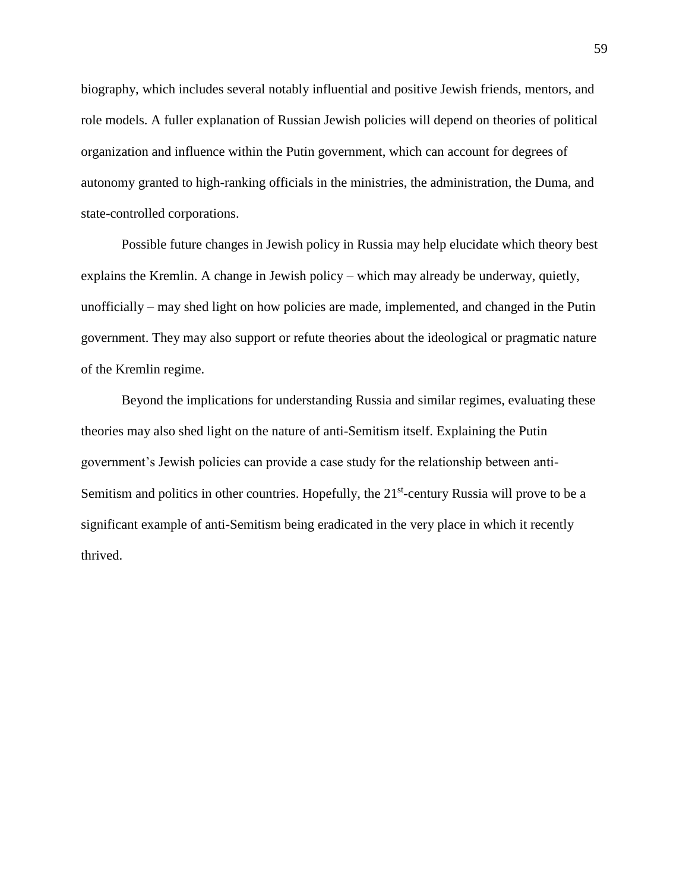biography, which includes several notably influential and positive Jewish friends, mentors, and role models. A fuller explanation of Russian Jewish policies will depend on theories of political organization and influence within the Putin government, which can account for degrees of autonomy granted to high-ranking officials in the ministries, the administration, the Duma, and state-controlled corporations.

Possible future changes in Jewish policy in Russia may help elucidate which theory best explains the Kremlin. A change in Jewish policy – which may already be underway, quietly, unofficially – may shed light on how policies are made, implemented, and changed in the Putin government. They may also support or refute theories about the ideological or pragmatic nature of the Kremlin regime.

Beyond the implications for understanding Russia and similar regimes, evaluating these theories may also shed light on the nature of anti-Semitism itself. Explaining the Putin government's Jewish policies can provide a case study for the relationship between anti-Semitism and politics in other countries. Hopefully, the 21st-century Russia will prove to be a significant example of anti-Semitism being eradicated in the very place in which it recently thrived.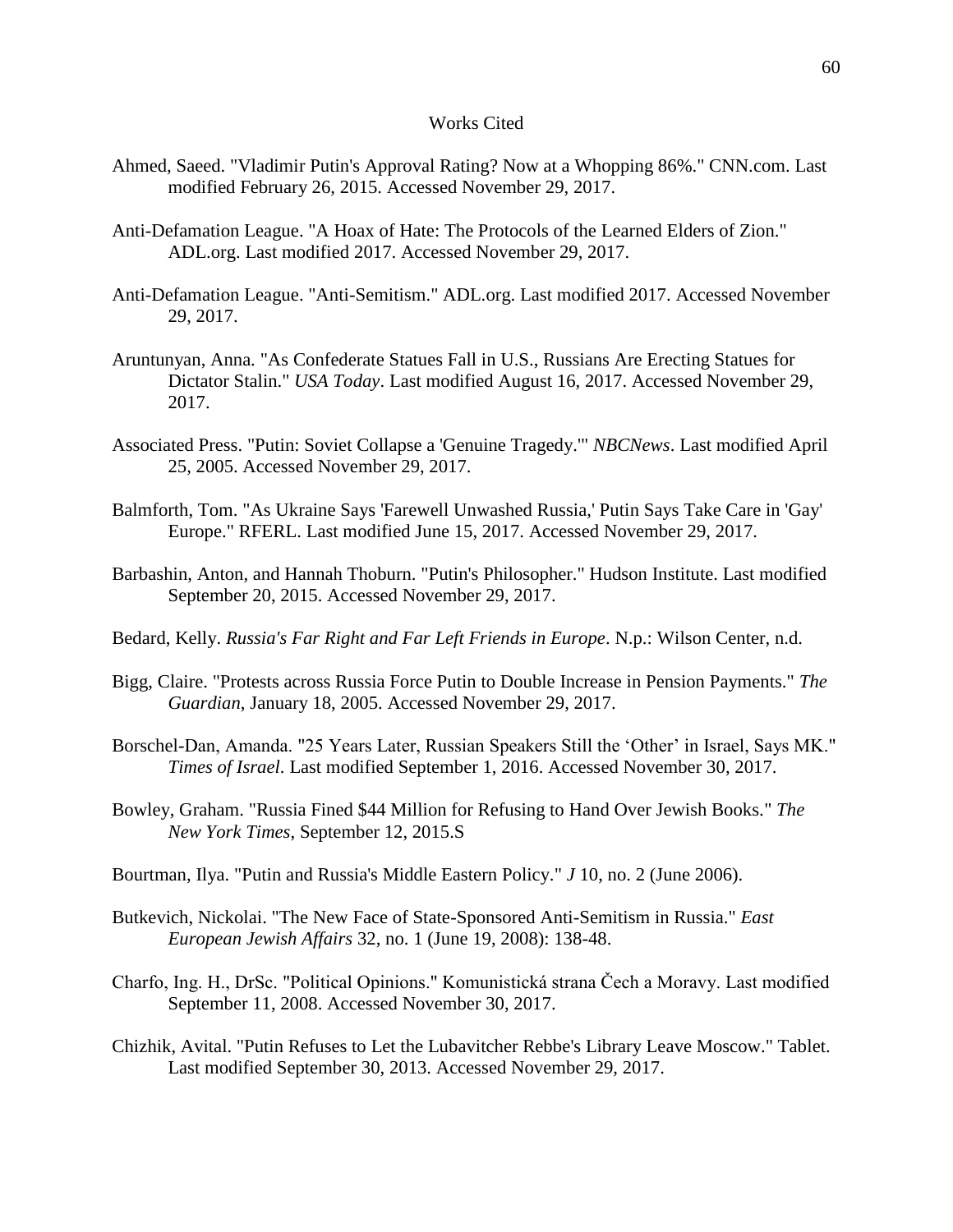# Works Cited

Ahmed, Saeed. "Vladimir Putin's Approval Rating? Now at a Whopping 86%." CNN.com. Last modified February 26, 2015. Accessed November 29, 2017.

Anti-Defamation League. "A Hoax of Hate: The Protocols of the Learned Elders of Zion." ADL.org. Last modified 2017. Accessed November 29, 2017.

Anti-Defamation League. "Anti-Semitism." ADL.org. Last modified 2017. Accessed November 29, 2017.

Aruntunyan, Anna. "As Confederate Statues Fall in U.S., Russians Are Erecting Statues for Dictator Stalin." *USA Today*. Last modified August 16, 2017. Accessed November 29, 2017.

Associated Press. "Putin: Soviet Collapse a 'Genuine Tragedy.'" *NBCNews*. Last modified April 25, 2005. Accessed November 29, 2017.

Balmforth, Tom. "As Ukraine Says 'Farewell Unwashed Russia,' Putin Says Take Care in 'Gay' Europe." RFERL. Last modified June 15, 2017. Accessed November 29, 2017.

Barbashin, Anton, and Hannah Thoburn. "Putin's Philosopher." Hudson Institute. Last modified September 20, 2015. Accessed November 29, 2017.

Bedard, Kelly. *Russia's Far Right and Far Left Friends in Europe*. N.p.: Wilson Center, n.d.

Bigg, Claire. "Protests across Russia Force Putin to Double Increase in Pension Payments." *The Guardian*, January 18, 2005. Accessed November 29, 2017.

Borschel-Dan, Amanda. "25 Years Later, Russian Speakers Still the 'Other' in Israel, Says MK." *Times of Israel*. Last modified September 1, 2016. Accessed November 30, 2017.

Bowley, Graham. "Russia Fined $44 Million for Refusing to Hand Over Jewish Books." *The New York Times*, September 12, 2015.S

Bourtman, Ilya. "Putin and Russia's Middle Eastern Policy." *J* 10, no. 2 (June 2006).

Butkevich, Nickolai. "The New Face of State-Sponsored Anti-Semitism in Russia." *East European Jewish Affairs* 32, no. 1 (June 19, 2008): 138-48.

Charfo, Ing. H., DrSc. "Political Opinions." Komunistická strana Čech a Moravy. Last modified September 11, 2008. Accessed November 30, 2017.

Chizhik, Avital. "Putin Refuses to Let the Lubavitcher Rebbe's Library Leave Moscow." Tablet. Last modified September 30, 2013. Accessed November 29, 2017.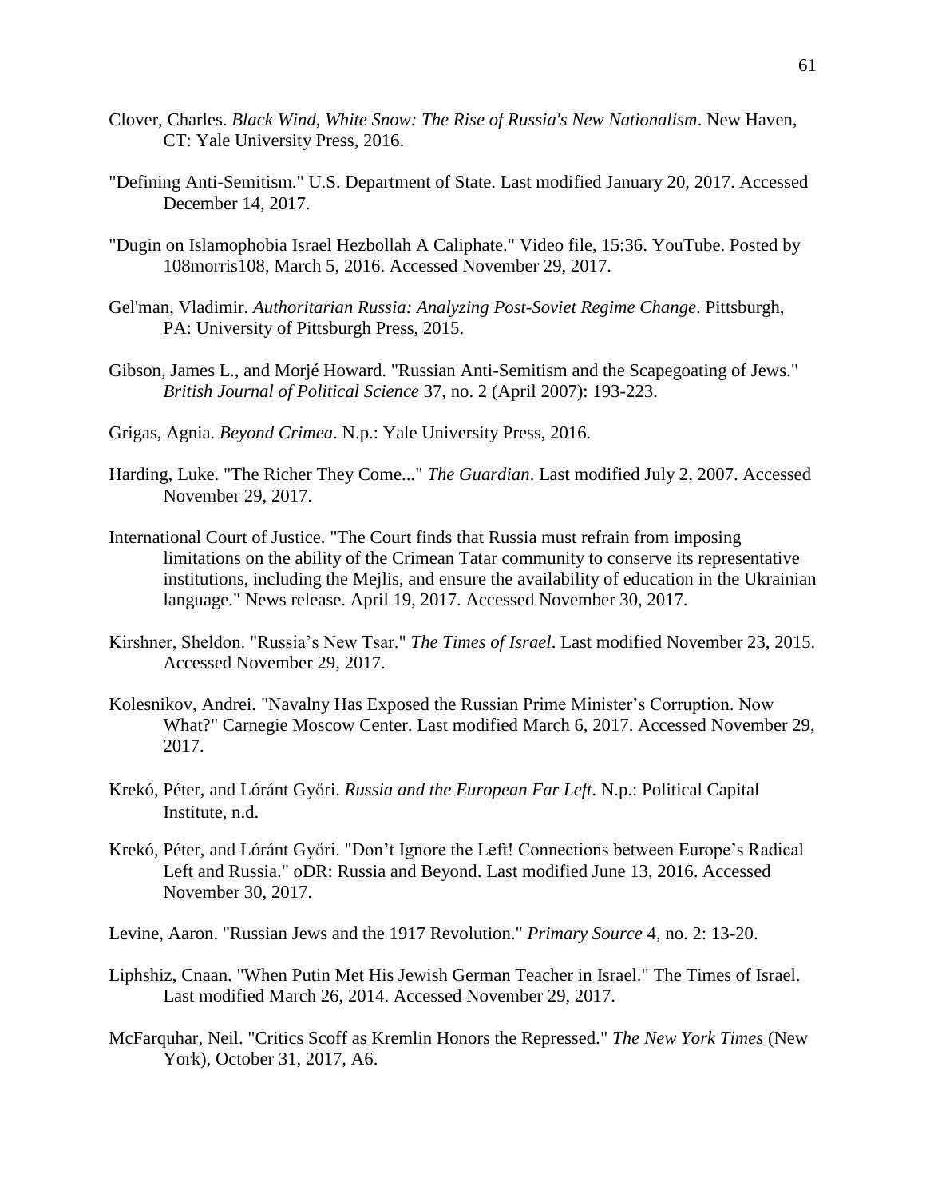Clover, Charles. *Black Wind, White Snow: The Rise of Russia's New Nationalism*. New Haven, CT: Yale University Press, 2016.

"Defining Anti-Semitism." U.S. Department of State. Last modified January 20, 2017. Accessed December 14, 2017.

"Dugin on Islamophobia Israel Hezbollah A Caliphate." Video file, 15:36. YouTube. Posted by 108morris108, March 5, 2016. Accessed November 29, 2017.

Gel'man, Vladimir. *Authoritarian Russia: Analyzing Post-Soviet Regime Change*. Pittsburgh, PA: University of Pittsburgh Press, 2015.

Gibson, James L., and Morjé Howard. "Russian Anti-Semitism and the Scapegoating of Jews." *British Journal of Political Science* 37, no. 2 (April 2007): 193-223.

Grigas, Agnia. *Beyond Crimea*. N.p.: Yale University Press, 2016.

Harding, Luke. "The Richer They Come..." *The Guardian*. Last modified July 2, 2007. Accessed November 29, 2017.

International Court of Justice. "The Court finds that Russia must refrain from imposing limitations on the ability of the Crimean Tatar community to conserve its representative institutions, including the Mejlis, and ensure the availability of education in the Ukrainian language." News release. April 19, 2017. Accessed November 30, 2017.

Kirshner, Sheldon. "Russia's New Tsar." *The Times of Israel*. Last modified November 23, 2015. Accessed November 29, 2017.

Kolesnikov, Andrei. "Navalny Has Exposed the Russian Prime Minister's Corruption. Now What?" Carnegie Moscow Center. Last modified March 6, 2017. Accessed November 29, 2017.

Krekó, Péter, and Lóránt Győri. *Russia and the European Far Left*. N.p.: Political Capital Institute, n.d.

Krekó, Péter, and Lóránt Győri. "Don't Ignore the Left! Connections between Europe's Radical Left and Russia." oDR: Russia and Beyond. Last modified June 13, 2016. Accessed November 30, 2017.

Levine, Aaron. "Russian Jews and the 1917 Revolution." *Primary Source* 4, no. 2: 13-20.

Liphshiz, Cnaan. "When Putin Met His Jewish German Teacher in Israel." The Times of Israel. Last modified March 26, 2014. Accessed November 29, 2017.

McFarquhar, Neil. "Critics Scoff as Kremlin Honors the Repressed." *The New York Times* (New York), October 31, 2017, A6.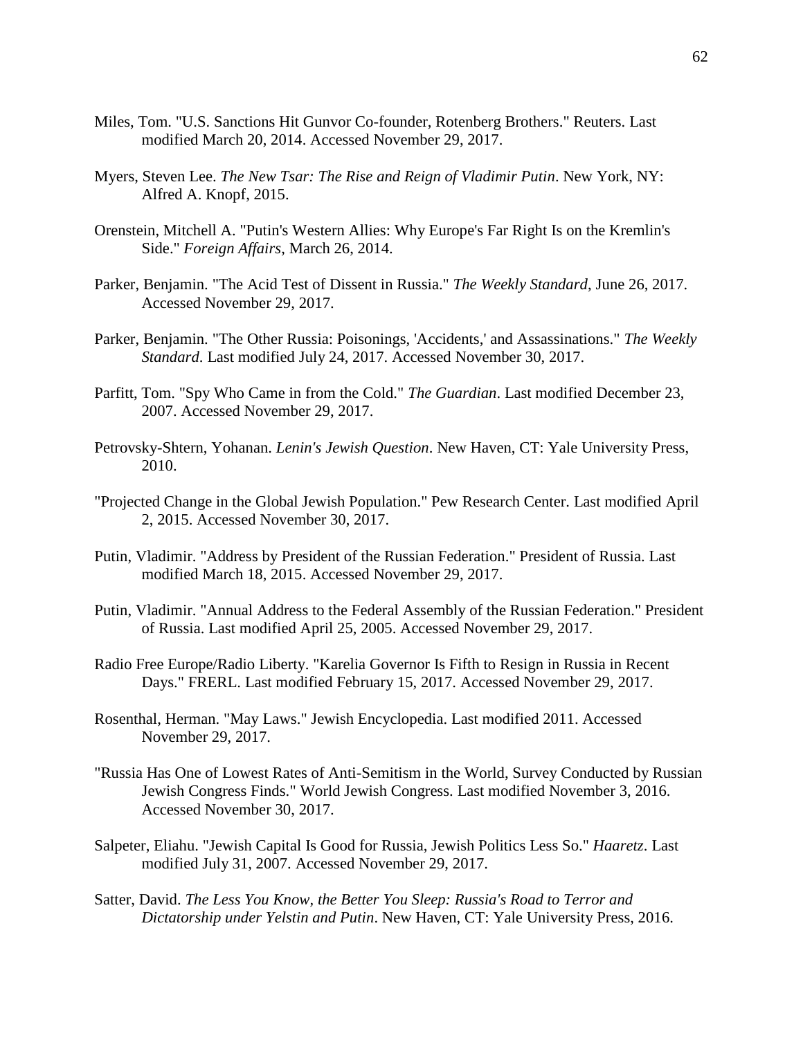Miles, Tom. "U.S. Sanctions Hit Gunvor Co-founder, Rotenberg Brothers." Reuters. Last modified March 20, 2014. Accessed November 29, 2017.

Myers, Steven Lee. *The New Tsar: The Rise and Reign of Vladimir Putin*. New York, NY: Alfred A. Knopf, 2015.

Orenstein, Mitchell A. "Putin's Western Allies: Why Europe's Far Right Is on the Kremlin's Side." *Foreign Affairs*, March 26, 2014.

Parker, Benjamin. "The Acid Test of Dissent in Russia." *The Weekly Standard*, June 26, 2017. Accessed November 29, 2017.

Parker, Benjamin. "The Other Russia: Poisonings, 'Accidents,' and Assassinations." *The Weekly Standard*. Last modified July 24, 2017. Accessed November 30, 2017.

Parfitt, Tom. "Spy Who Came in from the Cold." *The Guardian*. Last modified December 23, 2007. Accessed November 29, 2017.

Petrovsky-Shtern, Yohanan. *Lenin's Jewish Question*. New Haven, CT: Yale University Press, 2010.

"Projected Change in the Global Jewish Population." Pew Research Center. Last modified April 2, 2015. Accessed November 30, 2017.

Putin, Vladimir. "Address by President of the Russian Federation." President of Russia. Last modified March 18, 2015. Accessed November 29, 2017.

Putin, Vladimir. "Annual Address to the Federal Assembly of the Russian Federation." President of Russia. Last modified April 25, 2005. Accessed November 29, 2017.

Radio Free Europe/Radio Liberty. "Karelia Governor Is Fifth to Resign in Russia in Recent Days." FRERL. Last modified February 15, 2017. Accessed November 29, 2017.

Rosenthal, Herman. "May Laws." Jewish Encyclopedia. Last modified 2011. Accessed November 29, 2017.

"Russia Has One of Lowest Rates of Anti-Semitism in the World, Survey Conducted by Russian Jewish Congress Finds." World Jewish Congress. Last modified November 3, 2016. Accessed November 30, 2017.

Salpeter, Eliahu. "Jewish Capital Is Good for Russia, Jewish Politics Less So." *Haaretz*. Last modified July 31, 2007. Accessed November 29, 2017.

Satter, David. *The Less You Know, the Better You Sleep: Russia's Road to Terror and Dictatorship under Yelstin and Putin*. New Haven, CT: Yale University Press, 2016.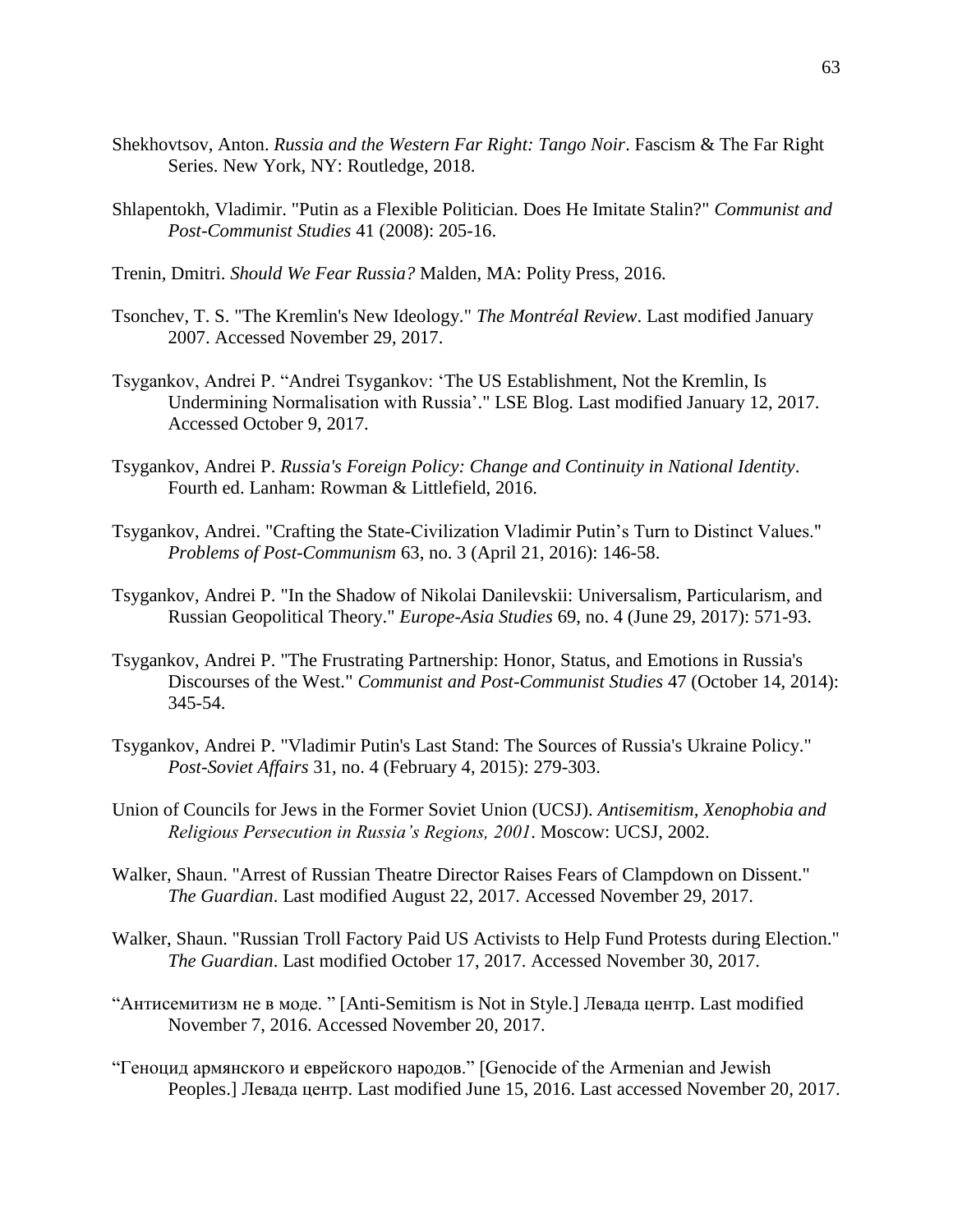Shekhovtsov, Anton. *Russia and the Western Far Right: Tango Noir*. Fascism & The Far Right Series. New York, NY: Routledge, 2018.

Shlapentokh, Vladimir. "Putin as a Flexible Politician. Does He Imitate Stalin?" *Communist and Post-Communist Studies* 41 (2008): 205-16.

Trenin, Dmitri. *Should We Fear Russia?* Malden, MA: Polity Press, 2016.

Tsonchev, T. S. "The Kremlin's New Ideology." *The Montréal Review*. Last modified January 2007. Accessed November 29, 2017.

Tsygankov, Andrei P. "Andrei Tsygankov: 'The US Establishment, Not the Kremlin, Is Undermining Normalisation with Russia'." LSE Blog. Last modified January 12, 2017. Accessed October 9, 2017.

Tsygankov, Andrei P. *Russia's Foreign Policy: Change and Continuity in National Identity*. Fourth ed. Lanham: Rowman & Littlefield, 2016.

Tsygankov, Andrei. "Crafting the State-Civilization Vladimir Putin's Turn to Distinct Values." *Problems of Post-Communism* 63, no. 3 (April 21, 2016): 146-58.

Tsygankov, Andrei P. "In the Shadow of Nikolai Danilevskii: Universalism, Particularism, and Russian Geopolitical Theory." *Europe-Asia Studies* 69, no. 4 (June 29, 2017): 571-93.

Tsygankov, Andrei P. "The Frustrating Partnership: Honor, Status, and Emotions in Russia's Discourses of the West." *Communist and Post-Communist Studies* 47 (October 14, 2014): 345-54.

Tsygankov, Andrei P. "Vladimir Putin's Last Stand: The Sources of Russia's Ukraine Policy." *Post-Soviet Affairs* 31, no. 4 (February 4, 2015): 279-303.

Union of Councils for Jews in the Former Soviet Union (UCSJ). *Antisemitism, Xenophobia and Religious Persecution in Russia's Regions, 2001*. Moscow: UCSJ, 2002.

Walker, Shaun. "Arrest of Russian Theatre Director Raises Fears of Clampdown on Dissent." *The Guardian*. Last modified August 22, 2017. Accessed November 29, 2017.

Walker, Shaun. "Russian Troll Factory Paid US Activists to Help Fund Protests during Election." *The Guardian*. Last modified October 17, 2017. Accessed November 30, 2017.

"Антисемитизм не в моде. " [Anti-Semitism is Not in Style.] Левада центр. Last modified November 7, 2016. Accessed November 20, 2017.

"Геноцид армянского и еврейского народов." [Genocide of the Armenian and Jewish Peoples.] Левада центр. Last modified June 15, 2016. Last accessed November 20, 2017.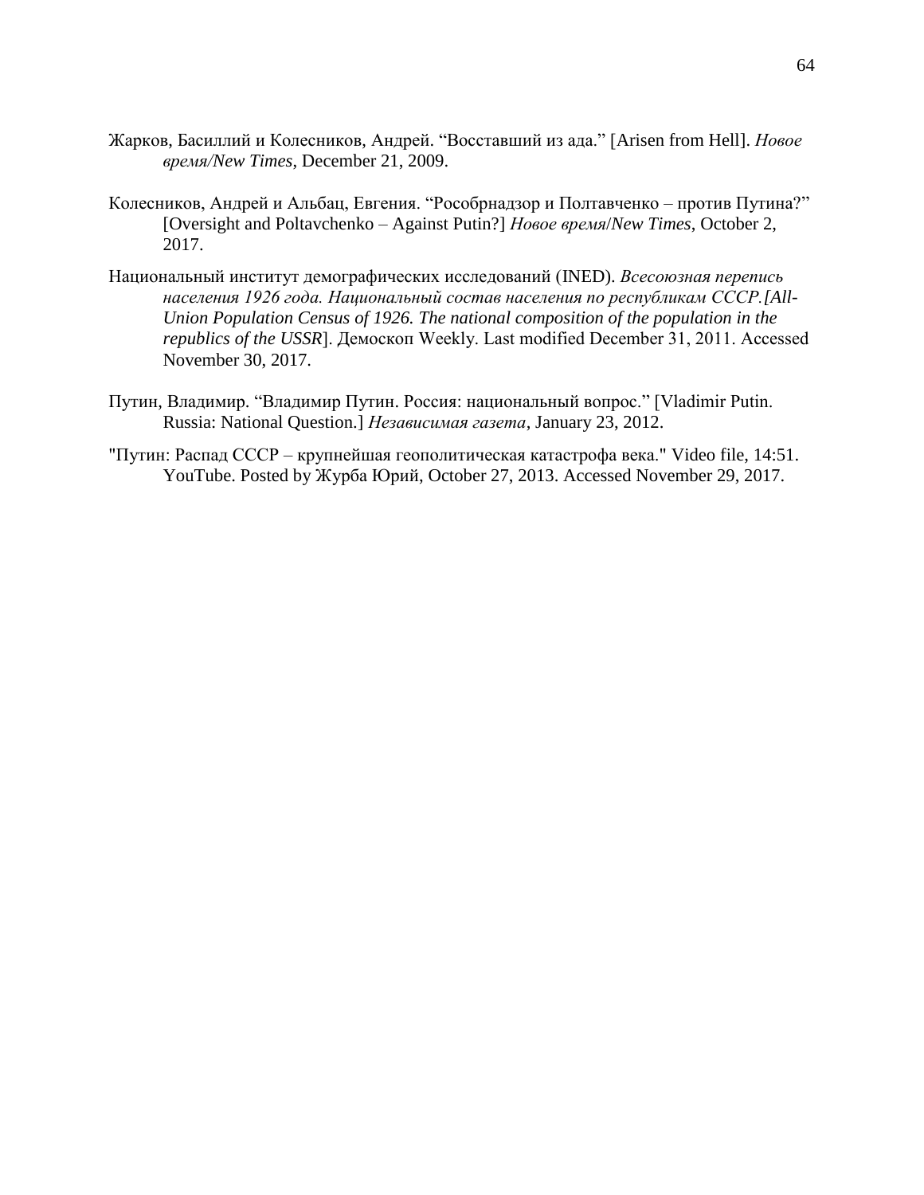Жарков, Басиллий и Колесников, Андрей. “Восставший из ада.” [Arisen from Hell]. *Новое время/New Times*, December 21, 2009.

Колесников, Андрей и Альбац, Евгения. “Рособрнадзор и Полтавченко – против Путина?” [Oversight and Poltavchenko – Against Putin?] *Новое время*/*New Times*, October 2, 2017.

Национальный институт демографических исследований (INED). *Всесоюзная перепись населения 1926 года. Национальный состав населения по республикам СССР.[All-Union Population Census of 1926. The national composition of the population in the republics of the USSR*]. Демоскоп Weekly. Last modified December 31, 2011. Accessed November 30, 2017.

Путин, Владимир. “Владимир Путин. Россия: национальный вопрос.” [Vladimir Putin. Russia: National Question.] *Независимая газета*, January 23, 2012.

"Путин: Распад СССР – крупнейшая геополитическая катастрофа века." Video file, 14:51. YouTube. Posted by Журба Юрий, October 27, 2013. Accessed November 29, 2017.